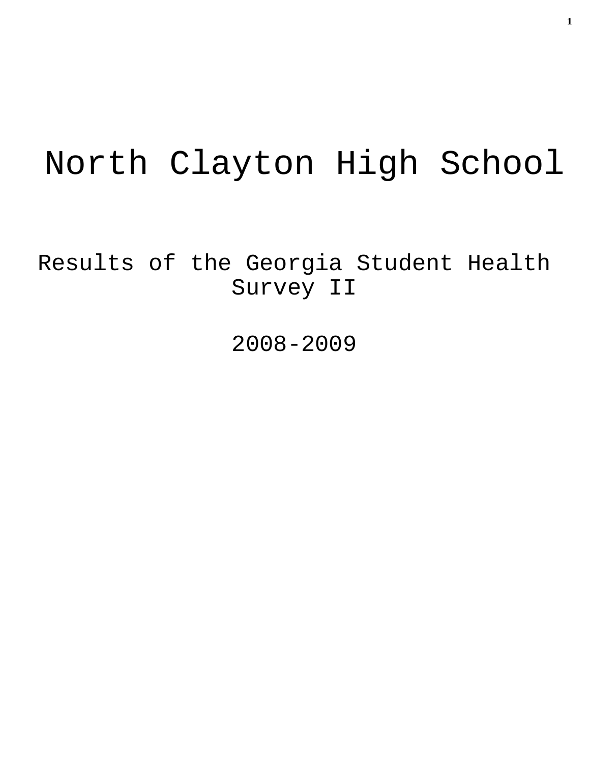# North Clayton High School

## Results of the Georgia Student Health Survey II

## 2008-2009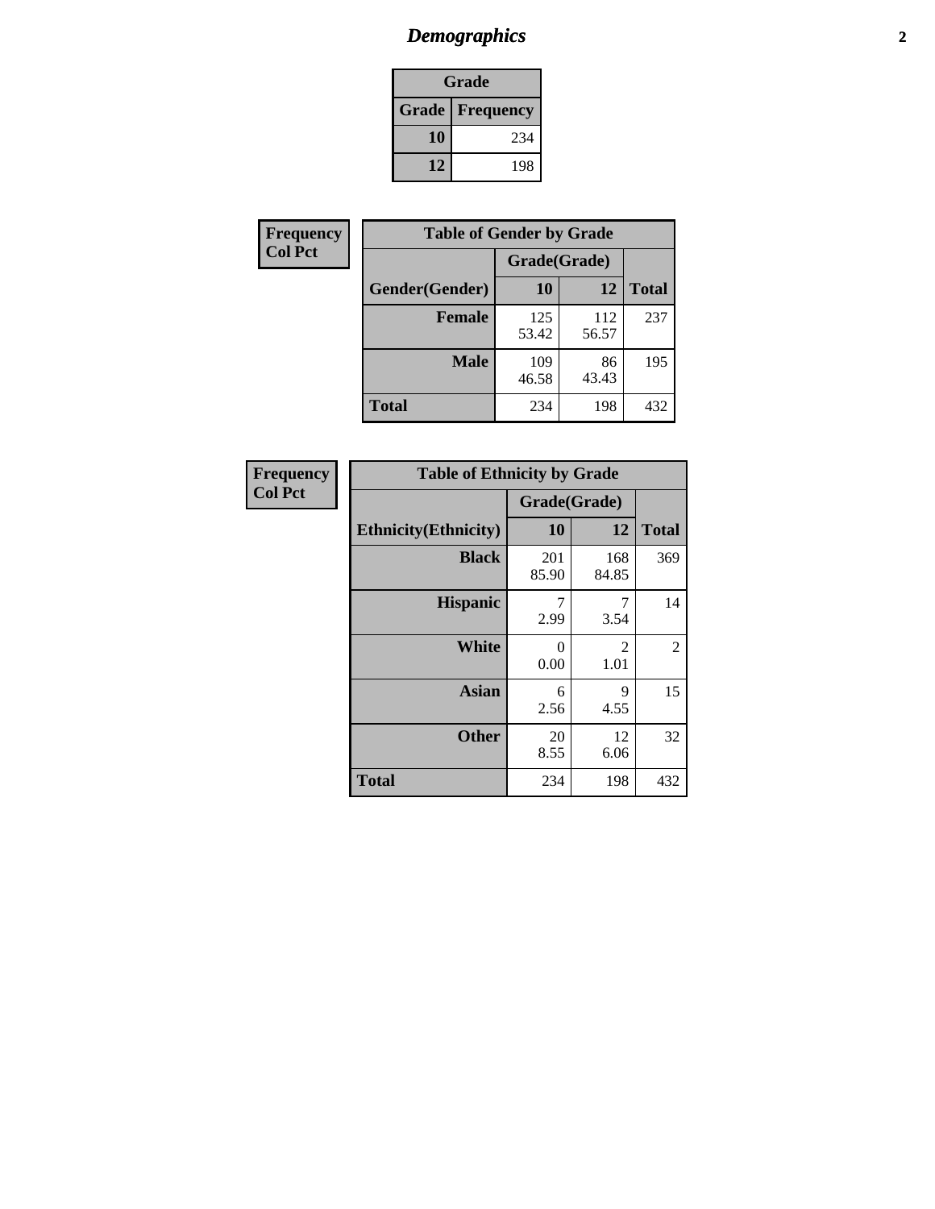# *Demographics*

| Grade | |
|---|---|
| **Grade** | **Frequency** |
| **10** | 234 |
| **12** | 198 |

**Frequency**
**Col Pct**

| Table of Gender by Grade | | | |
|---|---|---|---|
| | Grade(Grade) | | |
| **Gender(Gender)** | **10** | **12** | **Total** |
| **Female** | 125<br>53.42 | 112<br>56.57 | 237 |
| **Male** | 109<br>46.58 | 86<br>43.43 | 195 |
| **Total** | 234 | 198 | 432 |

**Frequency**
**Col Pct**

| Table of Ethnicity by Grade | | | |
|---|---|---|---|
| | Grade(Grade) | | |
| **Ethnicity(Ethnicity)** | **10** | **12** | **Total** |
| **Black** | 201<br>85.90 | 168<br>84.85 | 369 |
| **Hispanic** | 7<br>2.99 | 7<br>3.54 | 14 |
| **White** | 0<br>0.00 | 2<br>1.01 | 2 |
| **Asian** | 6<br>2.56 | 9<br>4.55 | 15 |
| **Other** | 20<br>8.55 | 12<br>6.06 | 32 |
| **Total** | 234 | 198 | 432 |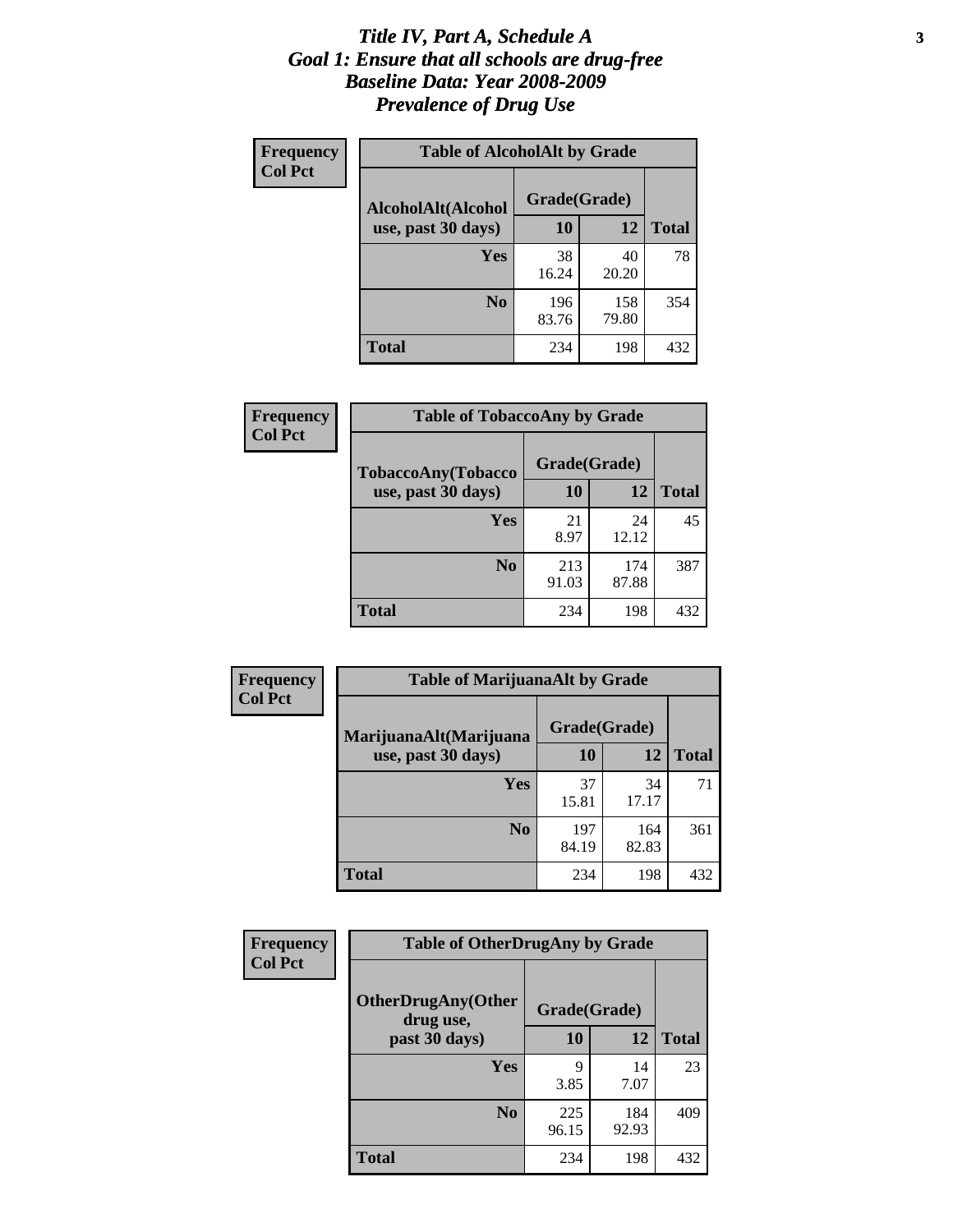# *Title IV, Part A, Schedule A*
# *Goal 1: Ensure that all schools are drug-free*
# *Baseline Data: Year 2008-2009*
# *Prevalence of Drug Use*

**Frequency**
**Col Pct**

**Table of AlcoholAlt by Grade**

| AlcoholAlt(Alcohol use, past 30 days) | Grade(Grade) | | Total |
|---|---|---|---|
| | 10 | 12 | |
| Yes | 38<br>16.24 | 40<br>20.20 | 78 |
| No | 196<br>83.76 | 158<br>79.80 | 354 |
| Total | 234 | 198 | 432 |

**Frequency**
**Col Pct**

**Table of TobaccoAny by Grade**

| TobaccoAny(Tobacco use, past 30 days) | Grade(Grade) | | Total |
|---|---|---|---|
| | 10 | 12 | |
| Yes | 21<br>8.97 | 24<br>12.12 | 45 |
| No | 213<br>91.03 | 174<br>87.88 | 387 |
| Total | 234 | 198 | 432 |

**Frequency**
**Col Pct**

**Table of MarijuanaAlt by Grade**

| MarijuanaAlt(Marijuana use, past 30 days) | Grade(Grade) | | Total |
|---|---|---|---|
| | 10 | 12 | |
| Yes | 37<br>15.81 | 34<br>17.17 | 71 |
| No | 197<br>84.19 | 164<br>82.83 | 361 |
| Total | 234 | 198 | 432 |

**Frequency**
**Col Pct**

**Table of OtherDrugAny by Grade**

| OtherDrugAny(Other drug use, past 30 days) | Grade(Grade) | | Total |
|---|---|---|---|
| | 10 | 12 | |
| Yes | 9<br>3.85 | 14<br>7.07 | 23 |
| No | 225<br>96.15 | 184<br>92.93 | 409 |
| Total | 234 | 198 | 432 |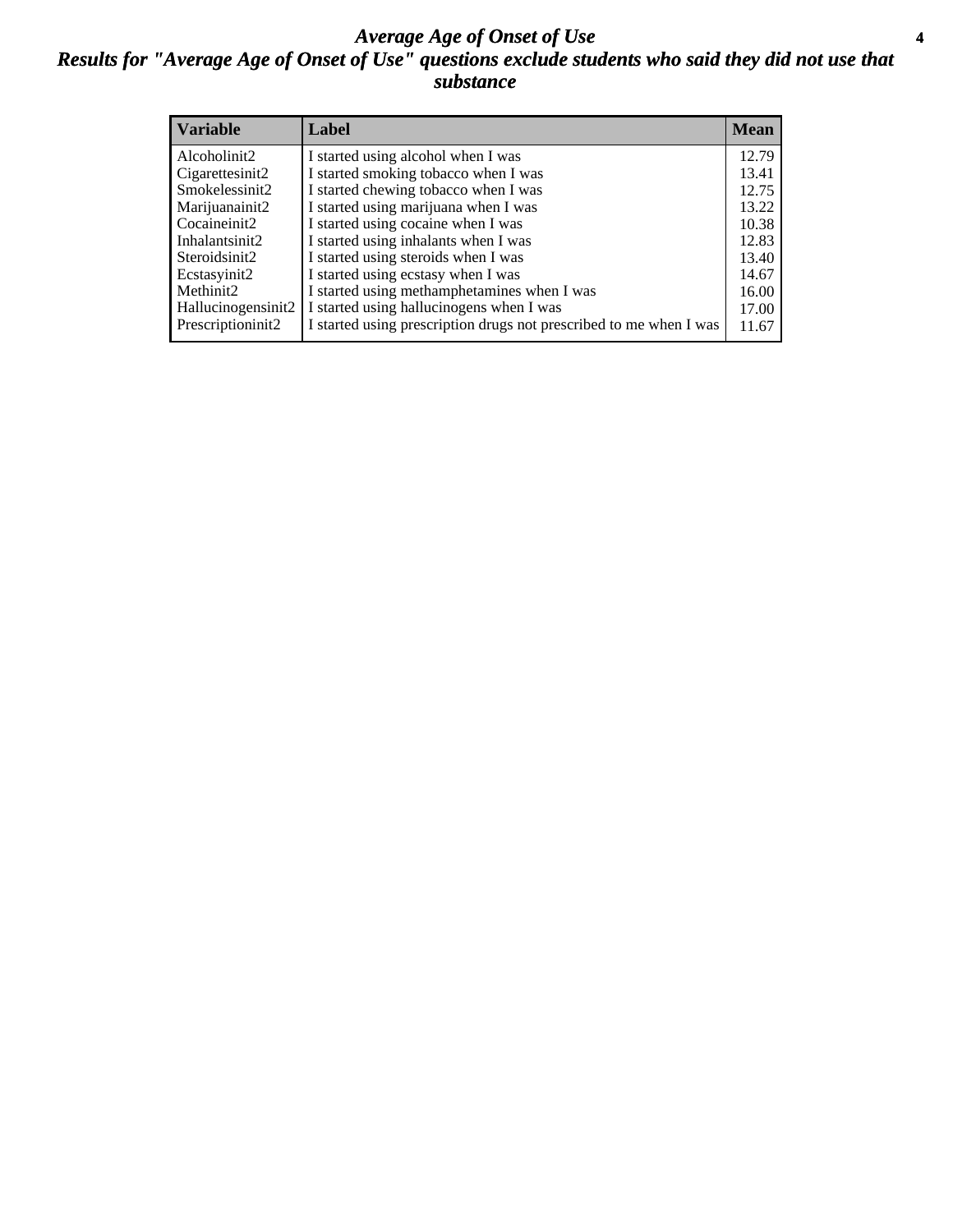# *Average Age of Onset of Use*

## *Results for "Average Age of Onset of Use" questions exclude students who said they did not use that substance*

| Variable | Label | Mean |
|---|---|---|
| Alcoholinit2 | I started using alcohol when I was | 12.79 |
| Cigarettesinit2 | I started smoking tobacco when I was | 13.41 |
| Smokelessinit2 | I started chewing tobacco when I was | 12.75 |
| Marijuanainit2 | I started using marijuana when I was | 13.22 |
| Cocaineinit2 | I started using cocaine when I was | 10.38 |
| Inhalantsinit2 | I started using inhalants when I was | 12.83 |
| Steroidsinit2 | I started using steroids when I was | 13.40 |
| Ecstasyinit2 | I started using ecstasy when I was | 14.67 |
| Methinit2 | I started using methamphetamines when I was | 16.00 |
| Hallucinogensinit2 | I started using hallucinogens when I was | 17.00 |
| Prescriptioninit2 | I started using prescription drugs not prescribed to me when I was | 11.67 |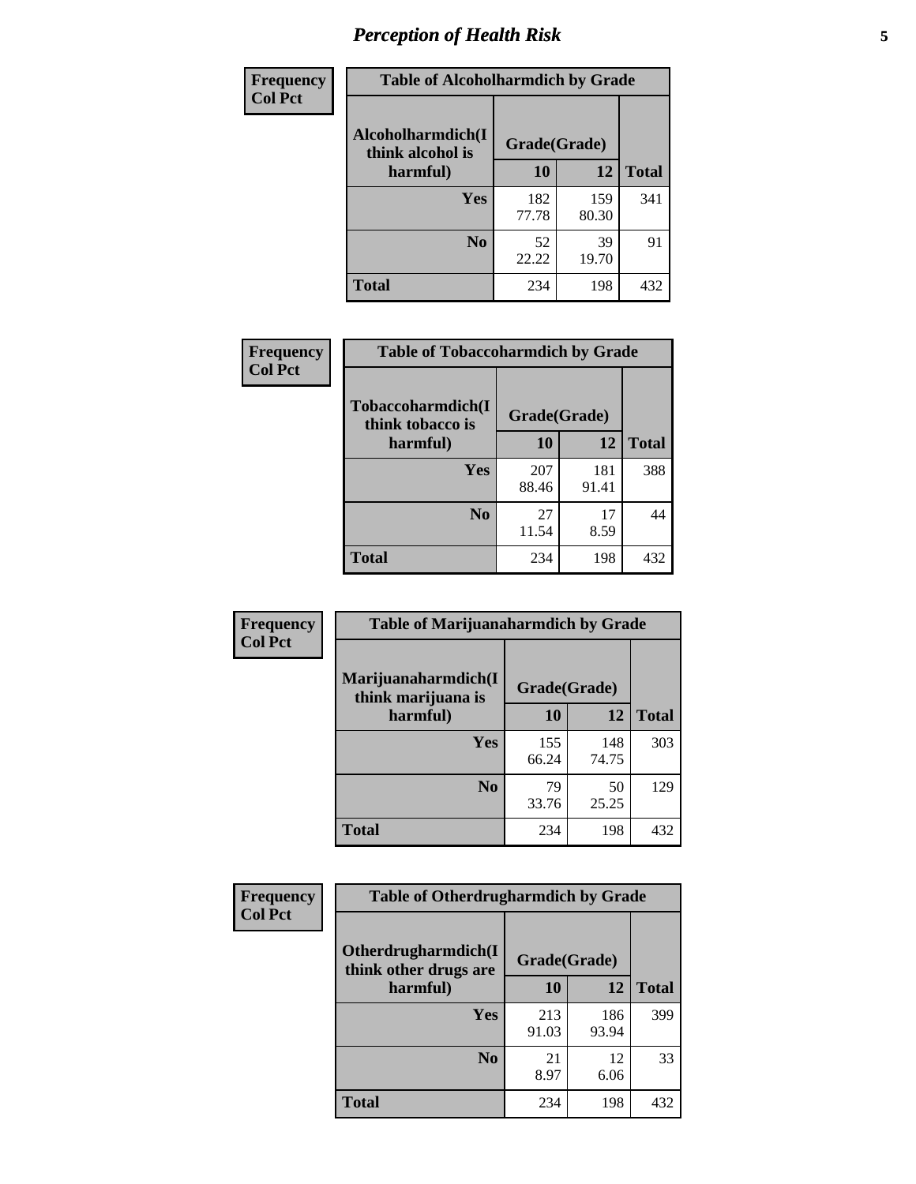| Frequency Col Pct | Table of Alcoholharmdich by Grade | | |
|---|---|---|---|
| Alcoholharmdich(I think alcohol is harmful) | Grade(Grade) | | |
| | 10 | 12 | Total |
| Yes | 182 77.78 | 159 80.30 | 341 |
| No | 52 22.22 | 39 19.70 | 91 |
| Total | 234 | 198 | 432 |

| Frequency Col Pct | Table of Tobaccoharmdich by Grade | | |
|---|---|---|---|
| Tobaccoharmdich(I think tobacco is harmful) | Grade(Grade) | | |
| | 10 | 12 | Total |
| Yes | 207 88.46 | 181 91.41 | 388 |
| No | 27 11.54 | 17 8.59 | 44 |
| Total | 234 | 198 | 432 |

| Frequency Col Pct | Table of Marijuanaharmdich by Grade | | |
|---|---|---|---|
| Marijuanaharmdich(I think marijuana is harmful) | Grade(Grade) | | |
| | 10 | 12 | Total |
| Yes | 155 66.24 | 148 74.75 | 303 |
| No | 79 33.76 | 50 25.25 | 129 |
| Total | 234 | 198 | 432 |

| Frequency Col Pct | Table of Otherdrugharmdich by Grade | | |
|---|---|---|---|
| Otherdrugharmdich(I think other drugs are harmful) | Grade(Grade) | | |
| | 10 | 12 | Total |
| Yes | 213 91.03 | 186 93.94 | 399 |
| No | 21 8.97 | 12 6.06 | 33 |
| Total | 234 | 198 | 432 |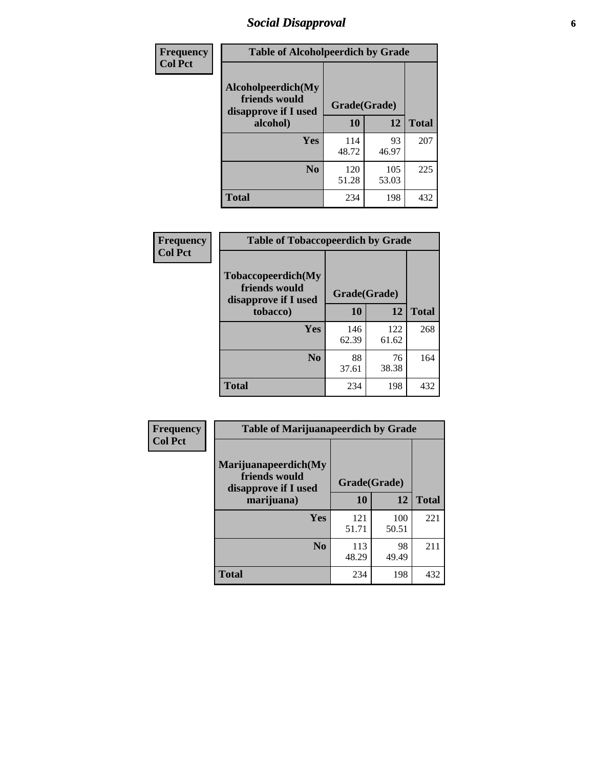## Social Disapproval

| Frequency<br>Col Pct |
|---|

**Table of Alcoholpeerdich by Grade**

| Alcoholpeerdich(My friends would disapprove if I used alcohol) | Grade(Grade) | | Total |
|---|---|---|---|
| | 10 | 12 | |
| Yes | 114<br>48.72 | 93<br>46.97 | 207 |
| No | 120<br>51.28 | 105<br>53.03 | 225 |
| Total | 234 | 198 | 432 |

| Frequency<br>Col Pct |
|---|

**Table of Tobaccopeerdich by Grade**

| Tobaccopeerdich(My friends would disapprove if I used tobacco) | Grade(Grade) | | Total |
|---|---|---|---|
| | 10 | 12 | |
| Yes | 146<br>62.39 | 122<br>61.62 | 268 |
| No | 88<br>37.61 | 76<br>38.38 | 164 |
| Total | 234 | 198 | 432 |

| Frequency<br>Col Pct |
|---|

**Table of Marijuanapeerdich by Grade**

| Marijuanapeerdich(My friends would disapprove if I used marijuana) | Grade(Grade) | | Total |
|---|---|---|---|
| | 10 | 12 | |
| Yes | 121<br>51.71 | 100<br>50.51 | 221 |
| No | 113<br>48.29 | 98<br>49.49 | 211 |
| Total | 234 | 198 | 432 |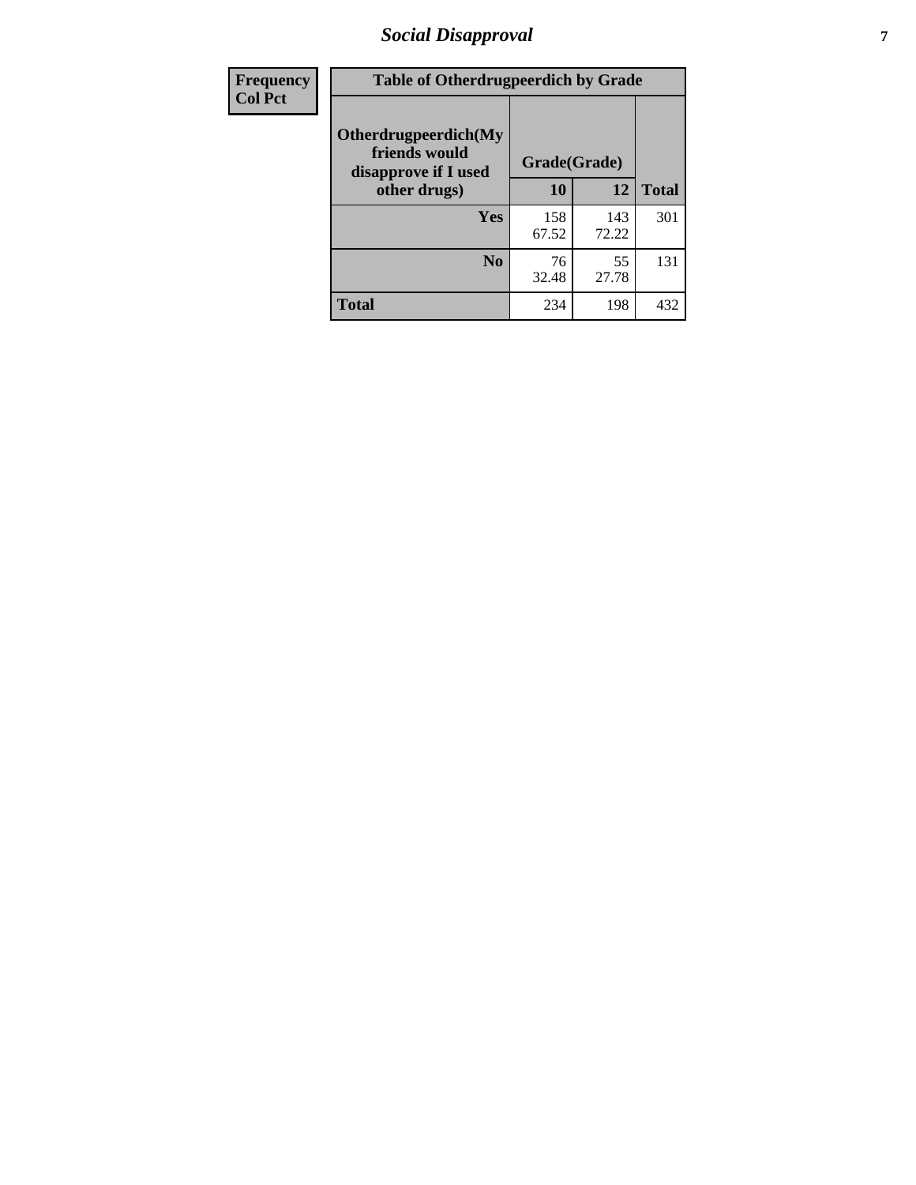| Frequency Col Pct | Table of Otherdrugpeerdich by Grade | | |
|---|---|---|---|
| **Otherdrugpeerdich(My friends would disapprove if I used other drugs)** | **Grade(Grade)** | | |
| | **10** | **12** | **Total** |
| **Yes** | 158<br>67.52 | 143<br>72.22 | 301 |
| **No** | 76<br>32.48 | 55<br>27.78 | 131 |
| **Total** | 234 | 198 | 432 |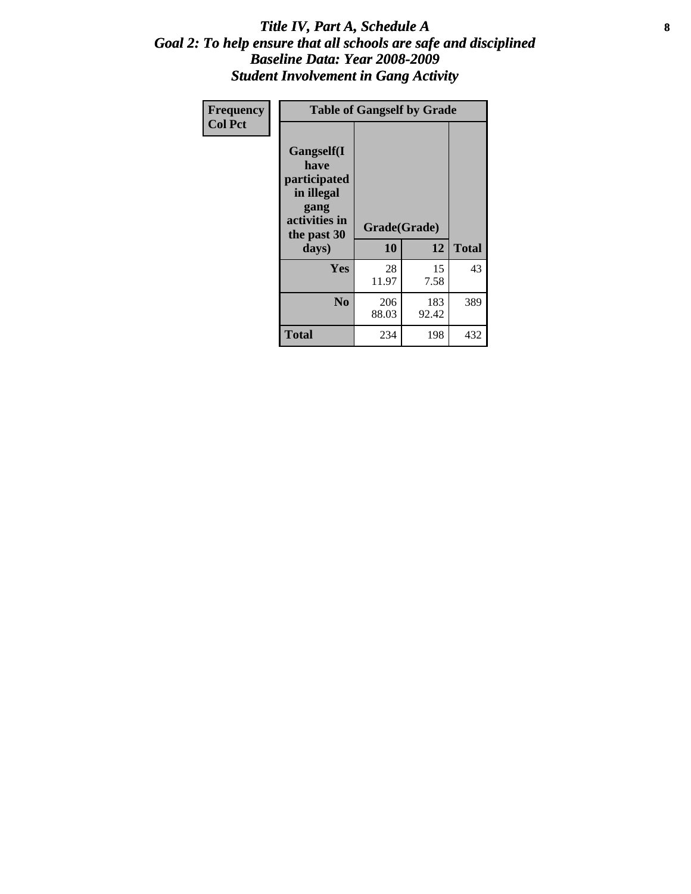# *Title IV, Part A, Schedule A*
## *Goal 2: To help ensure that all schools are safe and disciplined*
## *Baseline Data: Year 2008-2009*
## *Student Involvement in Gang Activity*

| Frequency<br>Col Pct | Table of Gangself by Grade | | |
|---|---|---|---|
| Gangself(I have participated in illegal gang activities in the past 30 days) | Grade(Grade) | | |
| | 10 | 12 | Total |
| Yes | 28<br>11.97 | 15<br>7.58 | 43 |
| No | 206<br>88.03 | 183<br>92.42 | 389 |
| Total | 234 | 198 | 432 |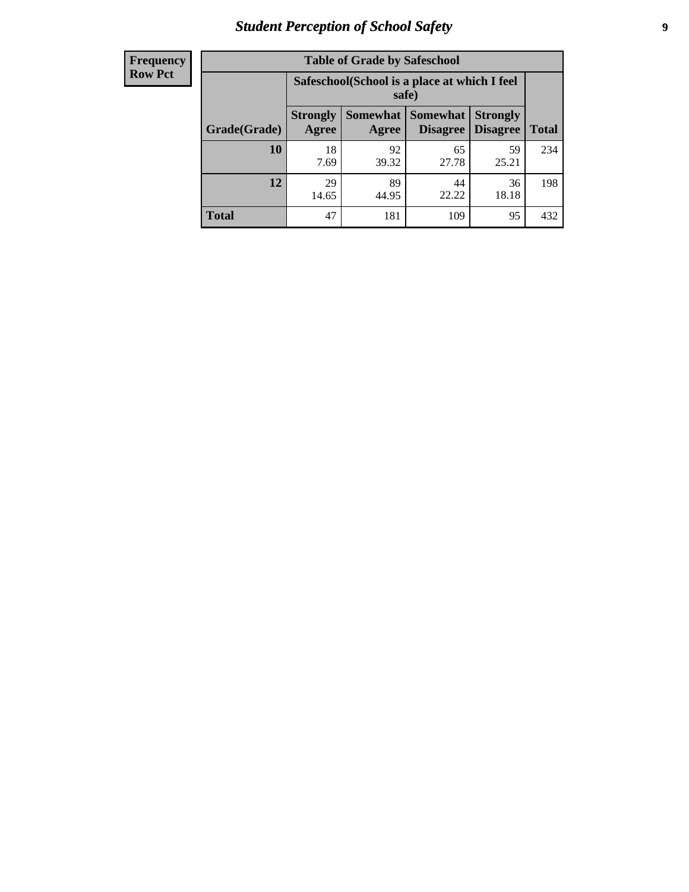| Frequency Row Pct |
|---|

| Table of Grade by Safeschool | | | | | |
|---|---|---|---|---|---|
| | Safeschool(School is a place at which I feel safe) | | | | |
| Grade(Grade) | Strongly Agree | Somewhat Agree | Somewhat Disagree | Strongly Disagree | Total |
| 10 | 18<br>7.69 | 92<br>39.32 | 65<br>27.78 | 59<br>25.21 | 234 |
| 12 | 29<br>14.65 | 89<br>44.95 | 44<br>22.22 | 36<br>18.18 | 198 |
| Total | 47 | 181 | 109 | 95 | 432 |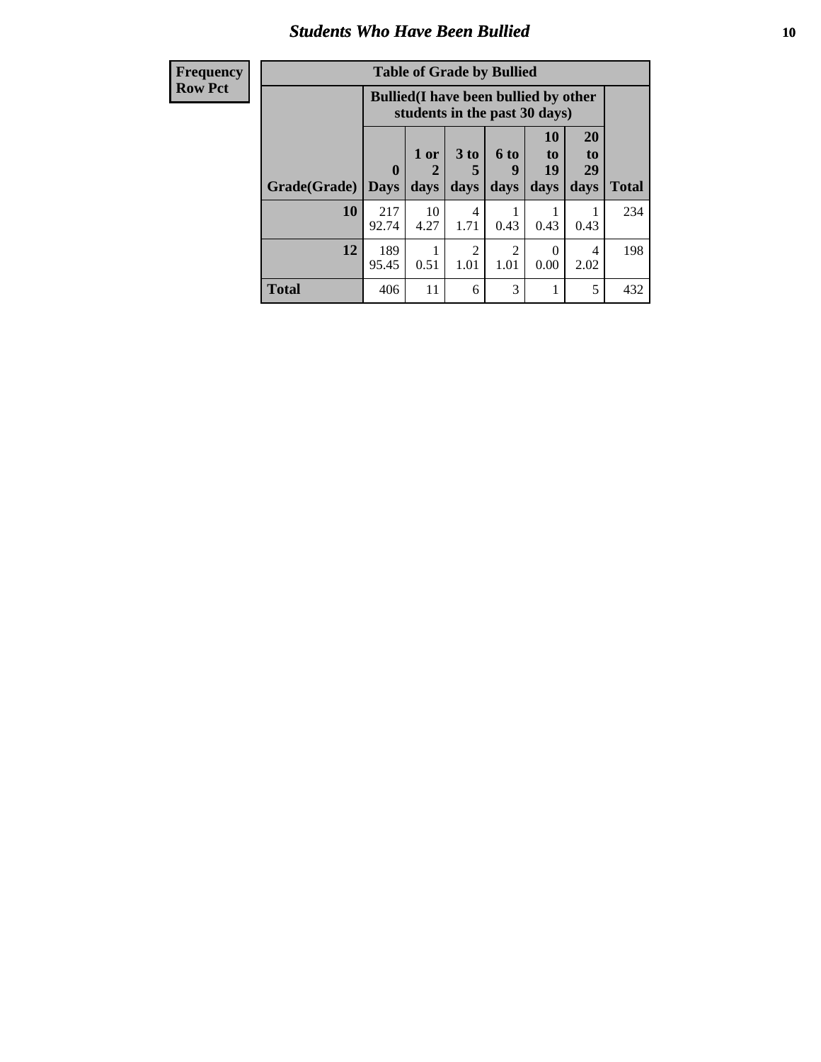# Students Who Have Been Bullied

| Frequency<br>Row Pct |
|---|

**Table of Grade by Bullied**

| Grade(Grade) | Bullied(I have been bullied by other students in the past 30 days) | | | | | | Total |
|---|---|---|---|---|---|---|---|
| | 0 Days | 1 or 2 days | 3 to 5 days | 6 to 9 days | 10 to 19 days | 20 to 29 days | |
| 10 | 217<br>92.74 | 10<br>4.27 | 4<br>1.71 | 1<br>0.43 | 1<br>0.43 | 1<br>0.43 | 234 |
| 12 | 189<br>95.45 | 1<br>0.51 | 2<br>1.01 | 2<br>1.01 | 0<br>0.00 | 4<br>2.02 | 198 |
| Total | 406 | 11 | 6 | 3 | 1 | 5 | 432 |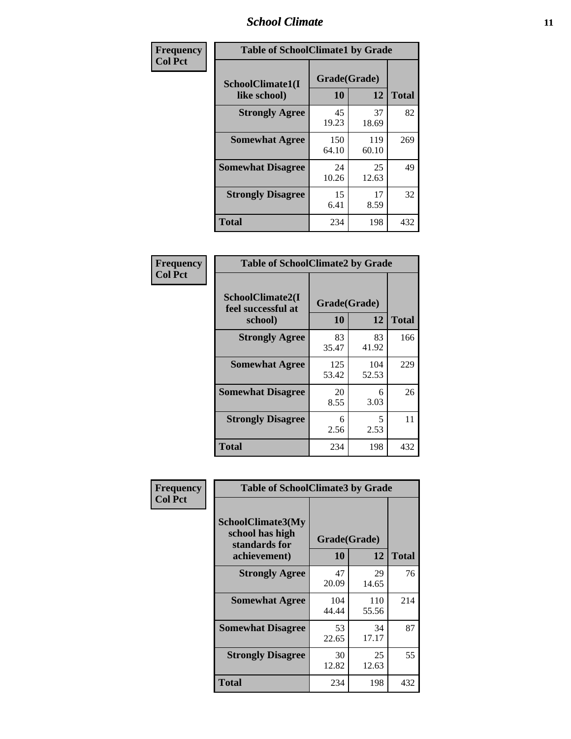| Frequency Col Pct |
|---|

| Table of SchoolClimate1 by Grade | | | |
|---|---|---|---|
| SchoolClimate1(I like school) | Grade(Grade) | | Total |
| | 10 | 12 | |
| **Strongly Agree** | 45<br>19.23 | 37<br>18.69 | 82 |
| **Somewhat Agree** | 150<br>64.10 | 119<br>60.10 | 269 |
| **Somewhat Disagree** | 24<br>10.26 | 25<br>12.63 | 49 |
| **Strongly Disagree** | 15<br>6.41 | 17<br>8.59 | 32 |
| **Total** | 234 | 198 | 432 |

| Frequency Col Pct |
|---|

| Table of SchoolClimate2 by Grade | | | |
|---|---|---|---|
| SchoolClimate2(I feel successful at school) | Grade(Grade) | | Total |
| | 10 | 12 | |
| **Strongly Agree** | 83<br>35.47 | 83<br>41.92 | 166 |
| **Somewhat Agree** | 125<br>53.42 | 104<br>52.53 | 229 |
| **Somewhat Disagree** | 20<br>8.55 | 6<br>3.03 | 26 |
| **Strongly Disagree** | 6<br>2.56 | 5<br>2.53 | 11 |
| **Total** | 234 | 198 | 432 |

| Frequency Col Pct |
|---|

| Table of SchoolClimate3 by Grade | | | |
|---|---|---|---|
| SchoolClimate3(My school has high standards for achievement) | Grade(Grade) | | Total |
| | 10 | 12 | |
| **Strongly Agree** | 47<br>20.09 | 29<br>14.65 | 76 |
| **Somewhat Agree** | 104<br>44.44 | 110<br>55.56 | 214 |
| **Somewhat Disagree** | 53<br>22.65 | 34<br>17.17 | 87 |
| **Strongly Disagree** | 30<br>12.82 | 25<br>12.63 | 55 |
| **Total** | 234 | 198 | 432 |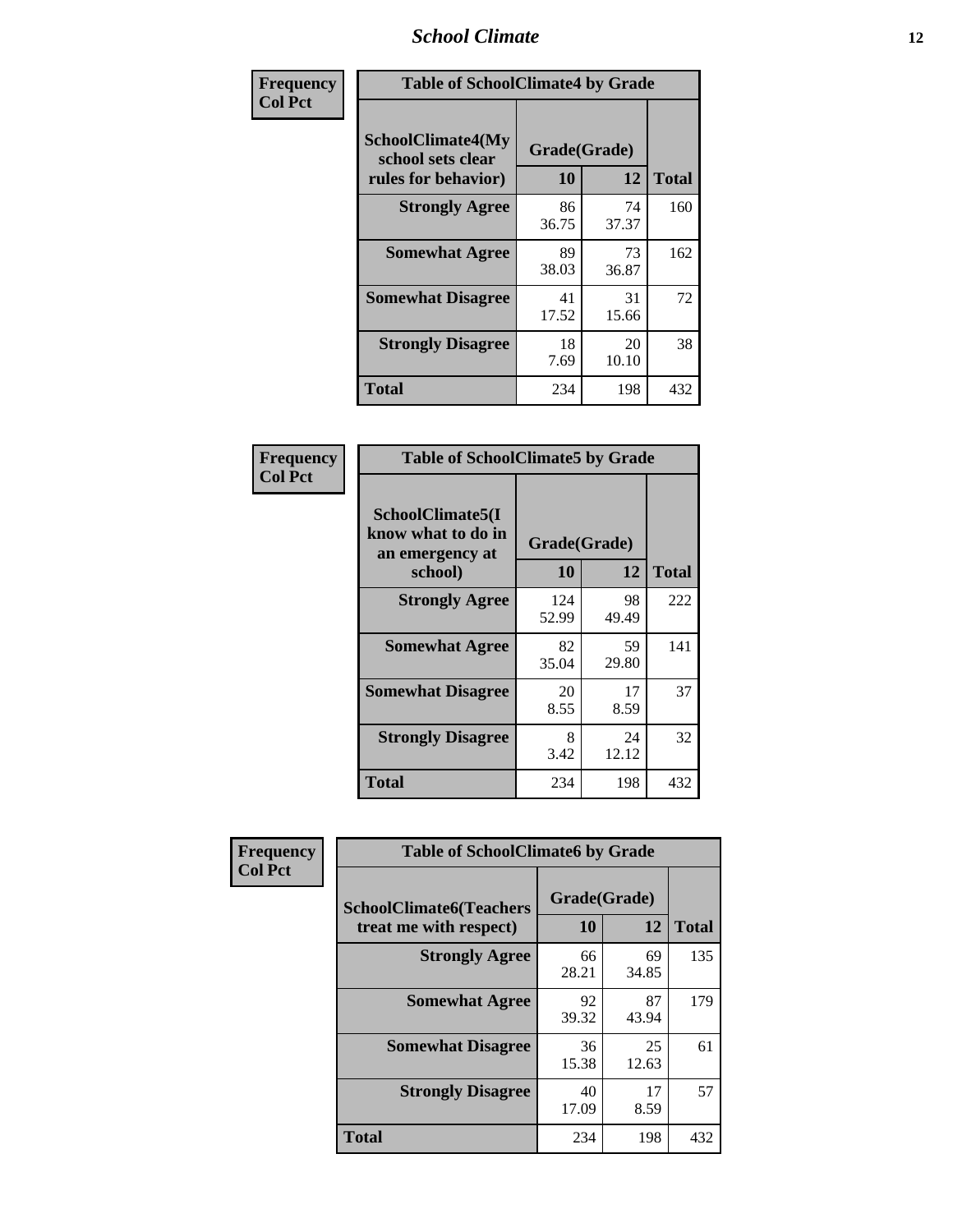| Frequency<br>Col Pct | Table of SchoolClimate4 by Grade | | |
|---|---|---|---|
| SchoolClimate4(My school sets clear rules for behavior) | Grade(Grade) | | |
| | 10 | 12 | Total |
| Strongly Agree | 86<br>36.75 | 74<br>37.37 | 160 |
| Somewhat Agree | 89<br>38.03 | 73<br>36.87 | 162 |
| Somewhat Disagree | 41<br>17.52 | 31<br>15.66 | 72 |
| Strongly Disagree | 18<br>7.69 | 20<br>10.10 | 38 |
| Total | 234 | 198 | 432 |

| Frequency<br>Col Pct | Table of SchoolClimate5 by Grade | | |
|---|---|---|---|
| SchoolClimate5(I know what to do in an emergency at school) | Grade(Grade) | | |
| | 10 | 12 | Total |
| Strongly Agree | 124<br>52.99 | 98<br>49.49 | 222 |
| Somewhat Agree | 82<br>35.04 | 59<br>29.80 | 141 |
| Somewhat Disagree | 20<br>8.55 | 17<br>8.59 | 37 |
| Strongly Disagree | 8<br>3.42 | 24<br>12.12 | 32 |
| Total | 234 | 198 | 432 |

| Frequency<br>Col Pct | Table of SchoolClimate6 by Grade | | |
|---|---|---|---|
| SchoolClimate6(Teachers treat me with respect) | Grade(Grade) | | |
| | 10 | 12 | Total |
| Strongly Agree | 66<br>28.21 | 69<br>34.85 | 135 |
| Somewhat Agree | 92<br>39.32 | 87<br>43.94 | 179 |
| Somewhat Disagree | 36<br>15.38 | 25<br>12.63 | 61 |
| Strongly Disagree | 40<br>17.09 | 17<br>8.59 | 57 |
| Total | 234 | 198 | 432 |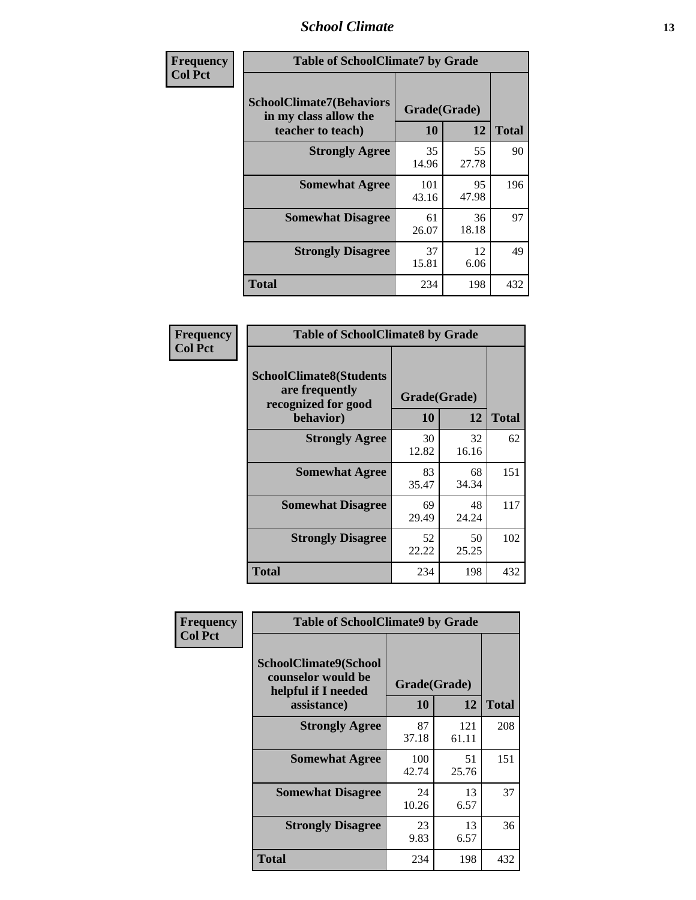| Frequency Col Pct |
|---|

**Table of SchoolClimate7 by Grade**

| SchoolClimate7(Behaviors in my class allow the teacher to teach) | Grade(Grade) 10 | 12 | Total |
|---|---|---|---|
| **Strongly Agree** | 35<br>14.96 | 55<br>27.78 | 90 |
| **Somewhat Agree** | 101<br>43.16 | 95<br>47.98 | 196 |
| **Somewhat Disagree** | 61<br>26.07 | 36<br>18.18 | 97 |
| **Strongly Disagree** | 37<br>15.81 | 12<br>6.06 | 49 |
| **Total** | 234 | 198 | 432 |

| Frequency Col Pct |
|---|

**Table of SchoolClimate8 by Grade**

| SchoolClimate8(Students are frequently recognized for good behavior) | Grade(Grade) 10 | 12 | Total |
|---|---|---|---|
| **Strongly Agree** | 30<br>12.82 | 32<br>16.16 | 62 |
| **Somewhat Agree** | 83<br>35.47 | 68<br>34.34 | 151 |
| **Somewhat Disagree** | 69<br>29.49 | 48<br>24.24 | 117 |
| **Strongly Disagree** | 52<br>22.22 | 50<br>25.25 | 102 |
| **Total** | 234 | 198 | 432 |

| Frequency Col Pct |
|---|

**Table of SchoolClimate9 by Grade**

| SchoolClimate9(School counselor would be helpful if I needed assistance) | Grade(Grade) 10 | 12 | Total |
|---|---|---|---|
| **Strongly Agree** | 87<br>37.18 | 121<br>61.11 | 208 |
| **Somewhat Agree** | 100<br>42.74 | 51<br>25.76 | 151 |
| **Somewhat Disagree** | 24<br>10.26 | 13<br>6.57 | 37 |
| **Strongly Disagree** | 23<br>9.83 | 13<br>6.57 | 36 |
| **Total** | 234 | 198 | 432 |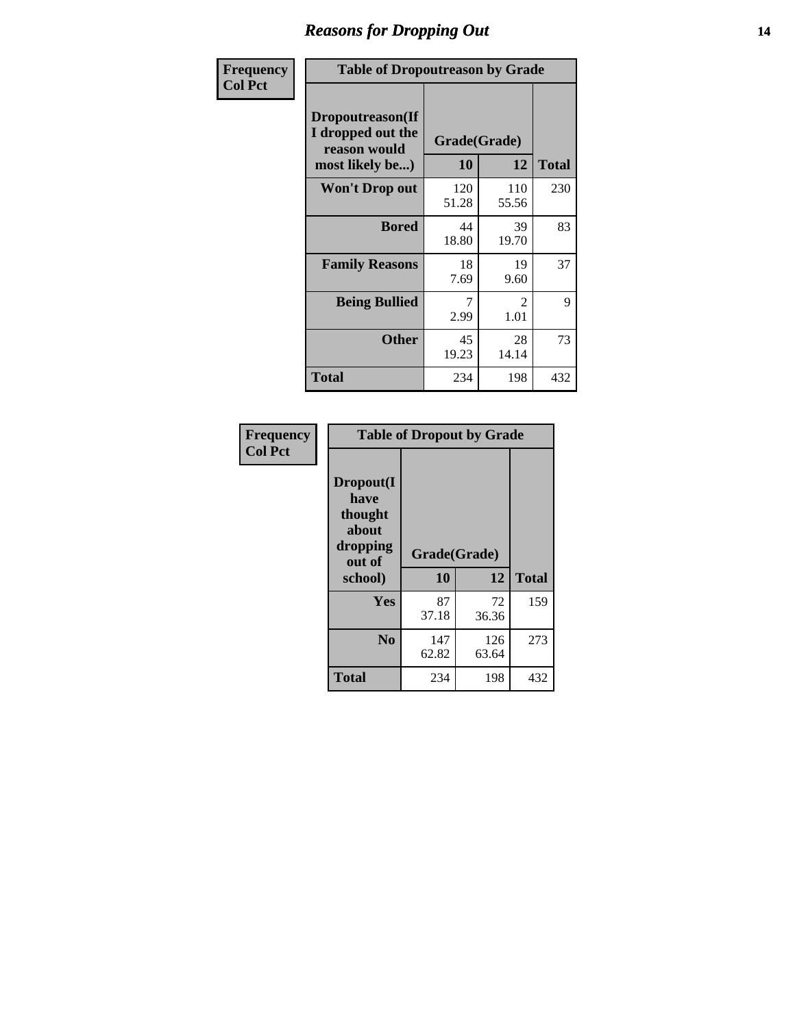## Reasons for Dropping Out

Frequency
Col Pct

**Table of Dropoutreason by Grade**

| Dropoutreason(If I dropped out the reason would most likely be...) | Grade(Grade) 10 | 12 | Total |
|---|---|---|---|
| **Won't Drop out** | 120<br>51.28 | 110<br>55.56 | 230 |
| **Bored** | 44<br>18.80 | 39<br>19.70 | 83 |
| **Family Reasons** | 18<br>7.69 | 19<br>9.60 | 37 |
| **Being Bullied** | 7<br>2.99 | 2<br>1.01 | 9 |
| **Other** | 45<br>19.23 | 28<br>14.14 | 73 |
| **Total** | 234 | 198 | 432 |

Frequency
Col Pct

**Table of Dropout by Grade**

| Dropout(I have thought about dropping out of school) | Grade(Grade) 10 | 12 | Total |
|---|---|---|---|
| **Yes** | 87<br>37.18 | 72<br>36.36 | 159 |
| **No** | 147<br>62.82 | 126<br>63.64 | 273 |
| **Total** | 234 | 198 | 432 |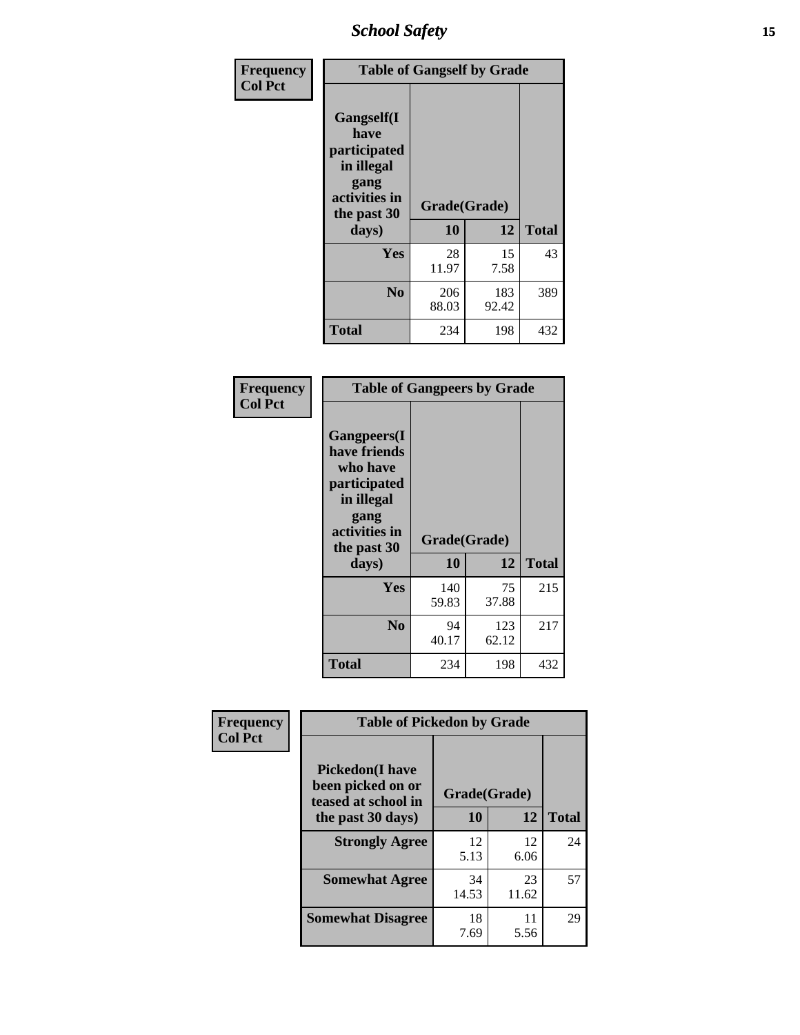Frequency
Col Pct

| Table of Gangself by Grade | | | |
|---|---|---|---|
| Gangself(I have participated in illegal gang activities in the past 30 days) | Grade(Grade) | | |
| | 10 | 12 | Total |
| **Yes** | 28<br>11.97 | 15<br>7.58 | 43 |
| **No** | 206<br>88.03 | 183<br>92.42 | 389 |
| **Total** | 234 | 198 | 432 |

Frequency
Col Pct

| Table of Gangpeers by Grade | | | |
|---|---|---|---|
| Gangpeers(I have friends who have participated in illegal gang activities in the past 30 days) | Grade(Grade) | | |
| | 10 | 12 | Total |
| **Yes** | 140<br>59.83 | 75<br>37.88 | 215 |
| **No** | 94<br>40.17 | 123<br>62.12 | 217 |
| **Total** | 234 | 198 | 432 |

Frequency
Col Pct

| Table of Pickedon by Grade | | | |
|---|---|---|---|
| Pickedon(I have been picked on or teased at school in the past 30 days) | Grade(Grade) | | |
| | 10 | 12 | Total |
| **Strongly Agree** | 12<br>5.13 | 12<br>6.06 | 24 |
| **Somewhat Agree** | 34<br>14.53 | 23<br>11.62 | 57 |
| **Somewhat Disagree** | 18<br>7.69 | 11<br>5.56 | 29 |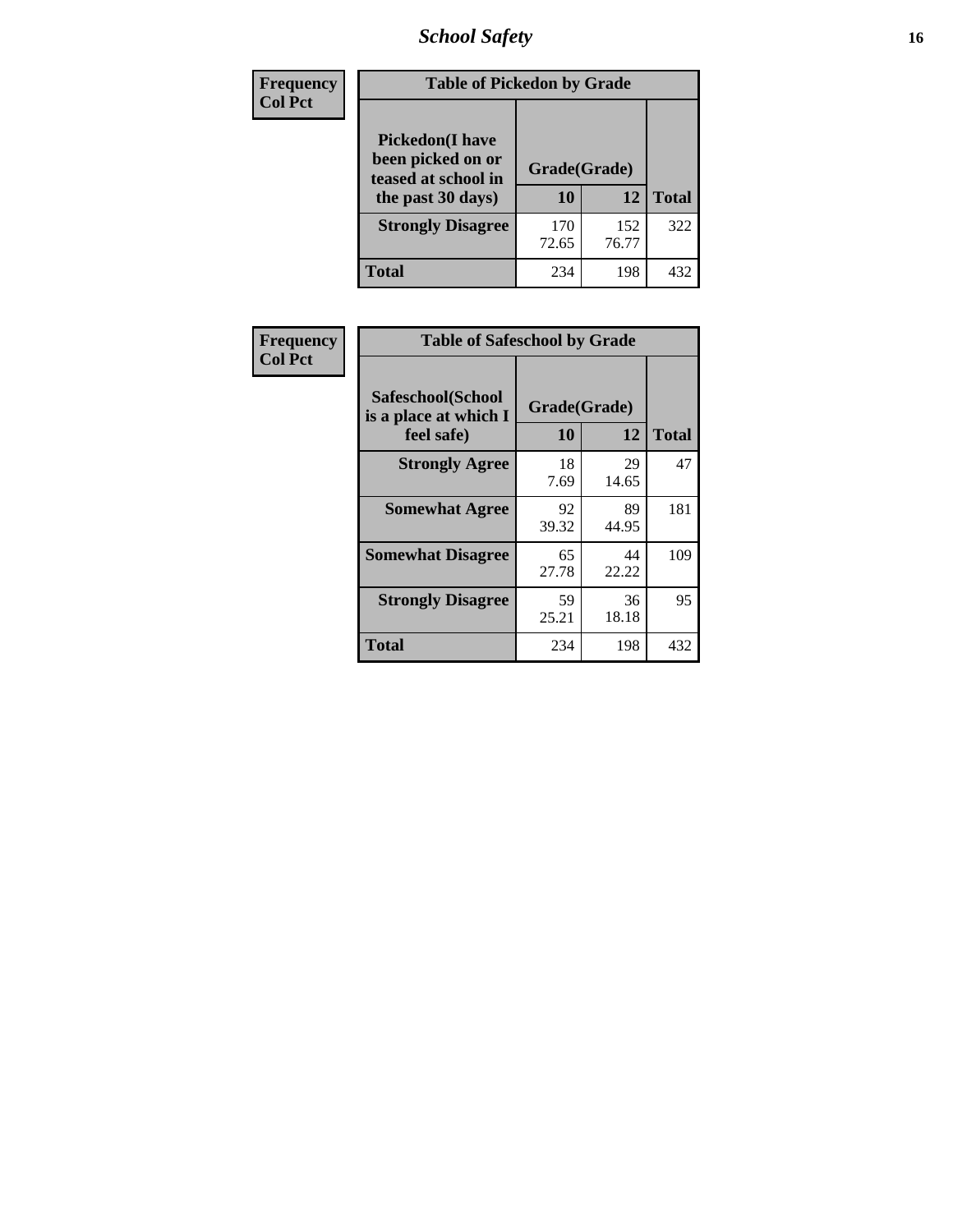## School Safety

| Frequency<br>Col Pct | Table of Pickedon by Grade | | |
|---|---|---|---|
| Pickedon(I have been picked on or teased at school in the past 30 days) | Grade(Grade) | | |
| | 10 | 12 | Total |
| Strongly Disagree | 170<br>72.65 | 152<br>76.77 | 322 |
| Total | 234 | 198 | 432 |

| Frequency<br>Col Pct | Table of Safeschool by Grade | | |
|---|---|---|---|
| Safeschool(School is a place at which I feel safe) | Grade(Grade) | | |
| | 10 | 12 | Total |
| Strongly Agree | 18<br>7.69 | 29<br>14.65 | 47 |
| Somewhat Agree | 92<br>39.32 | 89<br>44.95 | 181 |
| Somewhat Disagree | 65<br>27.78 | 44<br>22.22 | 109 |
| Strongly Disagree | 59<br>25.21 | 36<br>18.18 | 95 |
| Total | 234 | 198 | 432 |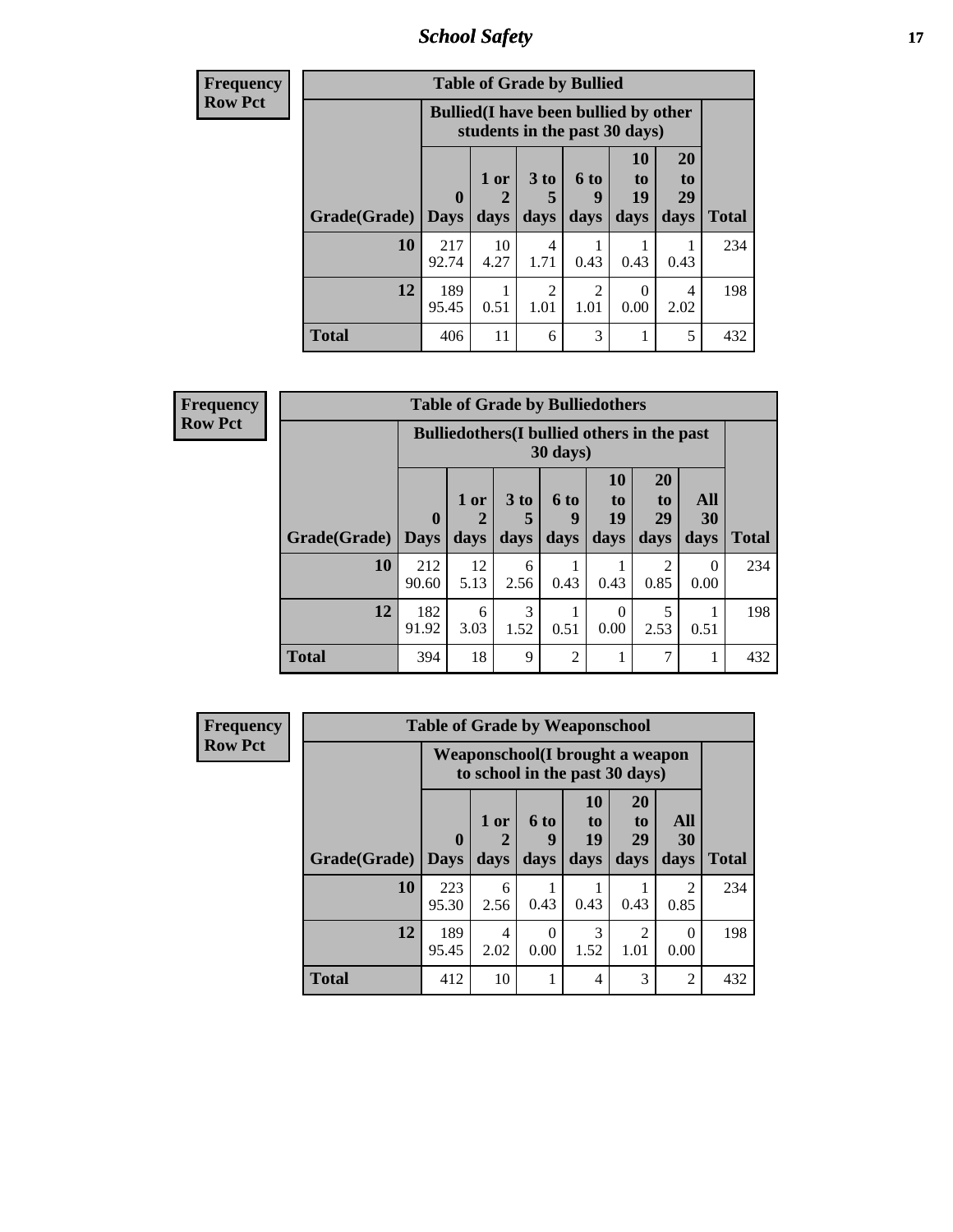| Frequency Row Pct | | | | | | | |
|---|---|---|---|---|---|---|---|
| **Table of Grade by Bullied** | | | | | | | |
| | **Bullied(I have been bullied by other students in the past 30 days)** | | | | | | |
| **Grade(Grade)** | **0 Days** | **1 or 2 days** | **3 to 5 days** | **6 to 9 days** | **10 to 19 days** | **20 to 29 days** | **Total** |
| **10** | 217 92.74 | 10 4.27 | 4 1.71 | 1 0.43 | 1 0.43 | 1 0.43 | 234 |
| **12** | 189 95.45 | 1 0.51 | 2 1.01 | 2 1.01 | 0 0.00 | 4 2.02 | 198 |
| **Total** | 406 | 11 | 6 | 3 | 1 | 5 | 432 |

| Frequency Row Pct | | | | | | | | |
|---|---|---|---|---|---|---|---|---|
| **Table of Grade by Bulliedothers** | | | | | | | | |
| | **Bulliedothers(I bullied others in the past 30 days)** | | | | | | | |
| **Grade(Grade)** | **0 Days** | **1 or 2 days** | **3 to 5 days** | **6 to 9 days** | **10 to 19 days** | **20 to 29 days** | **All 30 days** | **Total** |
| **10** | 212 90.60 | 12 5.13 | 6 2.56 | 1 0.43 | 1 0.43 | 2 0.85 | 0 0.00 | 234 |
| **12** | 182 91.92 | 6 3.03 | 3 1.52 | 1 0.51 | 0 0.00 | 5 2.53 | 1 0.51 | 198 |
| **Total** | 394 | 18 | 9 | 2 | 1 | 7 | 1 | 432 |

| Frequency Row Pct | | | | | | | |
|---|---|---|---|---|---|---|---|
| **Table of Grade by Weaponschool** | | | | | | | |
| | **Weaponschool(I brought a weapon to school in the past 30 days)** | | | | | | |
| **Grade(Grade)** | **0 Days** | **1 or 2 days** | **6 to 9 days** | **10 to 19 days** | **20 to 29 days** | **All 30 days** | **Total** |
| **10** | 223 95.30 | 6 2.56 | 1 0.43 | 1 0.43 | 1 0.43 | 2 0.85 | 234 |
| **12** | 189 95.45 | 4 2.02 | 0 0.00 | 3 1.52 | 2 1.01 | 0 0.00 | 198 |
| **Total** | 412 | 10 | 1 | 4 | 3 | 2 | 432 |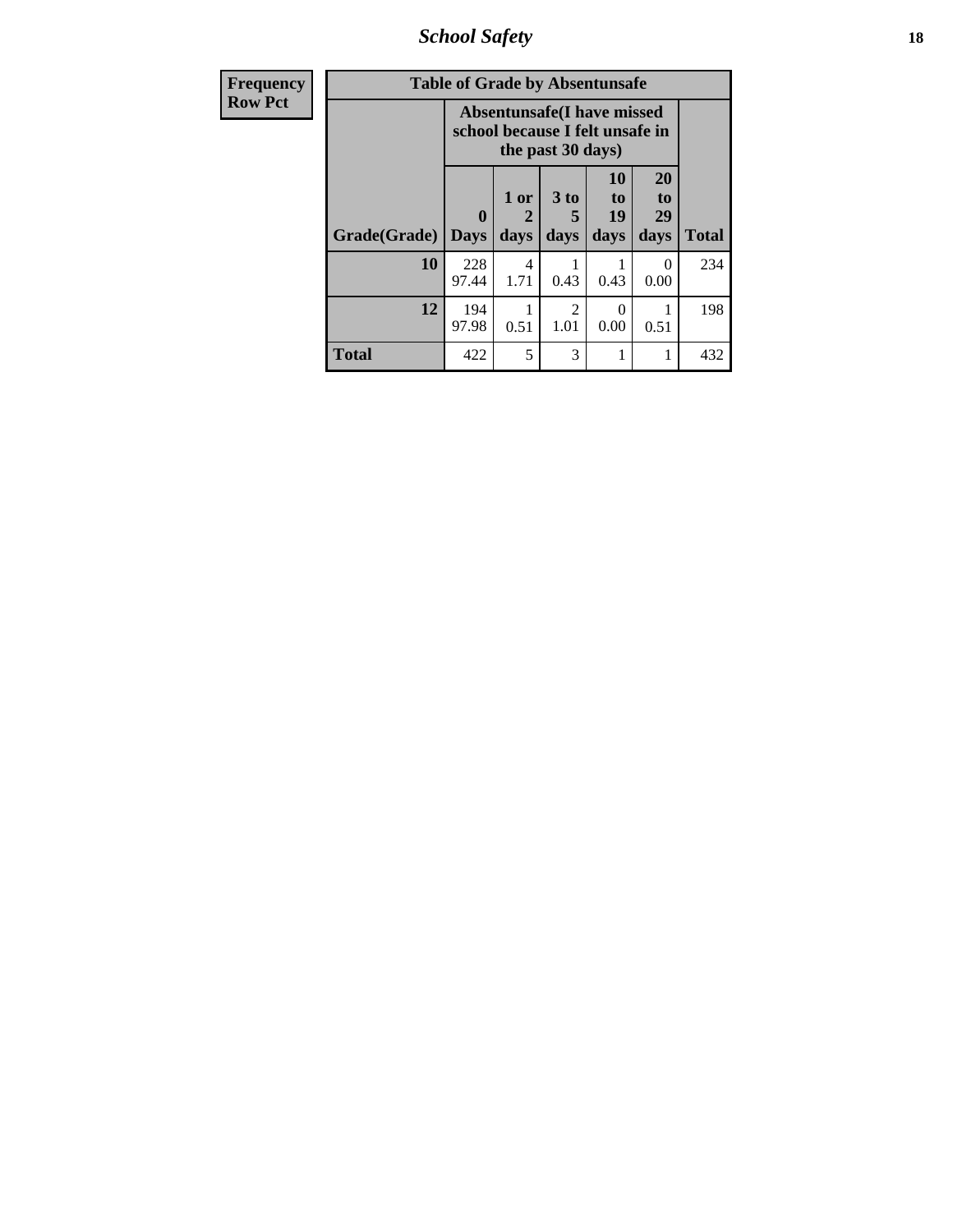| Frequency<br>Row Pct | Table of Grade by Absentunsafe | | | | | |
|---|---|---|---|---|---|---|
| | Absentunsafe(I have missed school because I felt unsafe in the past 30 days) | | | | | |
| Grade(Grade) | 0 Days | 1 or 2 days | 3 to 5 days | 10 to 19 days | 20 to 29 days | Total |
| 10 | 228<br>97.44 | 4<br>1.71 | 1<br>0.43 | 1<br>0.43 | 0<br>0.00 | 234 |
| 12 | 194<br>97.98 | 1<br>0.51 | 2<br>1.01 | 0<br>0.00 | 1<br>0.51 | 198 |
| Total | 422 | 5 | 3 | 1 | 1 | 432 |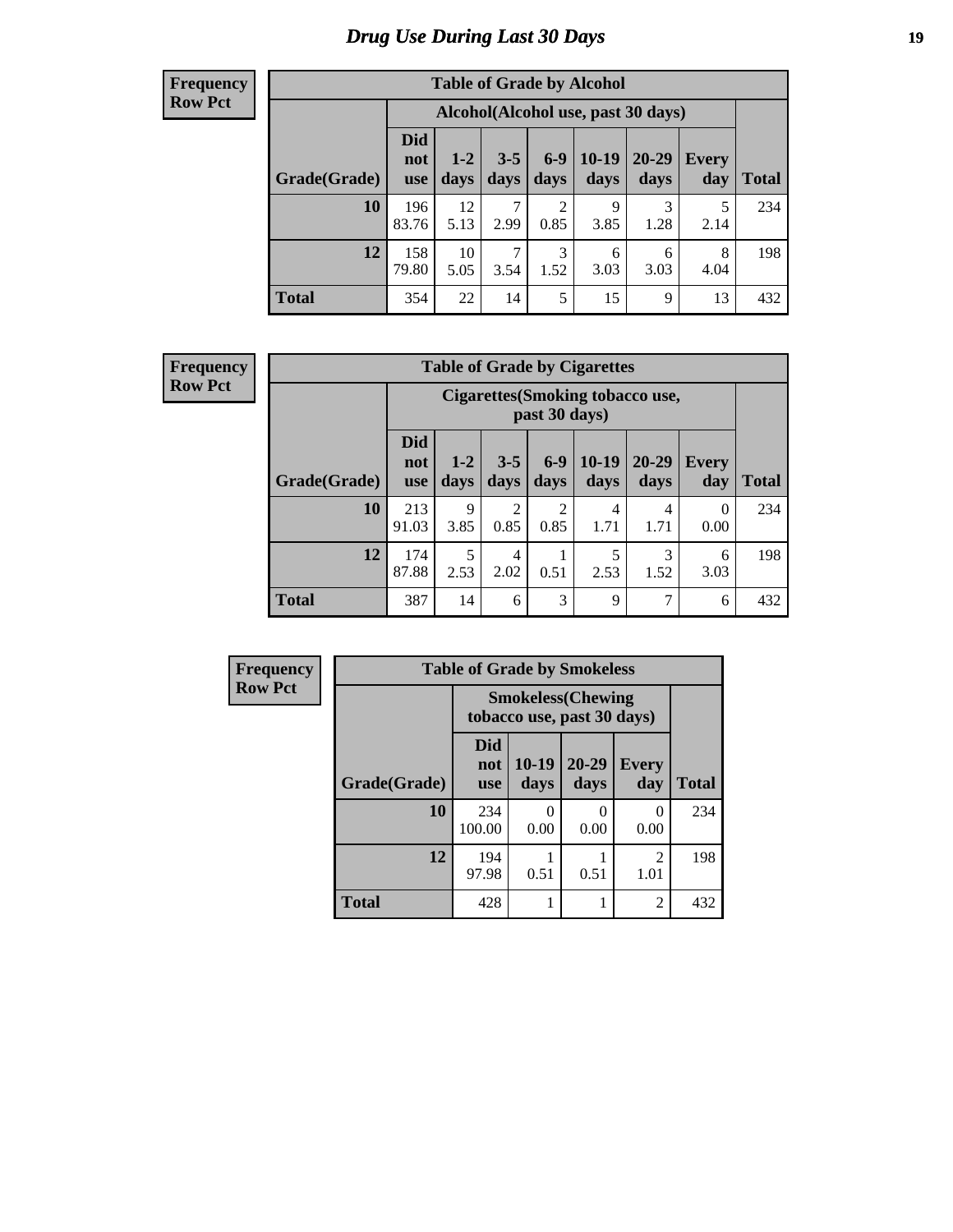# Drug Use During Last 30 Days

**Frequency**
**Row Pct**

| Table of Grade by Alcohol | | | | | | | | |
|---|---|---|---|---|---|---|---|---|
| | Alcohol(Alcohol use, past 30 days) | | | | | | | |
| Grade(Grade) | Did not use | 1-2 days | 3-5 days | 6-9 days | 10-19 days | 20-29 days | Every day | Total |
| **10** | 196<br>83.76 | 12<br>5.13 | 7<br>2.99 | 2<br>0.85 | 9<br>3.85 | 3<br>1.28 | 5<br>2.14 | 234 |
| **12** | 158<br>79.80 | 10<br>5.05 | 7<br>3.54 | 3<br>1.52 | 6<br>3.03 | 6<br>3.03 | 8<br>4.04 | 198 |
| **Total** | 354 | 22 | 14 | 5 | 15 | 9 | 13 | 432 |

**Frequency**
**Row Pct**

| Table of Grade by Cigarettes | | | | | | | | |
|---|---|---|---|---|---|---|---|---|
| | Cigarettes(Smoking tobacco use, past 30 days) | | | | | | | |
| Grade(Grade) | Did not use | 1-2 days | 3-5 days | 6-9 days | 10-19 days | 20-29 days | Every day | Total |
| **10** | 213<br>91.03 | 9<br>3.85 | 2<br>0.85 | 2<br>0.85 | 4<br>1.71 | 4<br>1.71 | 0<br>0.00 | 234 |
| **12** | 174<br>87.88 | 5<br>2.53 | 4<br>2.02 | 1<br>0.51 | 5<br>2.53 | 3<br>1.52 | 6<br>3.03 | 198 |
| **Total** | 387 | 14 | 6 | 3 | 9 | 7 | 6 | 432 |

**Frequency**
**Row Pct**

| Table of Grade by Smokeless | | | | | |
|---|---|---|---|---|---|
| | Smokeless(Chewing tobacco use, past 30 days) | | | | |
| Grade(Grade) | Did not use | 10-19 days | 20-29 days | Every day | Total |
| **10** | 234<br>100.00 | 0<br>0.00 | 0<br>0.00 | 0<br>0.00 | 234 |
| **12** | 194<br>97.98 | 1<br>0.51 | 1<br>0.51 | 2<br>1.01 | 198 |
| **Total** | 428 | 1 | 1 | 2 | 432 |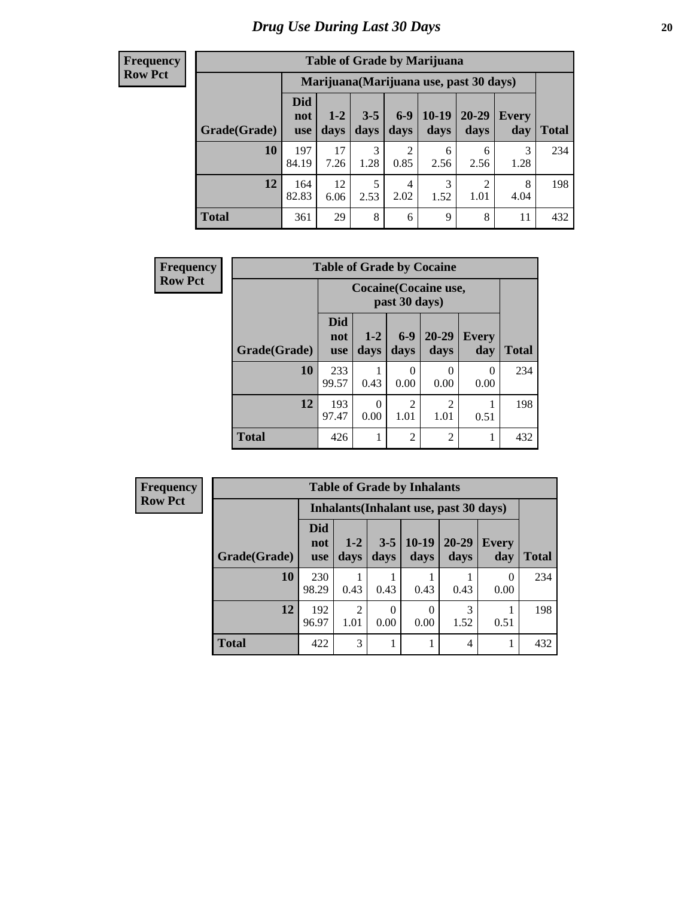# Drug Use During Last 30 Days

**Frequency**
**Row Pct**

| Table of Grade by Marijuana | | | | | | | | |
|---|---|---|---|---|---|---|---|---|
| | Marijuana(Marijuana use, past 30 days) | | | | | | | |
| Grade(Grade) | Did not use | 1-2 days | 3-5 days | 6-9 days | 10-19 days | 20-29 days | Every day | Total |
| **10** | 197 84.19 | 17 7.26 | 3 1.28 | 2 0.85 | 6 2.56 | 6 2.56 | 3 1.28 | 234 |
| **12** | 164 82.83 | 12 6.06 | 5 2.53 | 4 2.02 | 3 1.52 | 2 1.01 | 8 4.04 | 198 |
| **Total** | 361 | 29 | 8 | 6 | 9 | 8 | 11 | 432 |

**Frequency**
**Row Pct**

| Table of Grade by Cocaine | | | | | | |
|---|---|---|---|---|---|---|
| | Cocaine(Cocaine use, past 30 days) | | | | | |
| Grade(Grade) | Did not use | 1-2 days | 6-9 days | 20-29 days | Every day | Total |
| **10** | 233 99.57 | 1 0.43 | 0 0.00 | 0 0.00 | 0 0.00 | 234 |
| **12** | 193 97.47 | 0 0.00 | 2 1.01 | 2 1.01 | 1 0.51 | 198 |
| **Total** | 426 | 1 | 2 | 2 | 1 | 432 |

**Frequency**
**Row Pct**

| Table of Grade by Inhalants | | | | | | | |
|---|---|---|---|---|---|---|---|
| | Inhalants(Inhalant use, past 30 days) | | | | | | |
| Grade(Grade) | Did not use | 1-2 days | 3-5 days | 10-19 days | 20-29 days | Every day | Total |
| **10** | 230 98.29 | 1 0.43 | 1 0.43 | 1 0.43 | 1 0.43 | 0 0.00 | 234 |
| **12** | 192 96.97 | 2 1.01 | 0 0.00 | 0 0.00 | 3 1.52 | 1 0.51 | 198 |
| **Total** | 422 | 3 | 1 | 1 | 4 | 1 | 432 |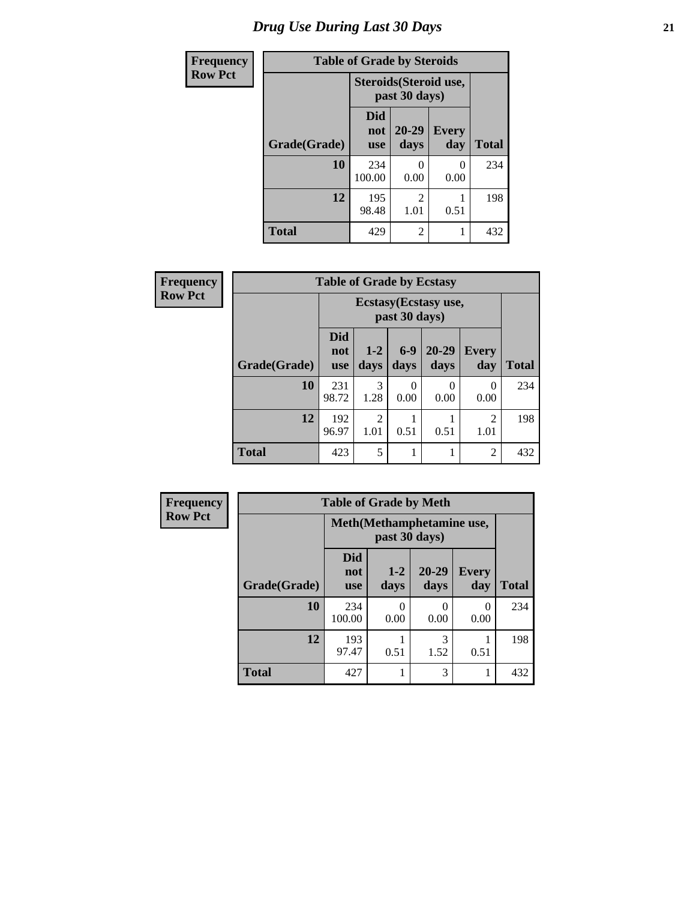# Drug Use During Last 30 Days

**Frequency**
**Row Pct**

**Table of Grade by Steroids**

| Grade(Grade) | Steroids(Steroid use, past 30 days) | | | Total |
|---|---|---|---|---|
| | Did not use | 20-29 days | Every day | |
| 10 | 234<br>100.00 | 0<br>0.00 | 0<br>0.00 | 234 |
| 12 | 195<br>98.48 | 2<br>1.01 | 1<br>0.51 | 198 |
| Total | 429 | 2 | 1 | 432 |

**Frequency**
**Row Pct**

**Table of Grade by Ecstasy**

| Grade(Grade) | Ecstasy(Ecstasy use, past 30 days) | | | | | Total |
|---|---|---|---|---|---|---|
| | Did not use | 1-2 days | 6-9 days | 20-29 days | Every day | |
| 10 | 231<br>98.72 | 3<br>1.28 | 0<br>0.00 | 0<br>0.00 | 0<br>0.00 | 234 |
| 12 | 192<br>96.97 | 2<br>1.01 | 1<br>0.51 | 1<br>0.51 | 2<br>1.01 | 198 |
| Total | 423 | 5 | 1 | 1 | 2 | 432 |

**Frequency**
**Row Pct**

**Table of Grade by Meth**

| Grade(Grade) | Meth(Methamphetamine use, past 30 days) | | | | Total |
|---|---|---|---|---|---|
| | Did not use | 1-2 days | 20-29 days | Every day | |
| 10 | 234<br>100.00 | 0<br>0.00 | 0<br>0.00 | 0<br>0.00 | 234 |
| 12 | 193<br>97.47 | 1<br>0.51 | 3<br>1.52 | 1<br>0.51 | 198 |
| Total | 427 | 1 | 3 | 1 | 432 |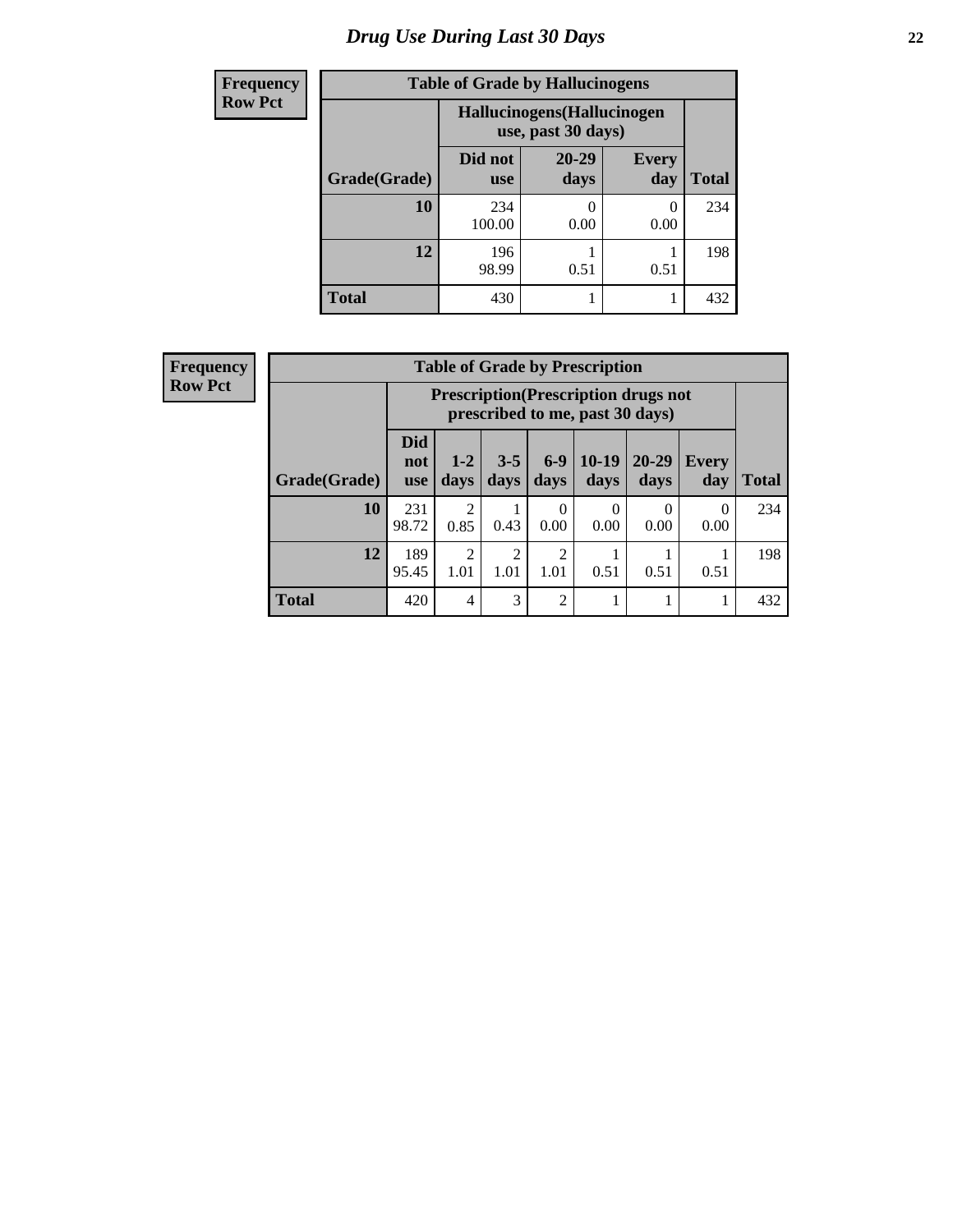# Drug Use During Last 30 Days

| Frequency<br>Row Pct | | | | |
|---|---|---|---|---|

**Table of Grade by Hallucinogens**

| | Hallucinogens(Hallucinogen use, past 30 days) | | | |
|---|---|---|---|---|
| Grade(Grade) | Did not use | 20-29 days | Every day | Total |
| **10** | 234<br>100.00 | 0<br>0.00 | 0<br>0.00 | 234 |
| **12** | 196<br>98.99 | 1<br>0.51 | 1<br>0.51 | 198 |
| **Total** | 430 | 1 | 1 | 432 |

| Frequency<br>Row Pct | | | | | | | | |
|---|---|---|---|---|---|---|---|---|

**Table of Grade by Prescription**

| | Prescription(Prescription drugs not prescribed to me, past 30 days) | | | | | | | |
|---|---|---|---|---|---|---|---|---|
| Grade(Grade) | Did not use | 1-2 days | 3-5 days | 6-9 days | 10-19 days | 20-29 days | Every day | Total |
| **10** | 231<br>98.72 | 2<br>0.85 | 1<br>0.43 | 0<br>0.00 | 0<br>0.00 | 0<br>0.00 | 0<br>0.00 | 234 |
| **12** | 189<br>95.45 | 2<br>1.01 | 2<br>1.01 | 2<br>1.01 | 1<br>0.51 | 1<br>0.51 | 1<br>0.51 | 198 |
| **Total** | 420 | 4 | 3 | 2 | 1 | 1 | 1 | 432 |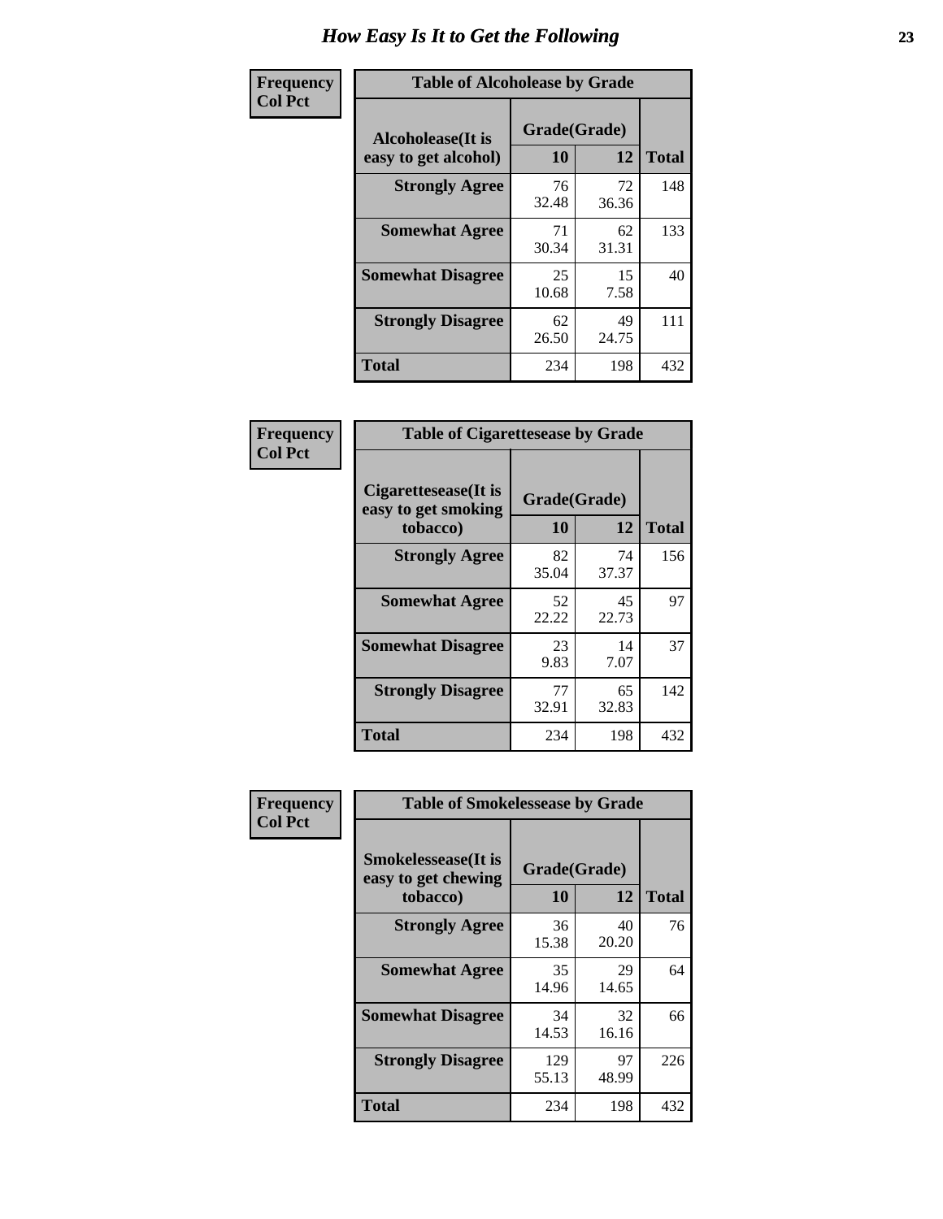# How Easy Is It to Get the Following

**Frequency**
**Col Pct**

| Table of Alcoholease by Grade | | | |
|---|---|---|---|
| Alcoholease(It is easy to get alcohol) | Grade(Grade) | | Total |
| | 10 | 12 | |
| **Strongly Agree** | 76<br>32.48 | 72<br>36.36 | 148 |
| **Somewhat Agree** | 71<br>30.34 | 62<br>31.31 | 133 |
| **Somewhat Disagree** | 25<br>10.68 | 15<br>7.58 | 40 |
| **Strongly Disagree** | 62<br>26.50 | 49<br>24.75 | 111 |
| **Total** | 234 | 198 | 432 |

**Frequency**
**Col Pct**

| Table of Cigarettesease by Grade | | | |
|---|---|---|---|
| Cigarettesease(It is easy to get smoking tobacco) | Grade(Grade) | | Total |
| | 10 | 12 | |
| **Strongly Agree** | 82<br>35.04 | 74<br>37.37 | 156 |
| **Somewhat Agree** | 52<br>22.22 | 45<br>22.73 | 97 |
| **Somewhat Disagree** | 23<br>9.83 | 14<br>7.07 | 37 |
| **Strongly Disagree** | 77<br>32.91 | 65<br>32.83 | 142 |
| **Total** | 234 | 198 | 432 |

**Frequency**
**Col Pct**

| Table of Smokelessease by Grade | | | |
|---|---|---|---|
| Smokelessease(It is easy to get chewing tobacco) | Grade(Grade) | | Total |
| | 10 | 12 | |
| **Strongly Agree** | 36<br>15.38 | 40<br>20.20 | 76 |
| **Somewhat Agree** | 35<br>14.96 | 29<br>14.65 | 64 |
| **Somewhat Disagree** | 34<br>14.53 | 32<br>16.16 | 66 |
| **Strongly Disagree** | 129<br>55.13 | 97<br>48.99 | 226 |
| **Total** | 234 | 198 | 432 |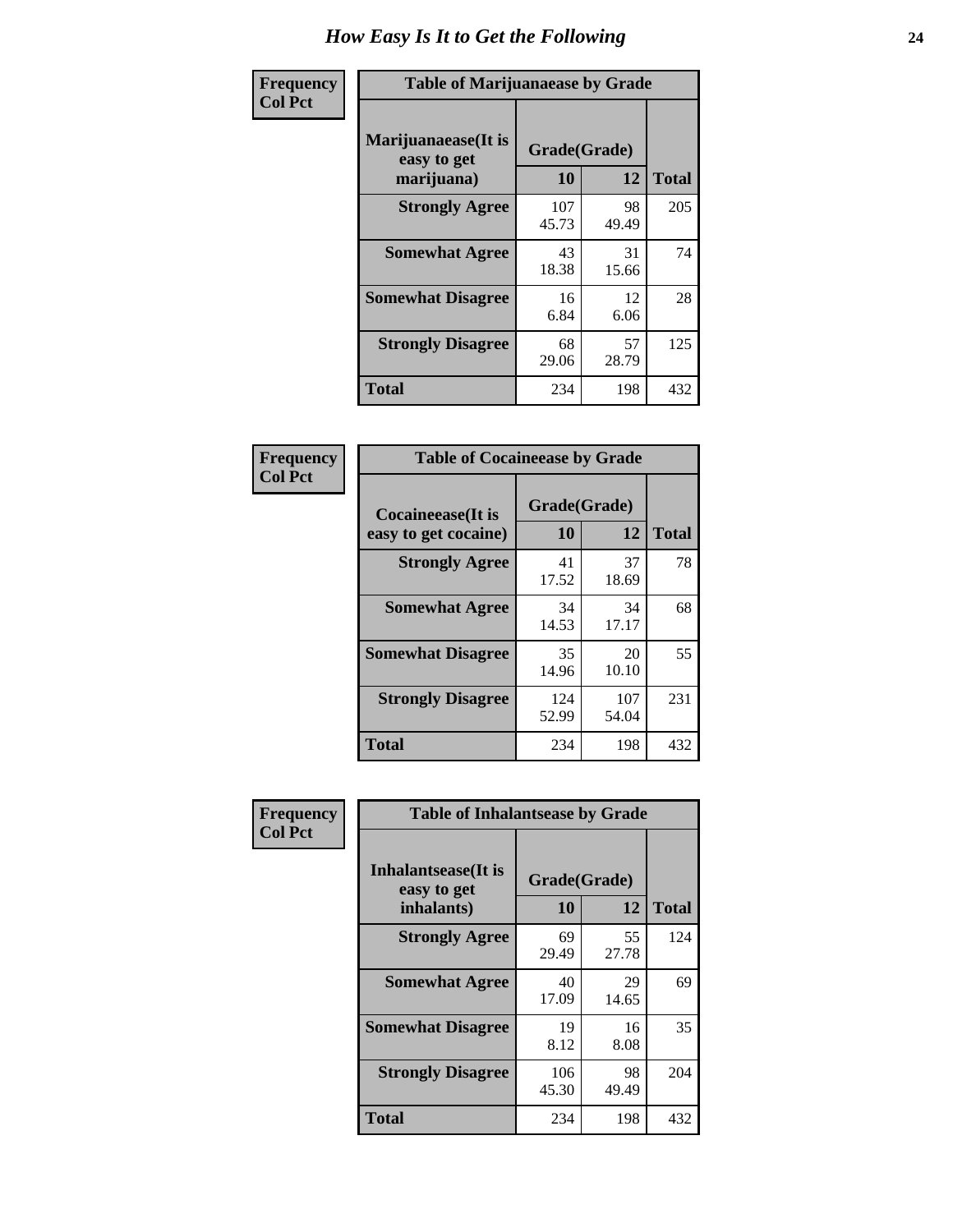# How Easy Is It to Get the Following

**Frequency**
**Col Pct**

| Table of Marijuanaease by Grade | | | |
|---|---|---|---|
| Marijuanaease(It is easy to get marijuana) | Grade(Grade) | | |
| | 10 | 12 | Total |
| **Strongly Agree** | 107<br>45.73 | 98<br>49.49 | 205 |
| **Somewhat Agree** | 43<br>18.38 | 31<br>15.66 | 74 |
| **Somewhat Disagree** | 16<br>6.84 | 12<br>6.06 | 28 |
| **Strongly Disagree** | 68<br>29.06 | 57<br>28.79 | 125 |
| **Total** | 234 | 198 | 432 |

**Frequency**
**Col Pct**

| Table of Cocaineease by Grade | | | |
|---|---|---|---|
| Cocaineease(It is easy to get cocaine) | Grade(Grade) | | |
| | 10 | 12 | Total |
| **Strongly Agree** | 41<br>17.52 | 37<br>18.69 | 78 |
| **Somewhat Agree** | 34<br>14.53 | 34<br>17.17 | 68 |
| **Somewhat Disagree** | 35<br>14.96 | 20<br>10.10 | 55 |
| **Strongly Disagree** | 124<br>52.99 | 107<br>54.04 | 231 |
| **Total** | 234 | 198 | 432 |

**Frequency**
**Col Pct**

| Table of Inhalantsease by Grade | | | |
|---|---|---|---|
| Inhalantsease(It is easy to get inhalants) | Grade(Grade) | | |
| | 10 | 12 | Total |
| **Strongly Agree** | 69<br>29.49 | 55<br>27.78 | 124 |
| **Somewhat Agree** | 40<br>17.09 | 29<br>14.65 | 69 |
| **Somewhat Disagree** | 19<br>8.12 | 16<br>8.08 | 35 |
| **Strongly Disagree** | 106<br>45.30 | 98<br>49.49 | 204 |
| **Total** | 234 | 198 | 432 |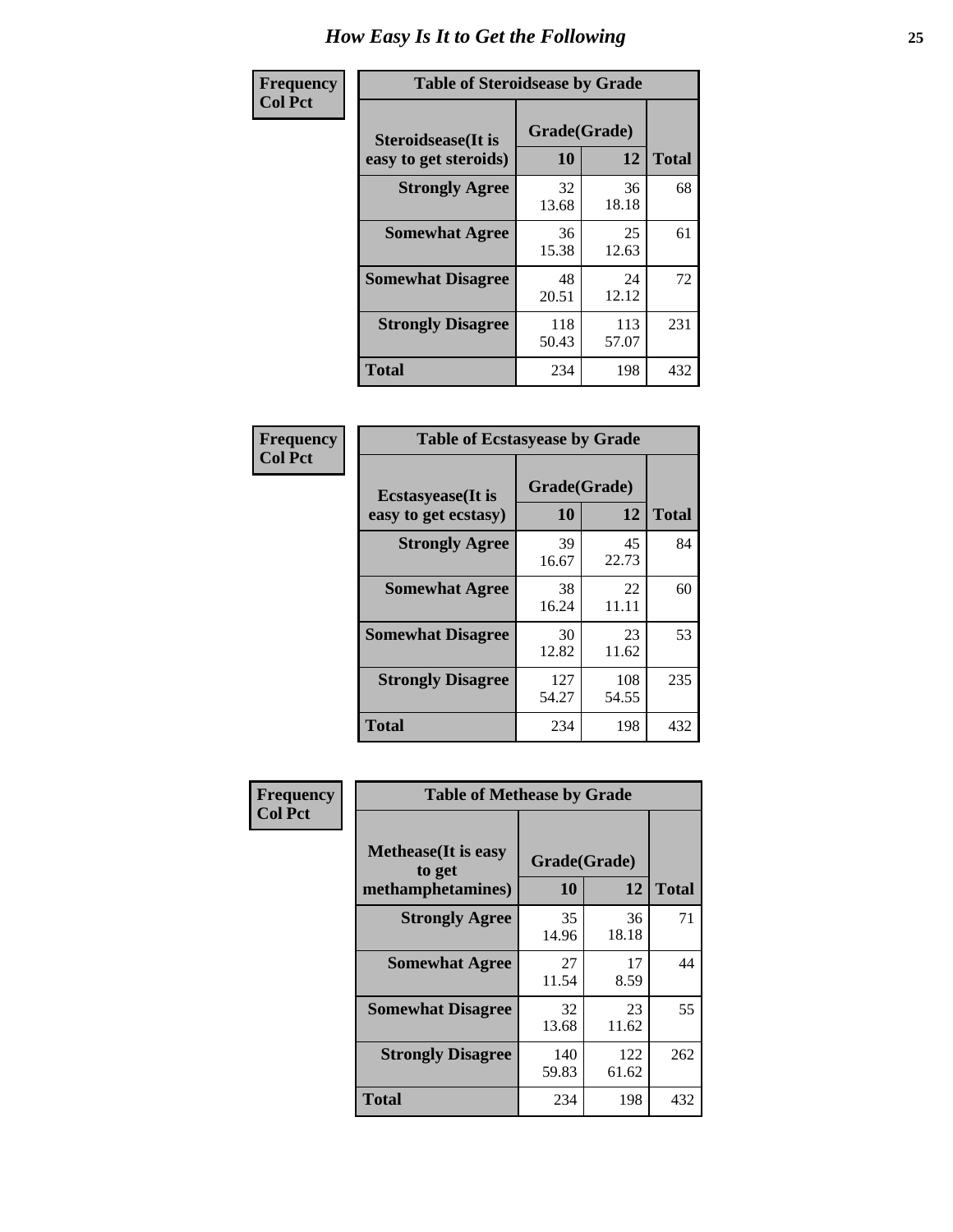# How Easy Is It to Get the Following

**Frequency**
**Col Pct**

**Table of Steroidsease by Grade**

| Steroidsease(It is easy to get steroids) | Grade(Grade) | | Total |
|---|---|---|---|
| | 10 | 12 | |
| **Strongly Agree** | 32<br>13.68 | 36<br>18.18 | 68 |
| **Somewhat Agree** | 36<br>15.38 | 25<br>12.63 | 61 |
| **Somewhat Disagree** | 48<br>20.51 | 24<br>12.12 | 72 |
| **Strongly Disagree** | 118<br>50.43 | 113<br>57.07 | 231 |
| **Total** | 234 | 198 | 432 |

**Frequency**
**Col Pct**

**Table of Ecstasyease by Grade**

| Ecstasyease(It is easy to get ecstasy) | Grade(Grade) | | Total |
|---|---|---|---|
| | 10 | 12 | |
| **Strongly Agree** | 39<br>16.67 | 45<br>22.73 | 84 |
| **Somewhat Agree** | 38<br>16.24 | 22<br>11.11 | 60 |
| **Somewhat Disagree** | 30<br>12.82 | 23<br>11.62 | 53 |
| **Strongly Disagree** | 127<br>54.27 | 108<br>54.55 | 235 |
| **Total** | 234 | 198 | 432 |

**Frequency**
**Col Pct**

**Table of Methease by Grade**

| Methease(It is easy to get methamphetamines) | Grade(Grade) | | Total |
|---|---|---|---|
| | 10 | 12 | |
| **Strongly Agree** | 35<br>14.96 | 36<br>18.18 | 71 |
| **Somewhat Agree** | 27<br>11.54 | 17<br>8.59 | 44 |
| **Somewhat Disagree** | 32<br>13.68 | 23<br>11.62 | 55 |
| **Strongly Disagree** | 140<br>59.83 | 122<br>61.62 | 262 |
| **Total** | 234 | 198 | 432 |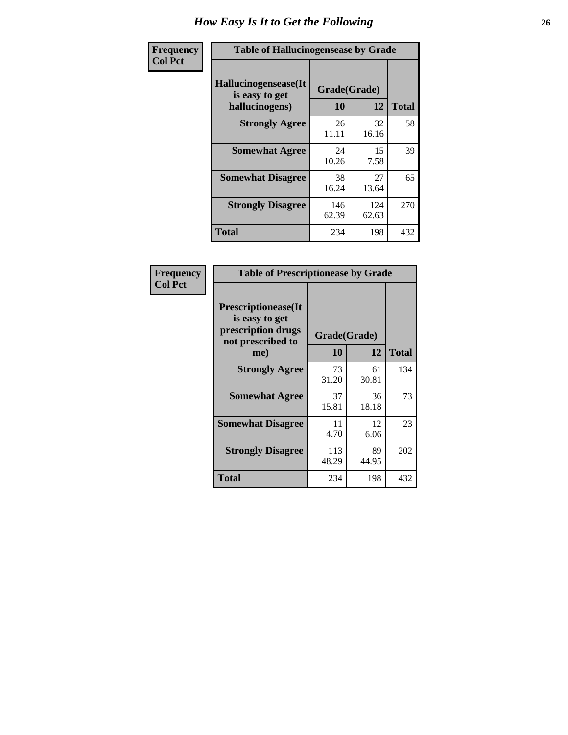## How Easy Is It to Get the Following

**Frequency**
**Col Pct**

**Table of Hallucinogensease by Grade**

| Hallucinogensease(It is easy to get hallucinogens) | Grade(Grade) | | Total |
|---|---|---|---|
| | 10 | 12 | |
| **Strongly Agree** | 26<br>11.11 | 32<br>16.16 | 58 |
| **Somewhat Agree** | 24<br>10.26 | 15<br>7.58 | 39 |
| **Somewhat Disagree** | 38<br>16.24 | 27<br>13.64 | 65 |
| **Strongly Disagree** | 146<br>62.39 | 124<br>62.63 | 270 |
| **Total** | 234 | 198 | 432 |

**Frequency**
**Col Pct**

**Table of Prescriptionease by Grade**

| Prescriptionease(It is easy to get prescription drugs not prescribed to me) | Grade(Grade) | | Total |
|---|---|---|---|
| | 10 | 12 | |
| **Strongly Agree** | 73<br>31.20 | 61<br>30.81 | 134 |
| **Somewhat Agree** | 37<br>15.81 | 36<br>18.18 | 73 |
| **Somewhat Disagree** | 11<br>4.70 | 12<br>6.06 | 23 |
| **Strongly Disagree** | 113<br>48.29 | 89<br>44.95 | 202 |
| **Total** | 234 | 198 | 432 |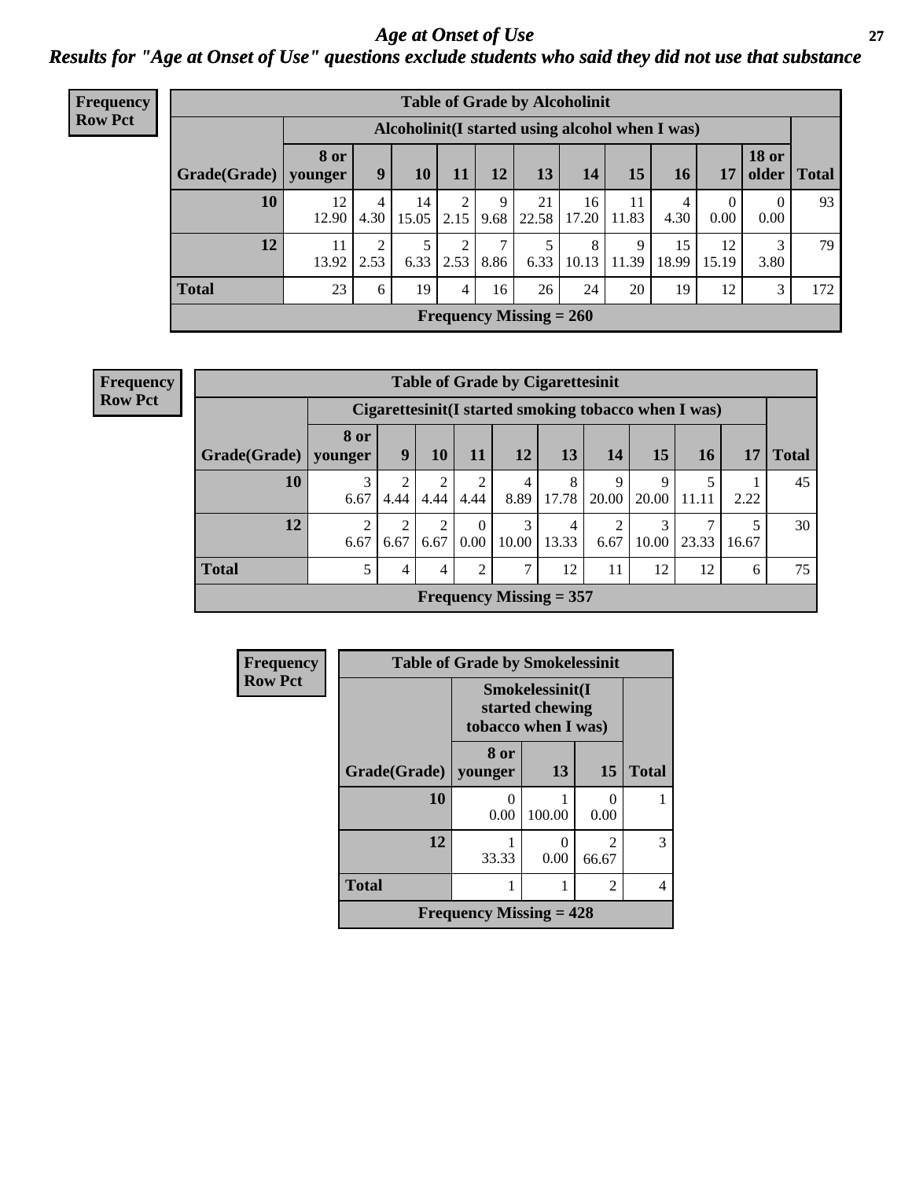# *Age at Onset of Use*

## *Results for "Age at Onset of Use" questions exclude students who said they did not use that substance*

**Frequency**
**Row Pct**

**Table of Grade by Alcoholinit**

| Grade(Grade) | Alcoholinit(I started using alcohol when I was) | | | | | | | | | | | Total |
|---|---|---|---|---|---|---|---|---|---|---|---|---|
| | 8 or younger | 9 | 10 | 11 | 12 | 13 | 14 | 15 | 16 | 17 | 18 or older | |
| 10 | 12<br>12.90 | 4<br>4.30 | 14<br>15.05 | 2<br>2.15 | 9<br>9.68 | 21<br>22.58 | 16<br>17.20 | 11<br>11.83 | 4<br>4.30 | 0<br>0.00 | 0<br>0.00 | 93 |
| 12 | 11<br>13.92 | 2<br>2.53 | 5<br>6.33 | 2<br>2.53 | 7<br>8.86 | 5<br>6.33 | 8<br>10.13 | 9<br>11.39 | 15<br>18.99 | 12<br>15.19 | 3<br>3.80 | 79 |
| Total | 23 | 6 | 19 | 4 | 16 | 26 | 24 | 20 | 19 | 12 | 3 | 172 |

Frequency Missing = 260

**Frequency**
**Row Pct**

**Table of Grade by Cigarettesinit**

| Grade(Grade) | Cigarettesinit(I started smoking tobacco when I was) | | | | | | | | | | Total |
|---|---|---|---|---|---|---|---|---|---|---|---|
| | 8 or younger | 9 | 10 | 11 | 12 | 13 | 14 | 15 | 16 | 17 | |
| 10 | 3<br>6.67 | 2<br>4.44 | 2<br>4.44 | 2<br>4.44 | 4<br>8.89 | 8<br>17.78 | 9<br>20.00 | 9<br>20.00 | 5<br>11.11 | 1<br>2.22 | 45 |
| 12 | 2<br>6.67 | 2<br>6.67 | 2<br>6.67 | 0<br>0.00 | 3<br>10.00 | 4<br>13.33 | 2<br>6.67 | 3<br>10.00 | 7<br>23.33 | 5<br>16.67 | 30 |
| Total | 5 | 4 | 4 | 2 | 7 | 12 | 11 | 12 | 12 | 6 | 75 |

Frequency Missing = 357

**Frequency**
**Row Pct**

**Table of Grade by Smokelessinit**

| Grade(Grade) | Smokelessinit(I started chewing tobacco when I was) | | | Total |
|---|---|---|---|---|
| | 8 or younger | 13 | 15 | |
| 10 | 0<br>0.00 | 1<br>100.00 | 0<br>0.00 | 1 |
| 12 | 1<br>33.33 | 0<br>0.00 | 2<br>66.67 | 3 |
| Total | 1 | 1 | 2 | 4 |

Frequency Missing = 428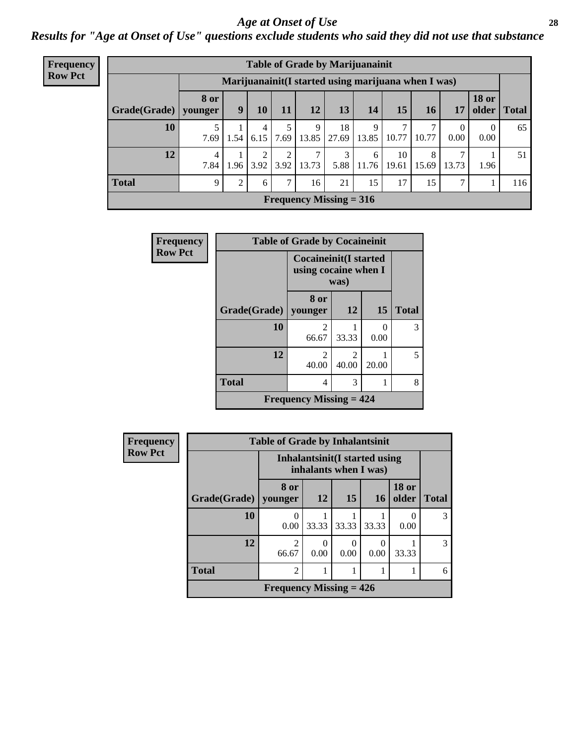## Age at Onset of Use

### Results for "Age at Onset of Use" questions exclude students who said they did not use that substance

**Frequency Row Pct**

| Table of Grade by Marijuanainit | | | | | | | | | | | | |
|---|---|---|---|---|---|---|---|---|---|---|---|---|
| | Marijuanainit(I started using marijuana when I was) | | | | | | | | | | | |
| Grade(Grade) | 8 or younger | 9 | 10 | 11 | 12 | 13 | 14 | 15 | 16 | 17 | 18 or older | Total |
| 10 | 5<br>7.69 | 1<br>1.54 | 4<br>6.15 | 5<br>7.69 | 9<br>13.85 | 18<br>27.69 | 9<br>13.85 | 7<br>10.77 | 7<br>10.77 | 0<br>0.00 | 0<br>0.00 | 65 |
| 12 | 4<br>7.84 | 1<br>1.96 | 2<br>3.92 | 2<br>3.92 | 7<br>13.73 | 3<br>5.88 | 6<br>11.76 | 10<br>19.61 | 8<br>15.69 | 7<br>13.73 | 1<br>1.96 | 51 |
| Total | 9 | 2 | 6 | 7 | 16 | 21 | 15 | 17 | 15 | 7 | 1 | 116 |
| Frequency Missing = 316 | | | | | | | | | | | | |

**Frequency Row Pct**

| Table of Grade by Cocaineinit | | | | |
|---|---|---|---|---|
| | Cocaineinit(I started using cocaine when I was) | | | |
| Grade(Grade) | 8 or younger | 12 | 15 | Total |
| 10 | 2<br>66.67 | 1<br>33.33 | 0<br>0.00 | 3 |
| 12 | 2<br>40.00 | 2<br>40.00 | 1<br>20.00 | 5 |
| Total | 4 | 3 | 1 | 8 |
| Frequency Missing = 424 | | | | |

**Frequency Row Pct**

| Table of Grade by Inhalantsinit | | | | | | |
|---|---|---|---|---|---|---|
| | Inhalantsinit(I started using inhalants when I was) | | | | | |
| Grade(Grade) | 8 or younger | 12 | 15 | 16 | 18 or older | Total |
| 10 | 0<br>0.00 | 1<br>33.33 | 1<br>33.33 | 1<br>33.33 | 0<br>0.00 | 3 |
| 12 | 2<br>66.67 | 0<br>0.00 | 0<br>0.00 | 0<br>0.00 | 1<br>33.33 | 3 |
| Total | 2 | 1 | 1 | 1 | 1 | 6 |
| Frequency Missing = 426 | | | | | | |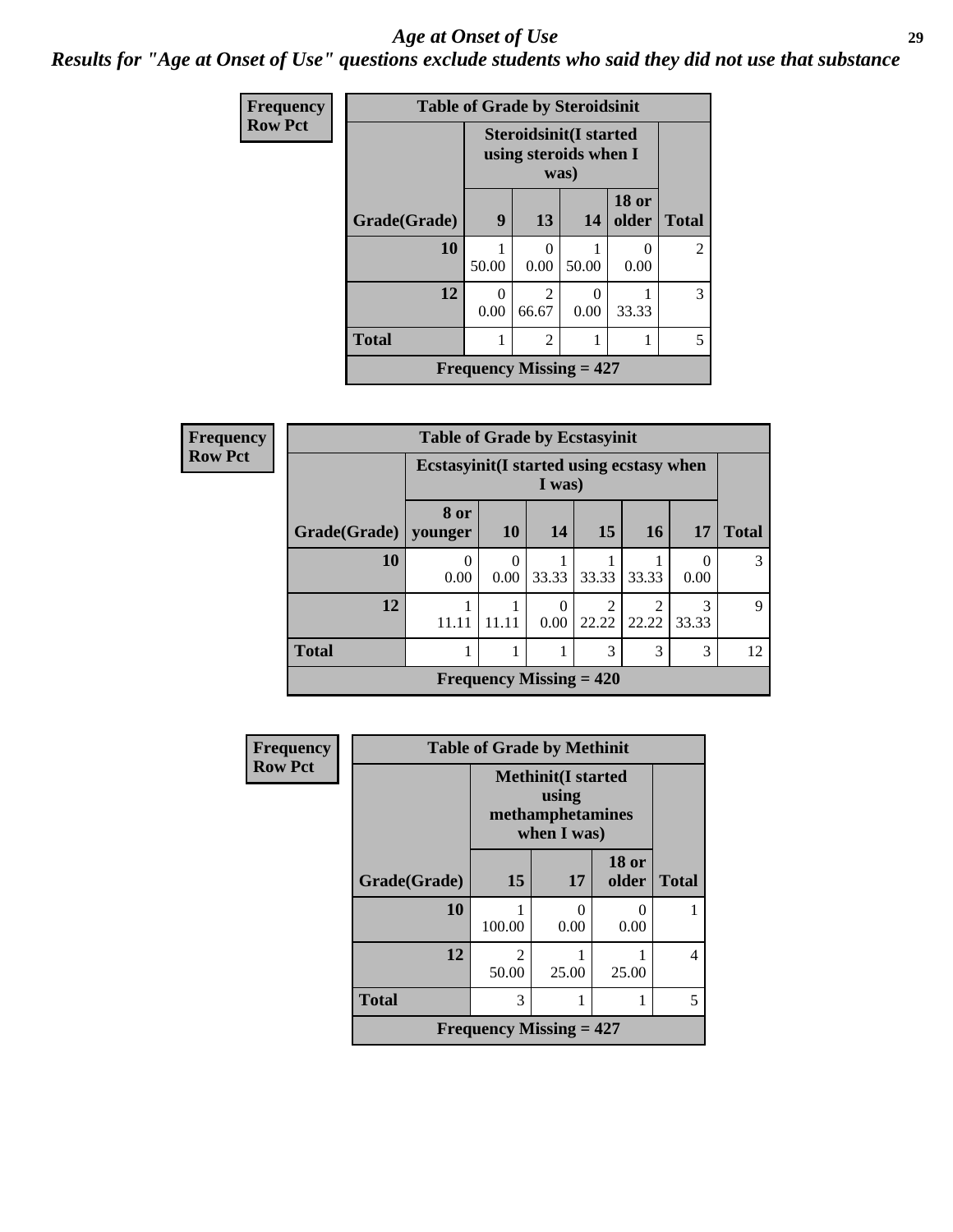# *Age at Onset of Use*

## *Results for "Age at Onset of Use" questions exclude students who said they did not use that substance*

**Frequency**
**Row Pct**

**Table of Grade by Steroidsinit**

| Grade(Grade) | Steroidsinit(I started using steroids when I was) | | | | Total |
|---|---|---|---|---|---|
| | 9 | 13 | 14 | 18 or older | |
| 10 | 1<br>50.00 | 0<br>0.00 | 1<br>50.00 | 0<br>0.00 | 2 |
| 12 | 0<br>0.00 | 2<br>66.67 | 0<br>0.00 | 1<br>33.33 | 3 |
| Total | 1 | 2 | 1 | 1 | 5 |

**Frequency Missing = 427**

**Frequency**
**Row Pct**

**Table of Grade by Ecstasyinit**

| Grade(Grade) | Ecstasyinit(I started using ecstasy when I was) | | | | | | Total |
|---|---|---|---|---|---|---|---|
| | 8 or younger | 10 | 14 | 15 | 16 | 17 | |
| 10 | 0<br>0.00 | 0<br>0.00 | 1<br>33.33 | 1<br>33.33 | 1<br>33.33 | 0<br>0.00 | 3 |
| 12 | 1<br>11.11 | 1<br>11.11 | 0<br>0.00 | 2<br>22.22 | 2<br>22.22 | 3<br>33.33 | 9 |
| Total | 1 | 1 | 1 | 3 | 3 | 3 | 12 |

**Frequency Missing = 420**

**Frequency**
**Row Pct**

**Table of Grade by Methinit**

| Grade(Grade) | Methinit(I started using methamphetamines when I was) | | | Total |
|---|---|---|---|---|
| | 15 | 17 | 18 or older | |
| 10 | 1<br>100.00 | 0<br>0.00 | 0<br>0.00 | 1 |
| 12 | 2<br>50.00 | 1<br>25.00 | 1<br>25.00 | 4 |
| Total | 3 | 1 | 1 | 5 |

**Frequency Missing = 427**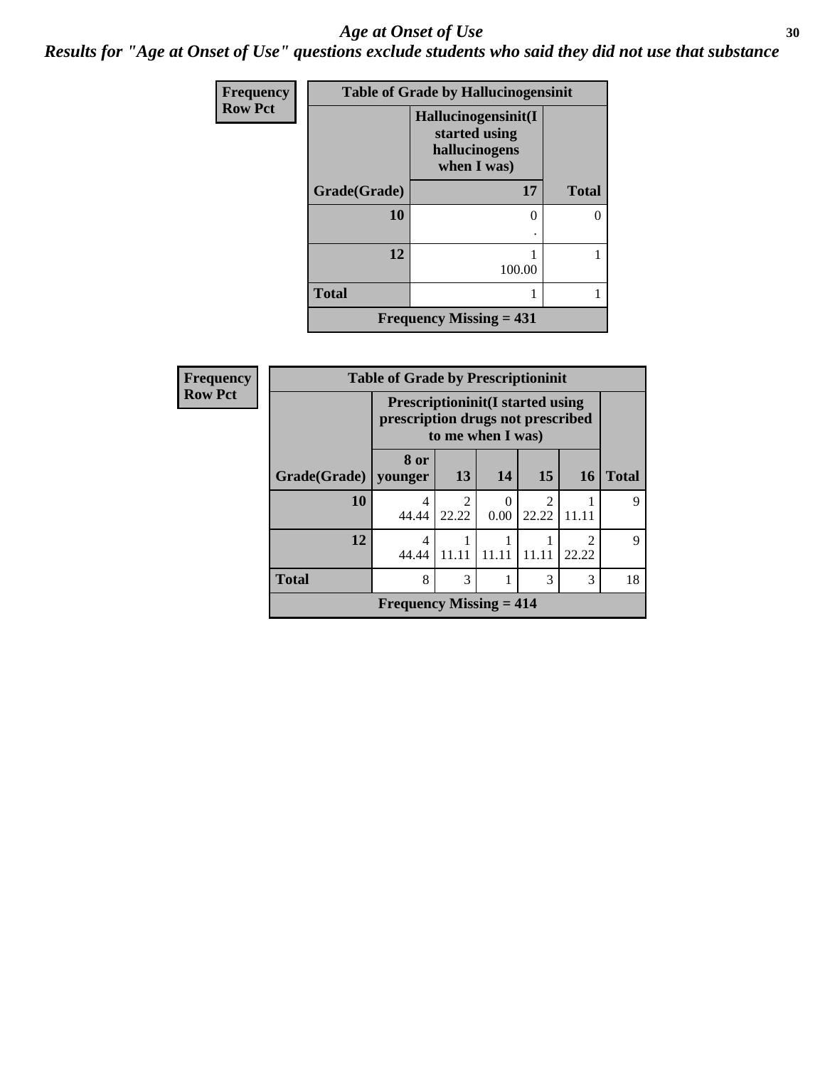# Age at Onset of Use

## Results for "Age at Onset of Use" questions exclude students who said they did not use that substance

**Frequency**
**Row Pct**

| Table of Grade by Hallucinogensinit | | |
|---|---|---|
| | Hallucinogensinit(I started using hallucinogens when I was) | |
| Grade(Grade) | 17 | Total |
| 10 | 0<br>. | 0 |
| 12 | 1<br>100.00 | 1 |
| Total | 1 | 1 |
| Frequency Missing = 431 | | |

**Frequency**
**Row Pct**

| Table of Grade by Prescriptioninit | | | | | | |
|---|---|---|---|---|---|---|
| | Prescriptioninit(I started using prescription drugs not prescribed to me when I was) | | | | | |
| Grade(Grade) | 8 or younger | 13 | 14 | 15 | 16 | Total |
| 10 | 4<br>44.44 | 2<br>22.22 | 0<br>0.00 | 2<br>22.22 | 1<br>11.11 | 9 |
| 12 | 4<br>44.44 | 1<br>11.11 | 1<br>11.11 | 1<br>11.11 | 2<br>22.22 | 9 |
| Total | 8 | 3 | 1 | 3 | 3 | 18 |
| Frequency Missing = 414 | | | | | | |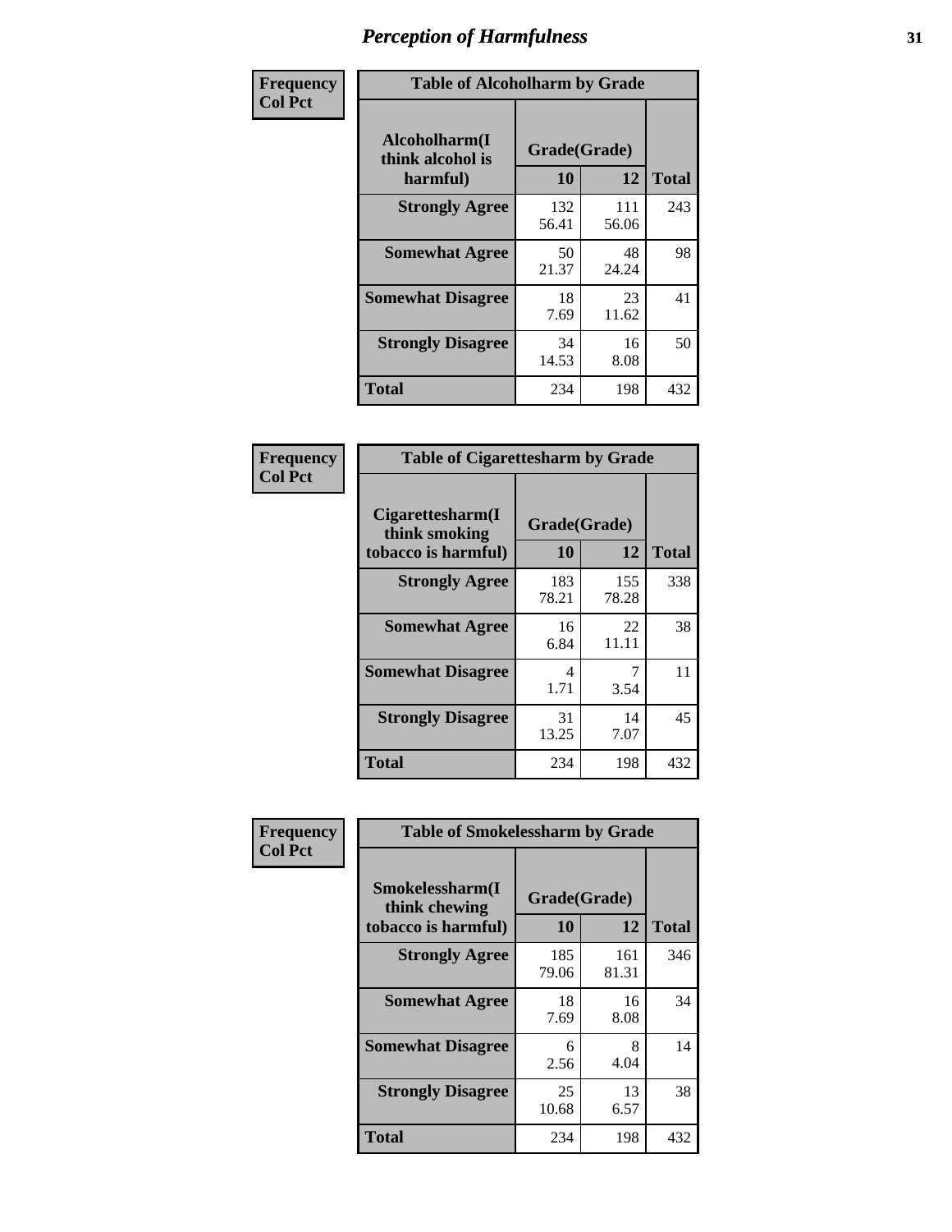# Perception of Harmfulness

**Frequency**
**Col Pct**

| Alcoholharm(I think alcohol is harmful) | Grade(Grade) 10 | 12 | Total |
|---|---|---|---|
| **Strongly Agree** | 132<br>56.41 | 111<br>56.06 | 243 |
| **Somewhat Agree** | 50<br>21.37 | 48<br>24.24 | 98 |
| **Somewhat Disagree** | 18<br>7.69 | 23<br>11.62 | 41 |
| **Strongly Disagree** | 34<br>14.53 | 16<br>8.08 | 50 |
| **Total** | 234 | 198 | 432 |

Table of Alcoholharm by Grade

**Frequency**
**Col Pct**

| Cigarettesharm(I think smoking tobacco is harmful) | Grade(Grade) 10 | 12 | Total |
|---|---|---|---|
| **Strongly Agree** | 183<br>78.21 | 155<br>78.28 | 338 |
| **Somewhat Agree** | 16<br>6.84 | 22<br>11.11 | 38 |
| **Somewhat Disagree** | 4<br>1.71 | 7<br>3.54 | 11 |
| **Strongly Disagree** | 31<br>13.25 | 14<br>7.07 | 45 |
| **Total** | 234 | 198 | 432 |

Table of Cigarettesharm by Grade

**Frequency**
**Col Pct**

| Smokelessharm(I think chewing tobacco is harmful) | Grade(Grade) 10 | 12 | Total |
|---|---|---|---|
| **Strongly Agree** | 185<br>79.06 | 161<br>81.31 | 346 |
| **Somewhat Agree** | 18<br>7.69 | 16<br>8.08 | 34 |
| **Somewhat Disagree** | 6<br>2.56 | 8<br>4.04 | 14 |
| **Strongly Disagree** | 25<br>10.68 | 13<br>6.57 | 38 |
| **Total** | 234 | 198 | 432 |

Table of Smokelessharm by Grade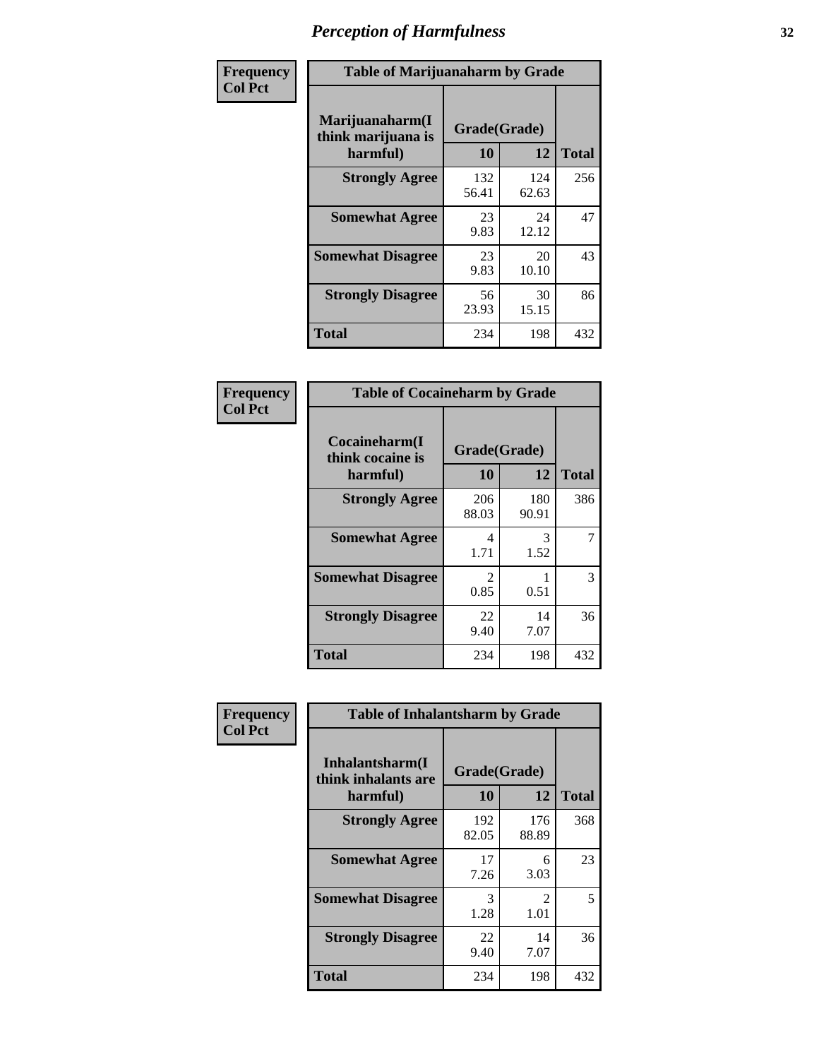# Perception of Harmfulness

**Frequency**
**Col Pct**

| Table of Marijuanaharm by Grade | | | |
|---|---|---|---|
| Marijuanaharm(I think marijuana is harmful) | Grade(Grade) | | |
| | 10 | 12 | Total |
| Strongly Agree | 132<br>56.41 | 124<br>62.63 | 256 |
| Somewhat Agree | 23<br>9.83 | 24<br>12.12 | 47 |
| Somewhat Disagree | 23<br>9.83 | 20<br>10.10 | 43 |
| Strongly Disagree | 56<br>23.93 | 30<br>15.15 | 86 |
| Total | 234 | 198 | 432 |

**Frequency**
**Col Pct**

| Table of Cocaineharm by Grade | | | |
|---|---|---|---|
| Cocaineharm(I think cocaine is harmful) | Grade(Grade) | | |
| | 10 | 12 | Total |
| Strongly Agree | 206<br>88.03 | 180<br>90.91 | 386 |
| Somewhat Agree | 4<br>1.71 | 3<br>1.52 | 7 |
| Somewhat Disagree | 2<br>0.85 | 1<br>0.51 | 3 |
| Strongly Disagree | 22<br>9.40 | 14<br>7.07 | 36 |
| Total | 234 | 198 | 432 |

**Frequency**
**Col Pct**

| Table of Inhalantsharm by Grade | | | |
|---|---|---|---|
| Inhalantsharm(I think inhalants are harmful) | Grade(Grade) | | |
| | 10 | 12 | Total |
| Strongly Agree | 192<br>82.05 | 176<br>88.89 | 368 |
| Somewhat Agree | 17<br>7.26 | 6<br>3.03 | 23 |
| Somewhat Disagree | 3<br>1.28 | 2<br>1.01 | 5 |
| Strongly Disagree | 22<br>9.40 | 14<br>7.07 | 36 |
| Total | 234 | 198 | 432 |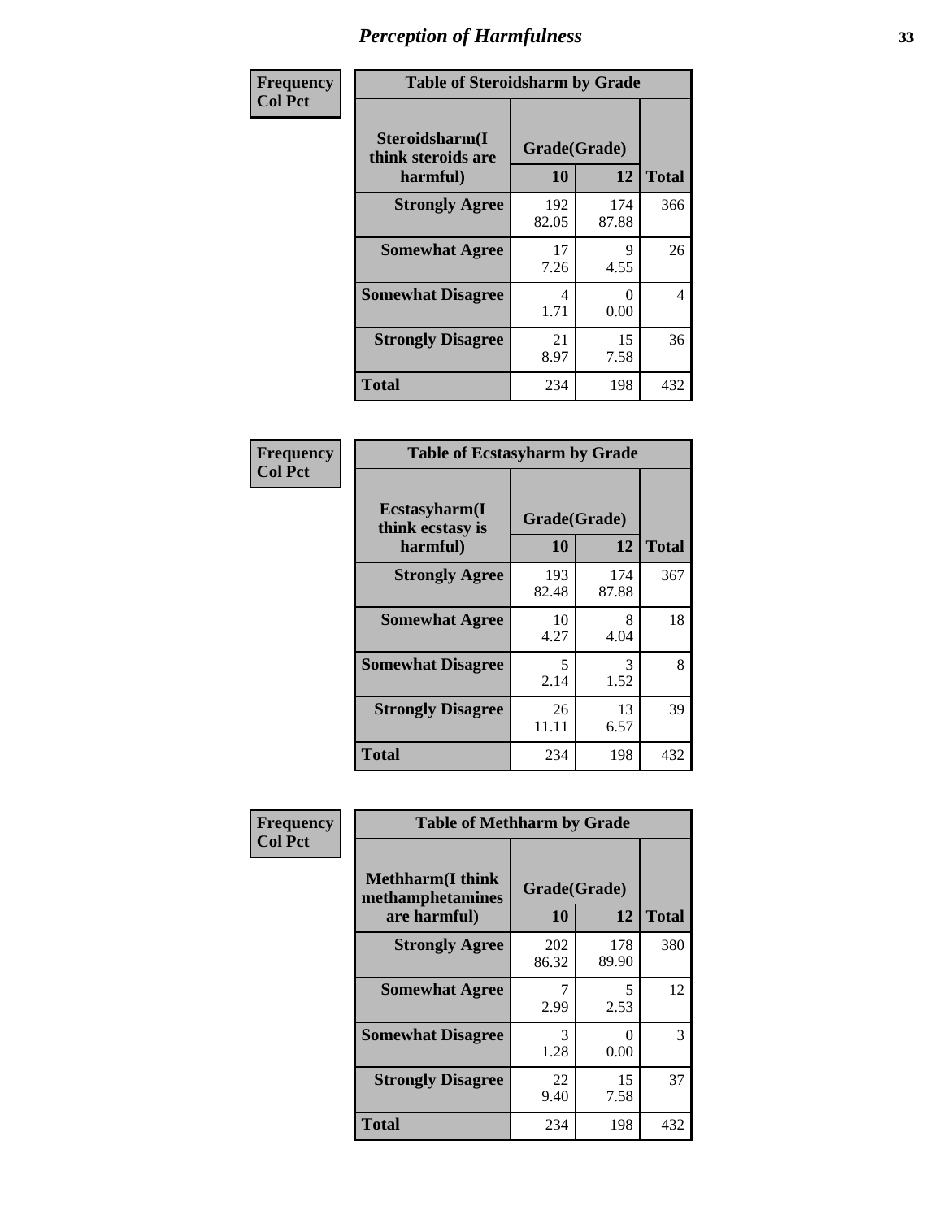# Perception of Harmfulness

| Frequency<br>Col Pct | Table of Steroidsharm by Grade | | |
|---|---|---|---|
| Steroidsharm(I think steroids are harmful) | Grade(Grade) 10 | 12 | Total |
| Strongly Agree | 192<br>82.05 | 174<br>87.88 | 366 |
| Somewhat Agree | 17<br>7.26 | 9<br>4.55 | 26 |
| Somewhat Disagree | 4<br>1.71 | 0<br>0.00 | 4 |
| Strongly Disagree | 21<br>8.97 | 15<br>7.58 | 36 |
| Total | 234 | 198 | 432 |

| Frequency<br>Col Pct | Table of Ecstasyharm by Grade | | |
|---|---|---|---|
| Ecstasyharm(I think ecstasy is harmful) | Grade(Grade) 10 | 12 | Total |
| Strongly Agree | 193<br>82.48 | 174<br>87.88 | 367 |
| Somewhat Agree | 10<br>4.27 | 8<br>4.04 | 18 |
| Somewhat Disagree | 5<br>2.14 | 3<br>1.52 | 8 |
| Strongly Disagree | 26<br>11.11 | 13<br>6.57 | 39 |
| Total | 234 | 198 | 432 |

| Frequency<br>Col Pct | Table of Methharm by Grade | | |
|---|---|---|---|
| Methharm(I think methamphetamines are harmful) | Grade(Grade) 10 | 12 | Total |
| Strongly Agree | 202<br>86.32 | 178<br>89.90 | 380 |
| Somewhat Agree | 7<br>2.99 | 5<br>2.53 | 12 |
| Somewhat Disagree | 3<br>1.28 | 0<br>0.00 | 3 |
| Strongly Disagree | 22<br>9.40 | 15<br>7.58 | 37 |
| Total | 234 | 198 | 432 |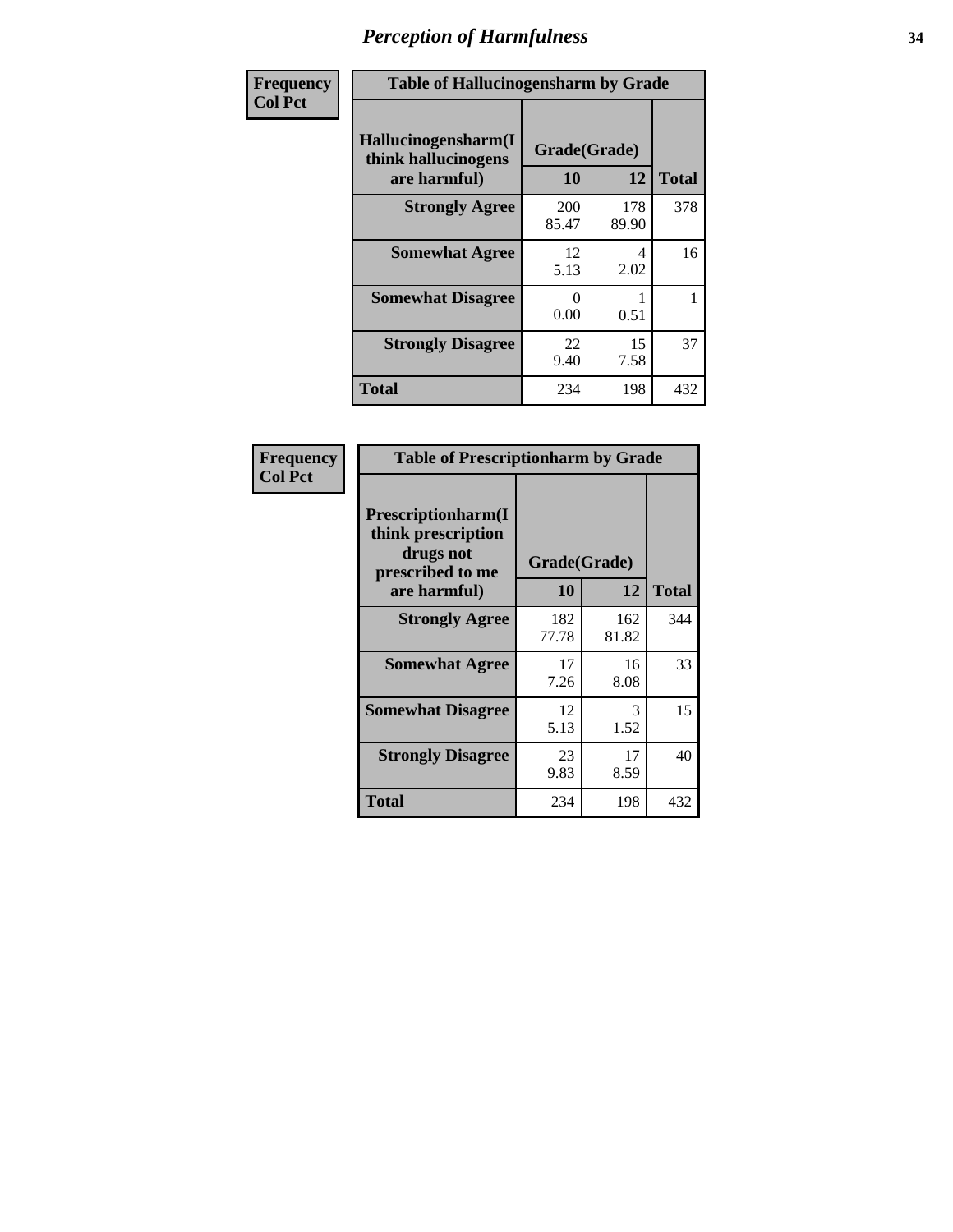# *Perception of Harmfulness*

| Frequency<br>Col Pct | Table of Hallucinogensharm by Grade | | |
|---|---|---|---|
| Hallucinogensharm(I think hallucinogens are harmful) | Grade(Grade) | | |
| | 10 | 12 | Total |
| Strongly Agree | 200<br>85.47 | 178<br>89.90 | 378 |
| Somewhat Agree | 12<br>5.13 | 4<br>2.02 | 16 |
| Somewhat Disagree | 0<br>0.00 | 1<br>0.51 | 1 |
| Strongly Disagree | 22<br>9.40 | 15<br>7.58 | 37 |
| Total | 234 | 198 | 432 |

| Frequency<br>Col Pct | Table of Prescriptionharm by Grade | | |
|---|---|---|---|
| Prescriptionharm(I think prescription drugs not prescribed to me are harmful) | Grade(Grade) | | |
| | 10 | 12 | Total |
| Strongly Agree | 182<br>77.78 | 162<br>81.82 | 344 |
| Somewhat Agree | 17<br>7.26 | 16<br>8.08 | 33 |
| Somewhat Disagree | 12<br>5.13 | 3<br>1.52 | 15 |
| Strongly Disagree | 23<br>9.83 | 17<br>8.59 | 40 |
| Total | 234 | 198 | 432 |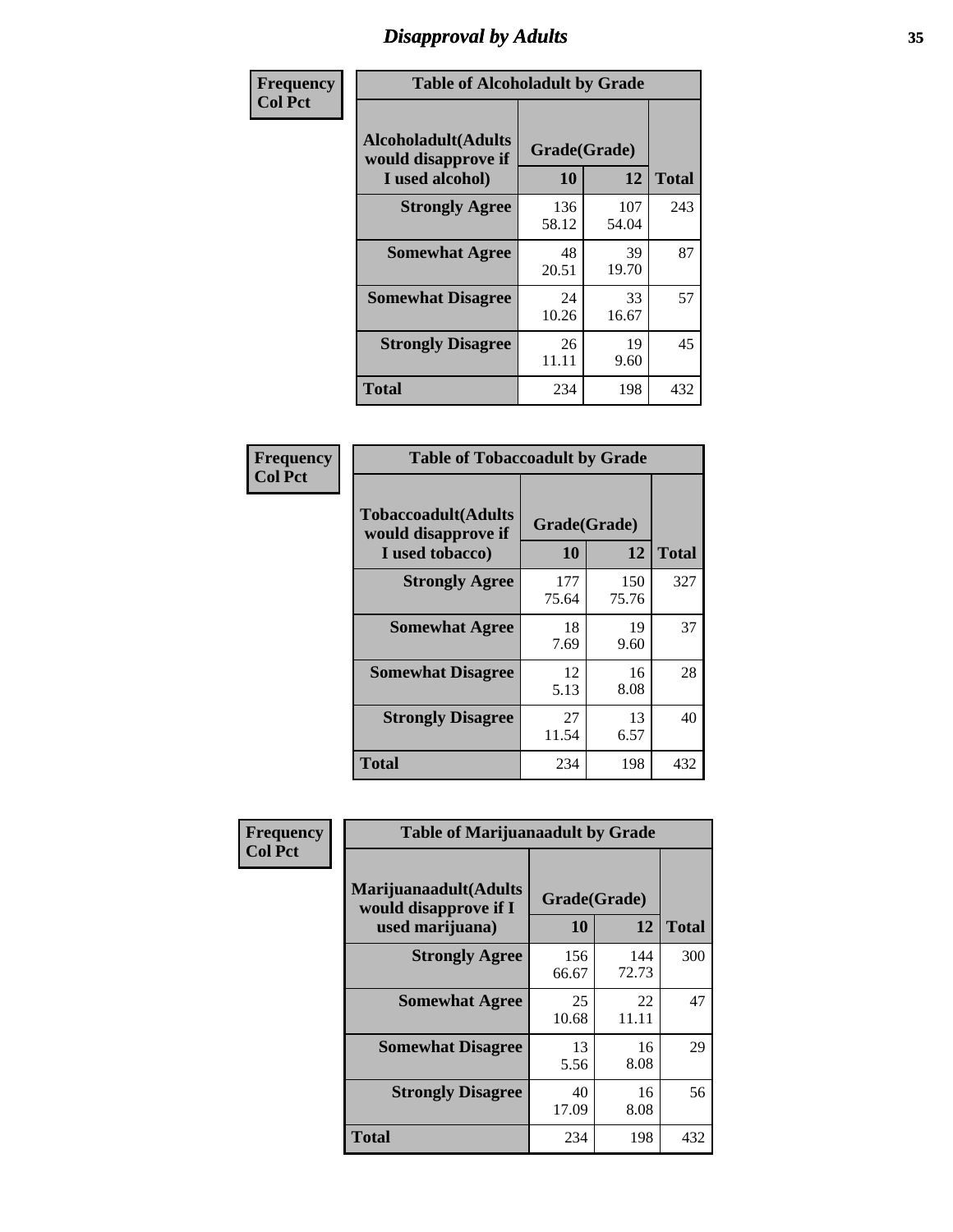# Disapproval by Adults

**Frequency**
**Col Pct**

| Table of Alcoholadult by Grade | | | |
|---|---|---|---|
| Alcoholadult(Adults would disapprove if I used alcohol) | Grade(Grade) | | Total |
| | 10 | 12 | |
| **Strongly Agree** | 136<br>58.12 | 107<br>54.04 | 243 |
| **Somewhat Agree** | 48<br>20.51 | 39<br>19.70 | 87 |
| **Somewhat Disagree** | 24<br>10.26 | 33<br>16.67 | 57 |
| **Strongly Disagree** | 26<br>11.11 | 19<br>9.60 | 45 |
| **Total** | 234 | 198 | 432 |

**Frequency**
**Col Pct**

| Table of Tobaccoadult by Grade | | | |
|---|---|---|---|
| Tobaccoadult(Adults would disapprove if I used tobacco) | Grade(Grade) | | Total |
| | 10 | 12 | |
| **Strongly Agree** | 177<br>75.64 | 150<br>75.76 | 327 |
| **Somewhat Agree** | 18<br>7.69 | 19<br>9.60 | 37 |
| **Somewhat Disagree** | 12<br>5.13 | 16<br>8.08 | 28 |
| **Strongly Disagree** | 27<br>11.54 | 13<br>6.57 | 40 |
| **Total** | 234 | 198 | 432 |

**Frequency**
**Col Pct**

| Table of Marijuanaadult by Grade | | | |
|---|---|---|---|
| Marijuanaadult(Adults would disapprove if I used marijuana) | Grade(Grade) | | Total |
| | 10 | 12 | |
| **Strongly Agree** | 156<br>66.67 | 144<br>72.73 | 300 |
| **Somewhat Agree** | 25<br>10.68 | 22<br>11.11 | 47 |
| **Somewhat Disagree** | 13<br>5.56 | 16<br>8.08 | 29 |
| **Strongly Disagree** | 40<br>17.09 | 16<br>8.08 | 56 |
| **Total** | 234 | 198 | 432 |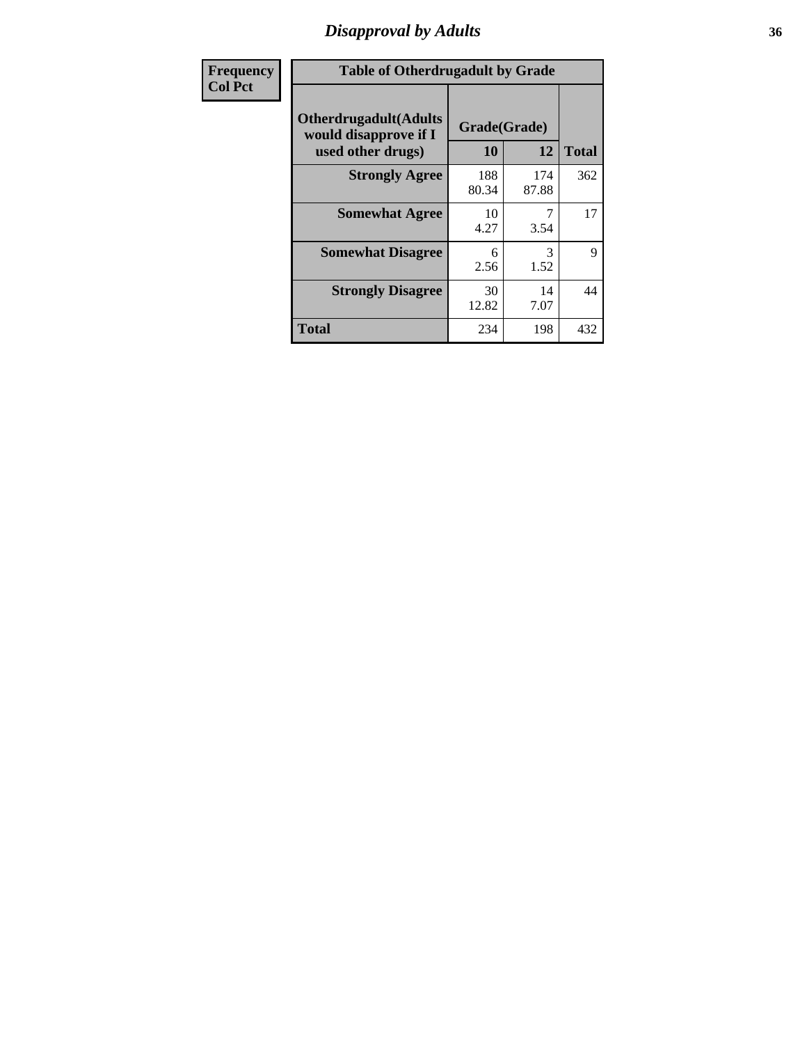# Disapproval by Adults

| Frequency<br>Col Pct |
|---|

**Table of Otherdrugadult by Grade**

| Otherdrugadult(Adults would disapprove if I used other drugs) | Grade(Grade) | | Total |
|---|---|---|---|
| | 10 | 12 | |
| Strongly Agree | 188<br>80.34 | 174<br>87.88 | 362 |
| Somewhat Agree | 10<br>4.27 | 7<br>3.54 | 17 |
| Somewhat Disagree | 6<br>2.56 | 3<br>1.52 | 9 |
| Strongly Disagree | 30<br>12.82 | 14<br>7.07 | 44 |
| Total | 234 | 198 | 432 |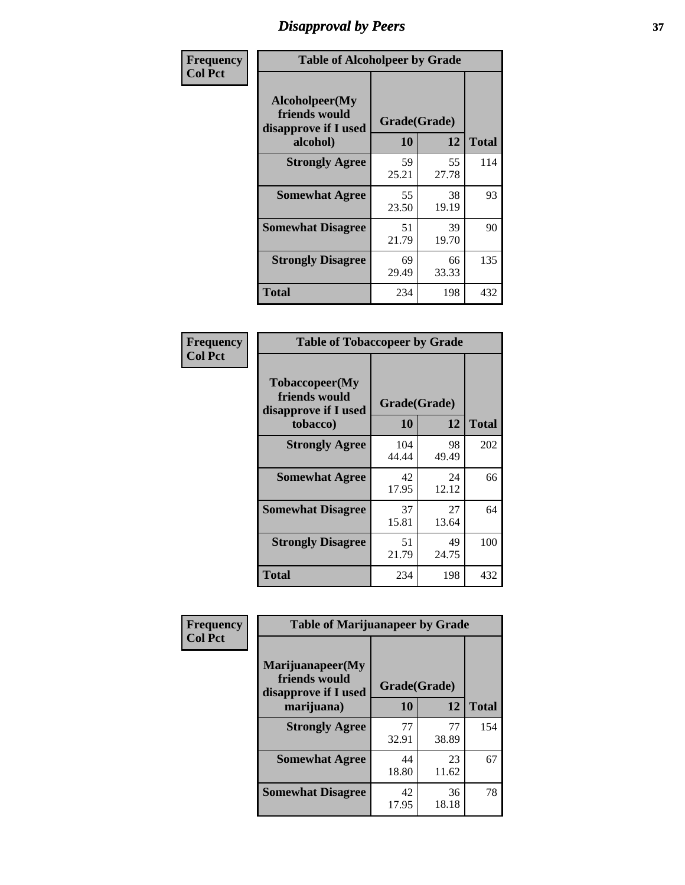# Disapproval by Peers

| Frequency Col Pct | Table of Alcoholpeer by Grade | | |
|---|---|---|---|
| Alcoholpeer(My friends would disapprove if I used alcohol) | Grade(Grade) | | |
| | 10 | 12 | Total |
| Strongly Agree | 59 25.21 | 55 27.78 | 114 |
| Somewhat Agree | 55 23.50 | 38 19.19 | 93 |
| Somewhat Disagree | 51 21.79 | 39 19.70 | 90 |
| Strongly Disagree | 69 29.49 | 66 33.33 | 135 |
| Total | 234 | 198 | 432 |

| Frequency Col Pct | Table of Tobaccopeer by Grade | | |
|---|---|---|---|
| Tobaccopeer(My friends would disapprove if I used tobacco) | Grade(Grade) | | |
| | 10 | 12 | Total |
| Strongly Agree | 104 44.44 | 98 49.49 | 202 |
| Somewhat Agree | 42 17.95 | 24 12.12 | 66 |
| Somewhat Disagree | 37 15.81 | 27 13.64 | 64 |
| Strongly Disagree | 51 21.79 | 49 24.75 | 100 |
| Total | 234 | 198 | 432 |

| Frequency Col Pct | Table of Marijuanapeer by Grade | | |
|---|---|---|---|
| Marijuanapeer(My friends would disapprove if I used marijuana) | Grade(Grade) | | |
| | 10 | 12 | Total |
| Strongly Agree | 77 32.91 | 77 38.89 | 154 |
| Somewhat Agree | 44 18.80 | 23 11.62 | 67 |
| Somewhat Disagree | 42 17.95 | 36 18.18 | 78 |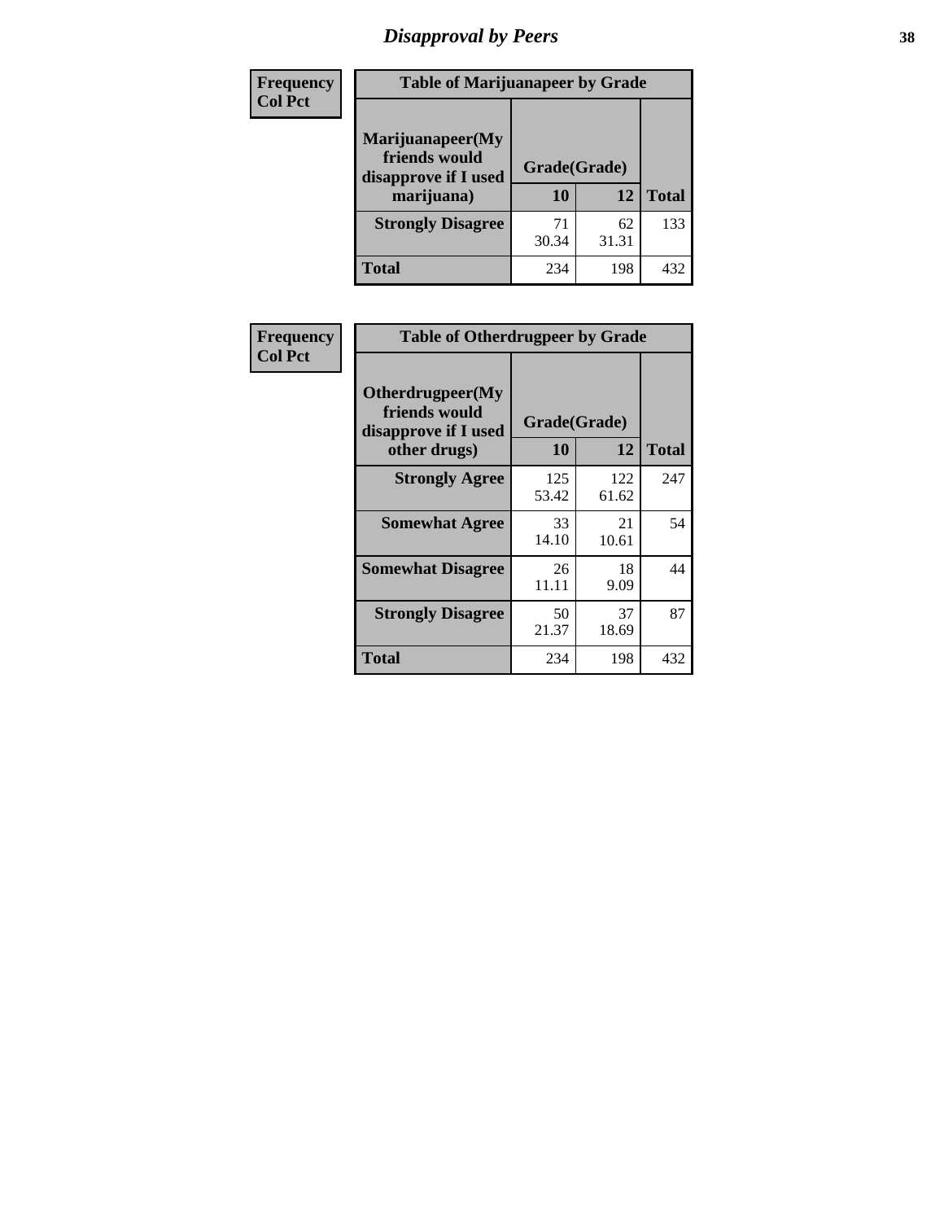# Disapproval by Peers

| Frequency<br>Col Pct | Table of Marijuanapeer by Grade | | |
|---|---|---|---|
| Marijuanapeer(My friends would disapprove if I used marijuana) | Grade(Grade) | | |
| | 10 | 12 | Total |
| Strongly Disagree | 71<br>30.34 | 62<br>31.31 | 133 |
| Total | 234 | 198 | 432 |

| Frequency<br>Col Pct | Table of Otherdrugpeer by Grade | | |
|---|---|---|---|
| Otherdrugpeer(My friends would disapprove if I used other drugs) | Grade(Grade) | | |
| | 10 | 12 | Total |
| Strongly Agree | 125<br>53.42 | 122<br>61.62 | 247 |
| Somewhat Agree | 33<br>14.10 | 21<br>10.61 | 54 |
| Somewhat Disagree | 26<br>11.11 | 18<br>9.09 | 44 |
| Strongly Disagree | 50<br>21.37 | 37<br>18.69 | 87 |
| Total | 234 | 198 | 432 |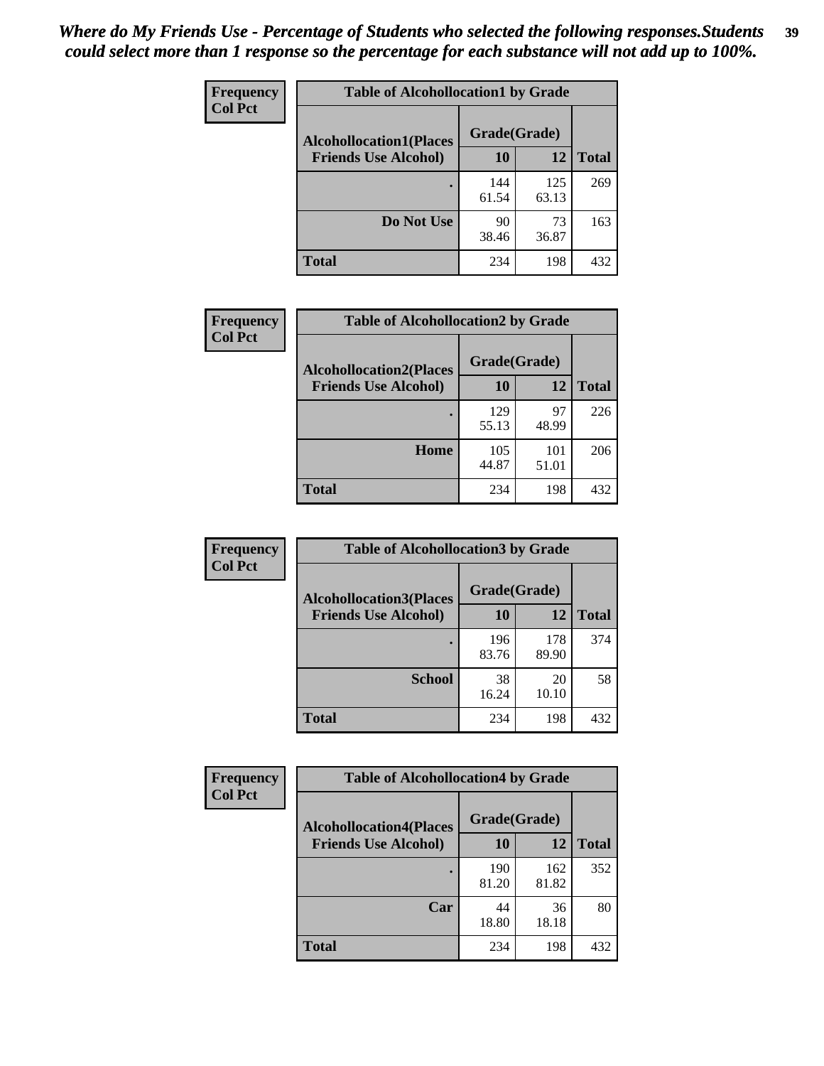*Where do My Friends Use - Percentage of Students who selected the following responses.Students could select more than 1 response so the percentage for each substance will not add up to 100%.*

**Frequency**
**Col Pct**

| Table of Alcohollocation1 by Grade | | | |
|---|---|---|---|
| **Alcohollocation1(Places Friends Use Alcohol)** | **Grade(Grade)** | | **Total** |
| | **10** | **12** | |
| **.** | 144<br>61.54 | 125<br>63.13 | 269 |
| **Do Not Use** | 90<br>38.46 | 73<br>36.87 | 163 |
| **Total** | 234 | 198 | 432 |

**Frequency**
**Col Pct**

| Table of Alcohollocation2 by Grade | | | |
|---|---|---|---|
| **Alcohollocation2(Places Friends Use Alcohol)** | **Grade(Grade)** | | **Total** |
| | **10** | **12** | |
| **.** | 129<br>55.13 | 97<br>48.99 | 226 |
| **Home** | 105<br>44.87 | 101<br>51.01 | 206 |
| **Total** | 234 | 198 | 432 |

**Frequency**
**Col Pct**

| Table of Alcohollocation3 by Grade | | | |
|---|---|---|---|
| **Alcohollocation3(Places Friends Use Alcohol)** | **Grade(Grade)** | | **Total** |
| | **10** | **12** | |
| **.** | 196<br>83.76 | 178<br>89.90 | 374 |
| **School** | 38<br>16.24 | 20<br>10.10 | 58 |
| **Total** | 234 | 198 | 432 |

**Frequency**
**Col Pct**

| Table of Alcohollocation4 by Grade | | | |
|---|---|---|---|
| **Alcohollocation4(Places Friends Use Alcohol)** | **Grade(Grade)** | | **Total** |
| | **10** | **12** | |
| **.** | 190<br>81.20 | 162<br>81.82 | 352 |
| **Car** | 44<br>18.80 | 36<br>18.18 | 80 |
| **Total** | 234 | 198 | 432 |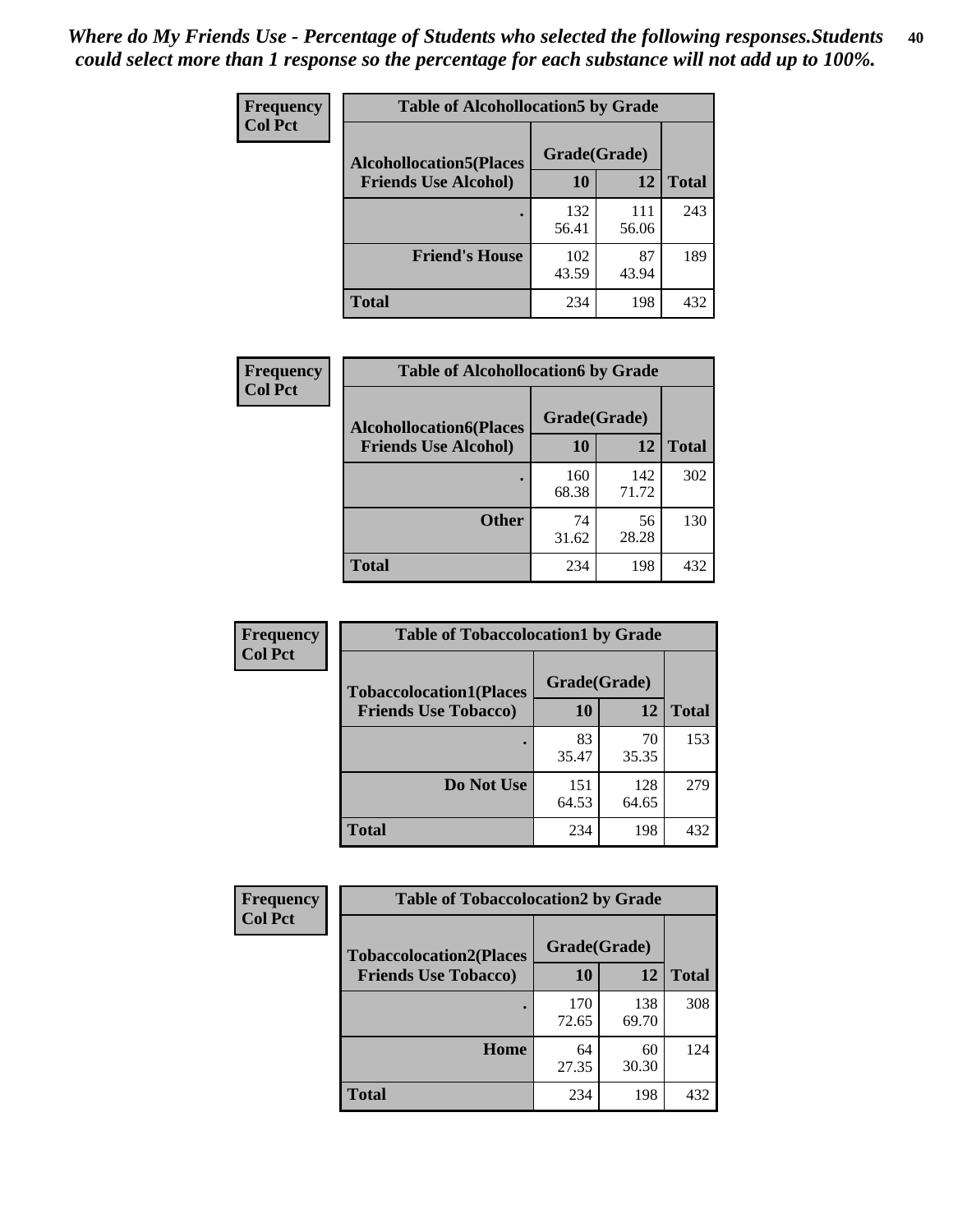*Where do My Friends Use - Percentage of Students who selected the following responses.Students could select more than 1 response so the percentage for each substance will not add up to 100%.*

**Frequency**
**Col Pct**

| Table of Alcohollocation5 by Grade | | | |
|---|---|---|---|
| **Alcohollocation5(Places Friends Use Alcohol)** | **Grade(Grade)** | | |
| | **10** | **12** | **Total** |
| **.** | 132<br>56.41 | 111<br>56.06 | 243 |
| **Friend's House** | 102<br>43.59 | 87<br>43.94 | 189 |
| **Total** | 234 | 198 | 432 |

**Frequency**
**Col Pct**

| Table of Alcohollocation6 by Grade | | | |
|---|---|---|---|
| **Alcohollocation6(Places Friends Use Alcohol)** | **Grade(Grade)** | | |
| | **10** | **12** | **Total** |
| **.** | 160<br>68.38 | 142<br>71.72 | 302 |
| **Other** | 74<br>31.62 | 56<br>28.28 | 130 |
| **Total** | 234 | 198 | 432 |

**Frequency**
**Col Pct**

| Table of Tobaccolocation1 by Grade | | | |
|---|---|---|---|
| **Tobaccolocation1(Places Friends Use Tobacco)** | **Grade(Grade)** | | |
| | **10** | **12** | **Total** |
| **.** | 83<br>35.47 | 70<br>35.35 | 153 |
| **Do Not Use** | 151<br>64.53 | 128<br>64.65 | 279 |
| **Total** | 234 | 198 | 432 |

**Frequency**
**Col Pct**

| Table of Tobaccolocation2 by Grade | | | |
|---|---|---|---|
| **Tobaccolocation2(Places Friends Use Tobacco)** | **Grade(Grade)** | | |
| | **10** | **12** | **Total** |
| **.** | 170<br>72.65 | 138<br>69.70 | 308 |
| **Home** | 64<br>27.35 | 60<br>30.30 | 124 |
| **Total** | 234 | 198 | 432 |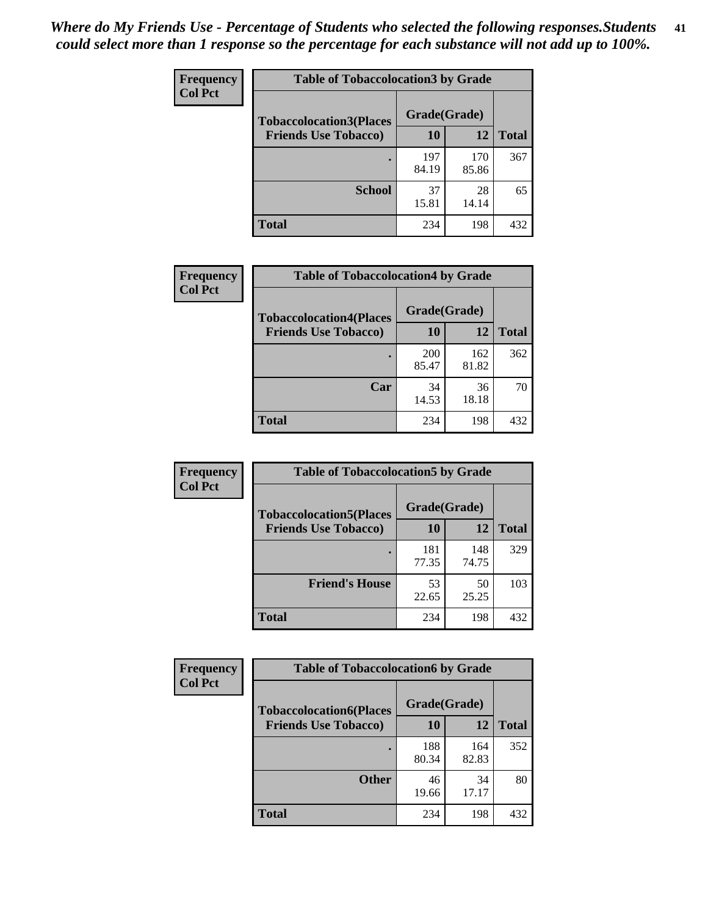*Where do My Friends Use - Percentage of Students who selected the following responses.Students could select more than 1 response so the percentage for each substance will not add up to 100%.*

**Frequency**
**Col Pct**

| Table of Tobaccolocation3 by Grade | | | |
|---|---|---|---|
| **Tobaccolocation3(Places Friends Use Tobacco)** | **Grade(Grade)** | | **Total** |
| | **10** | **12** | |
| **.** | 197<br>84.19 | 170<br>85.86 | 367 |
| **School** | 37<br>15.81 | 28<br>14.14 | 65 |
| **Total** | 234 | 198 | 432 |

**Frequency**
**Col Pct**

| Table of Tobaccolocation4 by Grade | | | |
|---|---|---|---|
| **Tobaccolocation4(Places Friends Use Tobacco)** | **Grade(Grade)** | | **Total** |
| | **10** | **12** | |
| **.** | 200<br>85.47 | 162<br>81.82 | 362 |
| **Car** | 34<br>14.53 | 36<br>18.18 | 70 |
| **Total** | 234 | 198 | 432 |

**Frequency**
**Col Pct**

| Table of Tobaccolocation5 by Grade | | | |
|---|---|---|---|
| **Tobaccolocation5(Places Friends Use Tobacco)** | **Grade(Grade)** | | **Total** |
| | **10** | **12** | |
| **.** | 181<br>77.35 | 148<br>74.75 | 329 |
| **Friend's House** | 53<br>22.65 | 50<br>25.25 | 103 |
| **Total** | 234 | 198 | 432 |

**Frequency**
**Col Pct**

| Table of Tobaccolocation6 by Grade | | | |
|---|---|---|---|
| **Tobaccolocation6(Places Friends Use Tobacco)** | **Grade(Grade)** | | **Total** |
| | **10** | **12** | |
| **.** | 188<br>80.34 | 164<br>82.83 | 352 |
| **Other** | 46<br>19.66 | 34<br>17.17 | 80 |
| **Total** | 234 | 198 | 432 |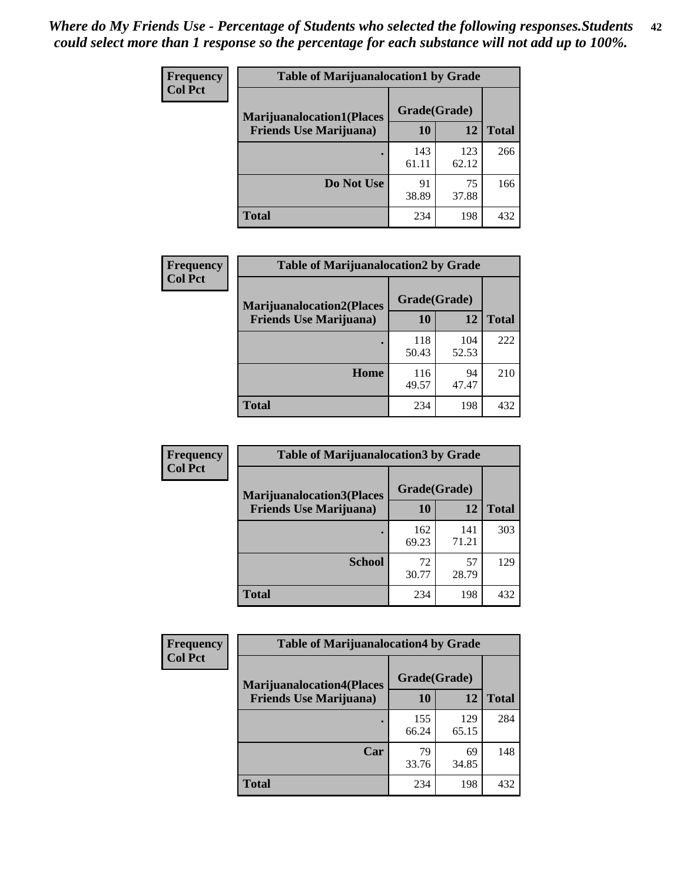*Where do My Friends Use - Percentage of Students who selected the following responses.Students could select more than 1 response so the percentage for each substance will not add up to 100%.*

**Frequency**
**Col Pct**

| Table of Marijuanalocation1 by Grade | | | |
|---|---|---|---|
| **Marijuanalocation1(Places Friends Use Marijuana)** | **Grade(Grade)** | | |
| | **10** | **12** | **Total** |
| **.** | 143<br>61.11 | 123<br>62.12 | 266 |
| **Do Not Use** | 91<br>38.89 | 75<br>37.88 | 166 |
| **Total** | 234 | 198 | 432 |

**Frequency**
**Col Pct**

| Table of Marijuanalocation2 by Grade | | | |
|---|---|---|---|
| **Marijuanalocation2(Places Friends Use Marijuana)** | **Grade(Grade)** | | |
| | **10** | **12** | **Total** |
| **.** | 118<br>50.43 | 104<br>52.53 | 222 |
| **Home** | 116<br>49.57 | 94<br>47.47 | 210 |
| **Total** | 234 | 198 | 432 |

**Frequency**
**Col Pct**

| Table of Marijuanalocation3 by Grade | | | |
|---|---|---|---|
| **Marijuanalocation3(Places Friends Use Marijuana)** | **Grade(Grade)** | | |
| | **10** | **12** | **Total** |
| **.** | 162<br>69.23 | 141<br>71.21 | 303 |
| **School** | 72<br>30.77 | 57<br>28.79 | 129 |
| **Total** | 234 | 198 | 432 |

**Frequency**
**Col Pct**

| Table of Marijuanalocation4 by Grade | | | |
|---|---|---|---|
| **Marijuanalocation4(Places Friends Use Marijuana)** | **Grade(Grade)** | | |
| | **10** | **12** | **Total** |
| **.** | 155<br>66.24 | 129<br>65.15 | 284 |
| **Car** | 79<br>33.76 | 69<br>34.85 | 148 |
| **Total** | 234 | 198 | 432 |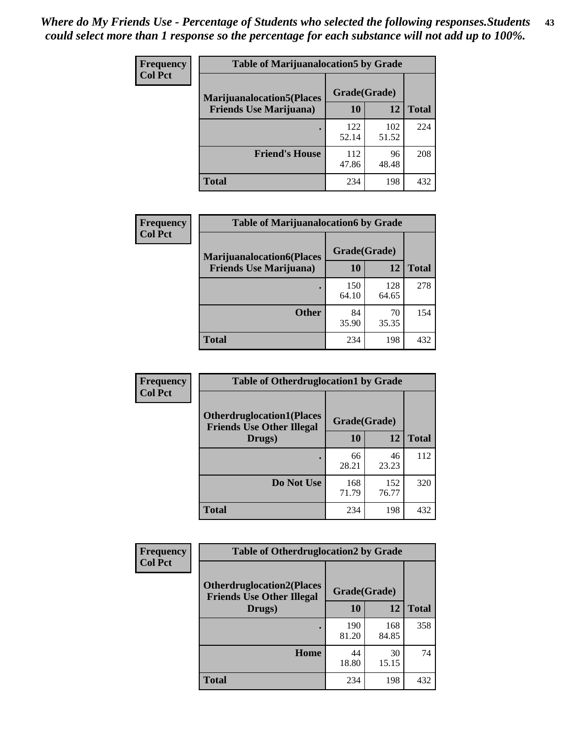*Where do My Friends Use - Percentage of Students who selected the following responses.Students could select more than 1 response so the percentage for each substance will not add up to 100%.*

**Frequency / Col Pct**

| Table of Marijuanalocation5 by Grade | | | |
|---|---|---|---|
| Marijuanalocation5(Places Friends Use Marijuana) | Grade(Grade) | | Total |
| | 10 | 12 | |
| . | 122<br>52.14 | 102<br>51.52 | 224 |
| Friend's House | 112<br>47.86 | 96<br>48.48 | 208 |
| Total | 234 | 198 | 432 |

**Frequency / Col Pct**

| Table of Marijuanalocation6 by Grade | | | |
|---|---|---|---|
| Marijuanalocation6(Places Friends Use Marijuana) | Grade(Grade) | | Total |
| | 10 | 12 | |
| . | 150<br>64.10 | 128<br>64.65 | 278 |
| Other | 84<br>35.90 | 70<br>35.35 | 154 |
| Total | 234 | 198 | 432 |

**Frequency / Col Pct**

| Table of Otherdruglocation1 by Grade | | | |
|---|---|---|---|
| Otherdruglocation1(Places Friends Use Other Illegal Drugs) | Grade(Grade) | | Total |
| | 10 | 12 | |
| . | 66<br>28.21 | 46<br>23.23 | 112 |
| Do Not Use | 168<br>71.79 | 152<br>76.77 | 320 |
| Total | 234 | 198 | 432 |

**Frequency / Col Pct**

| Table of Otherdruglocation2 by Grade | | | |
|---|---|---|---|
| Otherdruglocation2(Places Friends Use Other Illegal Drugs) | Grade(Grade) | | Total |
| | 10 | 12 | |
| . | 190<br>81.20 | 168<br>84.85 | 358 |
| Home | 44<br>18.80 | 30<br>15.15 | 74 |
| Total | 234 | 198 | 432 |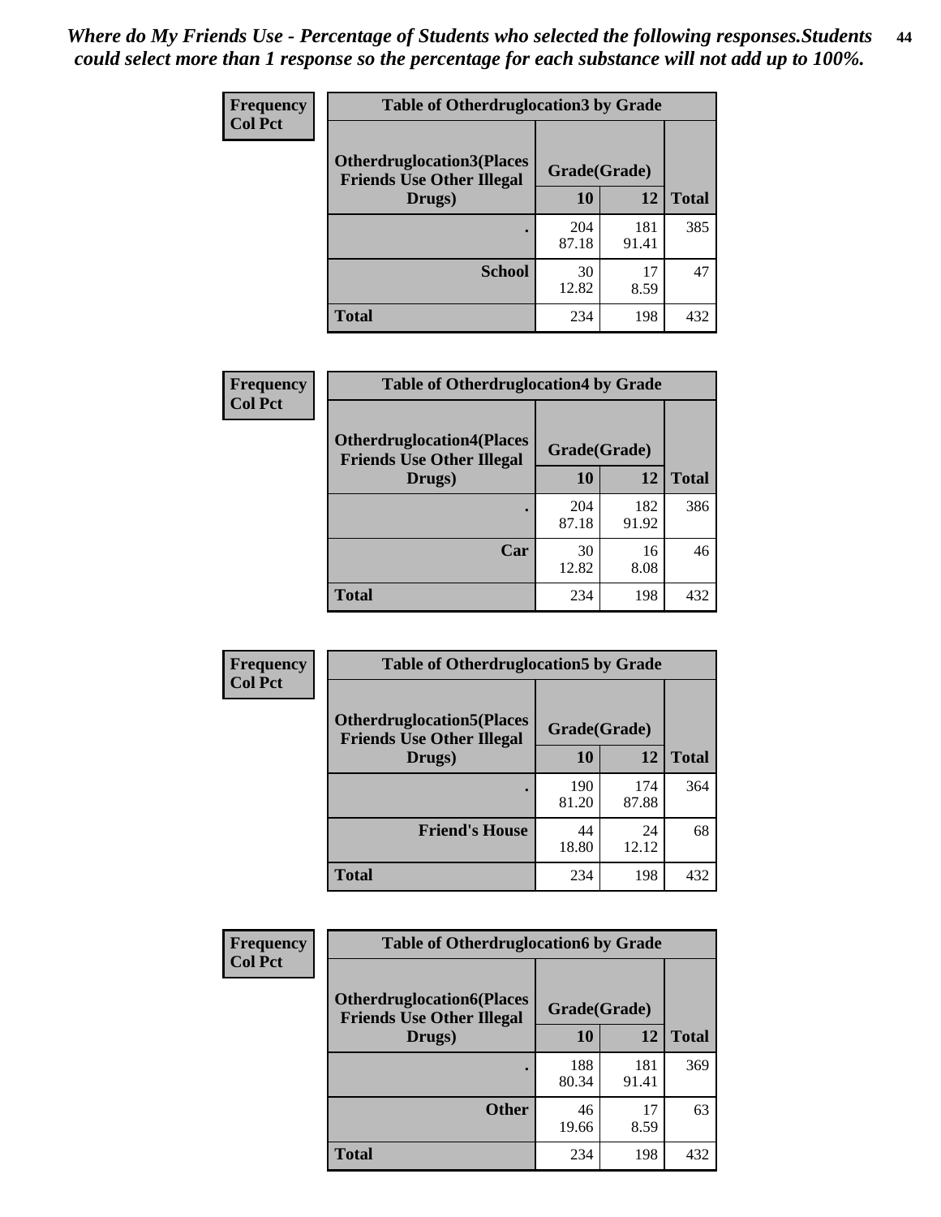*Where do My Friends Use - Percentage of Students who selected the following responses.Students could select more than 1 response so the percentage for each substance will not add up to 100%.*

**Frequency**
**Col Pct**

**Table of Otherdruglocation3 by Grade**

| Otherdruglocation3(Places Friends Use Other Illegal Drugs) | Grade(Grade) 10 | 12 | Total |
|---|---|---|---|
| . | 204<br>87.18 | 181<br>91.41 | 385 |
| School | 30<br>12.82 | 17<br>8.59 | 47 |
| Total | 234 | 198 | 432 |

**Frequency**
**Col Pct**

**Table of Otherdruglocation4 by Grade**

| Otherdruglocation4(Places Friends Use Other Illegal Drugs) | Grade(Grade) 10 | 12 | Total |
|---|---|---|---|
| . | 204<br>87.18 | 182<br>91.92 | 386 |
| Car | 30<br>12.82 | 16<br>8.08 | 46 |
| Total | 234 | 198 | 432 |

**Frequency**
**Col Pct**

**Table of Otherdruglocation5 by Grade**

| Otherdruglocation5(Places Friends Use Other Illegal Drugs) | Grade(Grade) 10 | 12 | Total |
|---|---|---|---|
| . | 190<br>81.20 | 174<br>87.88 | 364 |
| Friend's House | 44<br>18.80 | 24<br>12.12 | 68 |
| Total | 234 | 198 | 432 |

**Frequency**
**Col Pct**

**Table of Otherdruglocation6 by Grade**

| Otherdruglocation6(Places Friends Use Other Illegal Drugs) | Grade(Grade) 10 | 12 | Total |
|---|---|---|---|
| . | 188<br>80.34 | 181<br>91.41 | 369 |
| Other | 46<br>19.66 | 17<br>8.59 | 63 |
| Total | 234 | 198 | 432 |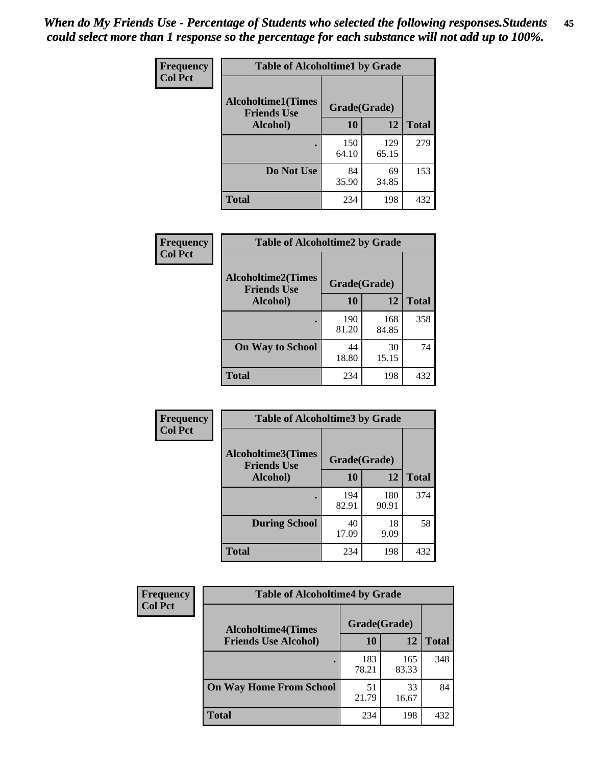*When do My Friends Use - Percentage of Students who selected the following responses.Students could select more than 1 response so the percentage for each substance will not add up to 100%.*

**Frequency**
**Col Pct**

| Table of Alcoholtime1 by Grade | | | |
|---|---|---|---|
| **Alcoholtime1(Times Friends Use Alcohol)** | **Grade(Grade)** | | |
| | **10** | **12** | **Total** |
| **.** | 150<br>64.10 | 129<br>65.15 | 279 |
| **Do Not Use** | 84<br>35.90 | 69<br>34.85 | 153 |
| **Total** | 234 | 198 | 432 |

**Frequency**
**Col Pct**

| Table of Alcoholtime2 by Grade | | | |
|---|---|---|---|
| **Alcoholtime2(Times Friends Use Alcohol)** | **Grade(Grade)** | | |
| | **10** | **12** | **Total** |
| **.** | 190<br>81.20 | 168<br>84.85 | 358 |
| **On Way to School** | 44<br>18.80 | 30<br>15.15 | 74 |
| **Total** | 234 | 198 | 432 |

**Frequency**
**Col Pct**

| Table of Alcoholtime3 by Grade | | | |
|---|---|---|---|
| **Alcoholtime3(Times Friends Use Alcohol)** | **Grade(Grade)** | | |
| | **10** | **12** | **Total** |
| **.** | 194<br>82.91 | 180<br>90.91 | 374 |
| **During School** | 40<br>17.09 | 18<br>9.09 | 58 |
| **Total** | 234 | 198 | 432 |

**Frequency**
**Col Pct**

| Table of Alcoholtime4 by Grade | | | |
|---|---|---|---|
| **Alcoholtime4(Times Friends Use Alcohol)** | **Grade(Grade)** | | |
| | **10** | **12** | **Total** |
| **.** | 183<br>78.21 | 165<br>83.33 | 348 |
| **On Way Home From School** | 51<br>21.79 | 33<br>16.67 | 84 |
| **Total** | 234 | 198 | 432 |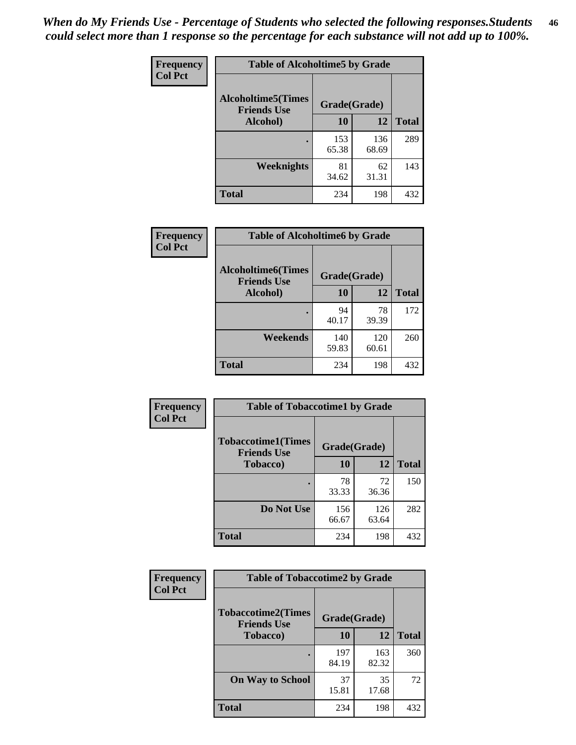*When do My Friends Use - Percentage of Students who selected the following responses.Students could select more than 1 response so the percentage for each substance will not add up to 100%.*

**Frequency**
**Col Pct**

| Table of Alcoholtime5 by Grade | | | |
|---|---|---|---|
| **Alcoholtime5(Times Friends Use Alcohol)** | **Grade(Grade)** | | **Total** |
| | **10** | **12** | |
| **.** | 153<br>65.38 | 136<br>68.69 | 289 |
| **Weeknights** | 81<br>34.62 | 62<br>31.31 | 143 |
| **Total** | 234 | 198 | 432 |

**Frequency**
**Col Pct**

| Table of Alcoholtime6 by Grade | | | |
|---|---|---|---|
| **Alcoholtime6(Times Friends Use Alcohol)** | **Grade(Grade)** | | **Total** |
| | **10** | **12** | |
| **.** | 94<br>40.17 | 78<br>39.39 | 172 |
| **Weekends** | 140<br>59.83 | 120<br>60.61 | 260 |
| **Total** | 234 | 198 | 432 |

**Frequency**
**Col Pct**

| Table of Tobaccotime1 by Grade | | | |
|---|---|---|---|
| **Tobaccotime1(Times Friends Use Tobacco)** | **Grade(Grade)** | | **Total** |
| | **10** | **12** | |
| **.** | 78<br>33.33 | 72<br>36.36 | 150 |
| **Do Not Use** | 156<br>66.67 | 126<br>63.64 | 282 |
| **Total** | 234 | 198 | 432 |

**Frequency**
**Col Pct**

| Table of Tobaccotime2 by Grade | | | |
|---|---|---|---|
| **Tobaccotime2(Times Friends Use Tobacco)** | **Grade(Grade)** | | **Total** |
| | **10** | **12** | |
| **.** | 197<br>84.19 | 163<br>82.32 | 360 |
| **On Way to School** | 37<br>15.81 | 35<br>17.68 | 72 |
| **Total** | 234 | 198 | 432 |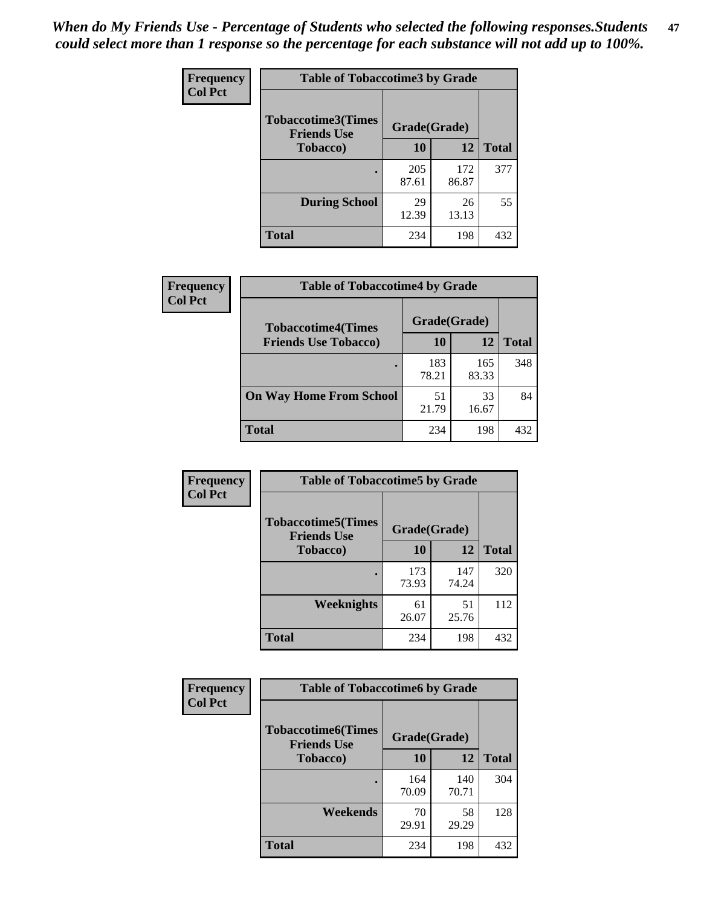*When do My Friends Use - Percentage of Students who selected the following responses.Students could select more than 1 response so the percentage for each substance will not add up to 100%.*

**Frequency**
**Col Pct**

| Table of Tobaccotime3 by Grade | | | |
|---|---|---|---|
| Tobaccotime3(Times Friends Use Tobacco) | Grade(Grade) | | |
| | 10 | 12 | Total |
| . | 205<br>87.61 | 172<br>86.87 | 377 |
| During School | 29<br>12.39 | 26<br>13.13 | 55 |
| Total | 234 | 198 | 432 |

**Frequency**
**Col Pct**

| Table of Tobaccotime4 by Grade | | | |
|---|---|---|---|
| Tobaccotime4(Times Friends Use Tobacco) | Grade(Grade) | | |
| | 10 | 12 | Total |
| . | 183<br>78.21 | 165<br>83.33 | 348 |
| On Way Home From School | 51<br>21.79 | 33<br>16.67 | 84 |
| Total | 234 | 198 | 432 |

**Frequency**
**Col Pct**

| Table of Tobaccotime5 by Grade | | | |
|---|---|---|---|
| Tobaccotime5(Times Friends Use Tobacco) | Grade(Grade) | | |
| | 10 | 12 | Total |
| . | 173<br>73.93 | 147<br>74.24 | 320 |
| Weeknights | 61<br>26.07 | 51<br>25.76 | 112 |
| Total | 234 | 198 | 432 |

**Frequency**
**Col Pct**

| Table of Tobaccotime6 by Grade | | | |
|---|---|---|---|
| Tobaccotime6(Times Friends Use Tobacco) | Grade(Grade) | | |
| | 10 | 12 | Total |
| . | 164<br>70.09 | 140<br>70.71 | 304 |
| Weekends | 70<br>29.91 | 58<br>29.29 | 128 |
| Total | 234 | 198 | 432 |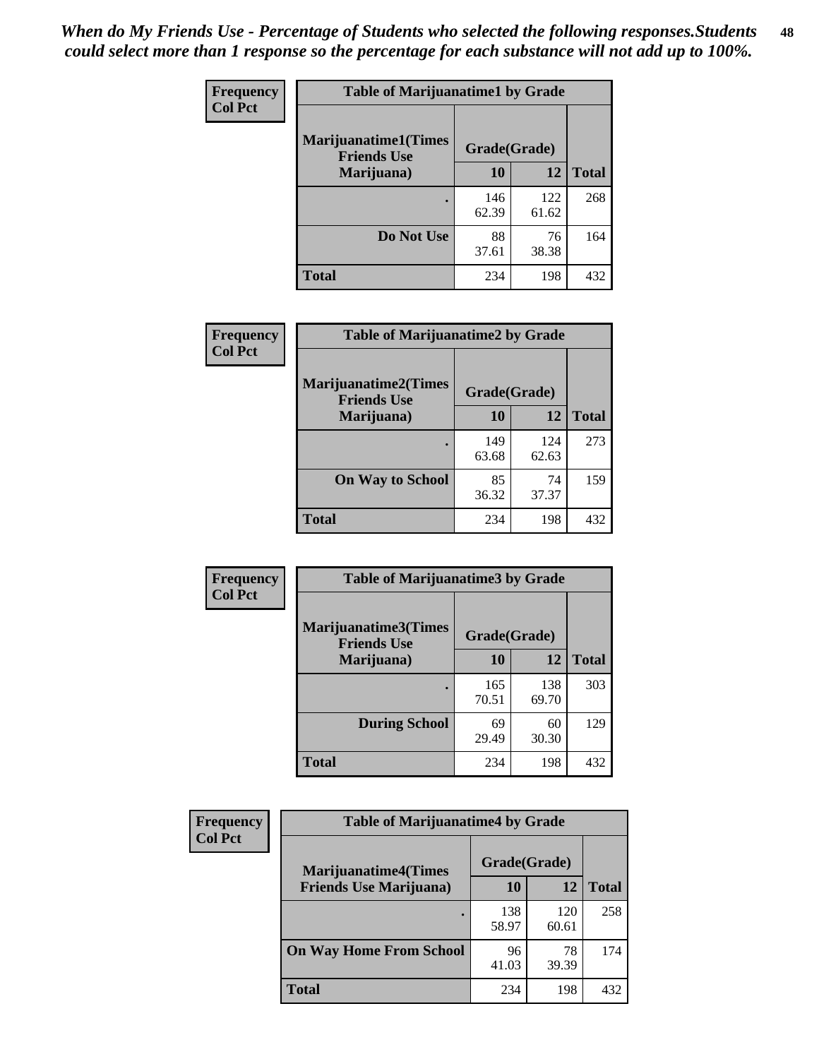*When do My Friends Use - Percentage of Students who selected the following responses.Students could select more than 1 response so the percentage for each substance will not add up to 100%.*

**Frequency**
**Col Pct**

| Table of Marijuanatime1 by Grade | | | |
|---|---|---|---|
| **Marijuanatime1(Times Friends Use Marijuana)** | **Grade(Grade)** | | |
| | **10** | **12** | **Total** |
| **.** | 146<br>62.39 | 122<br>61.62 | 268 |
| **Do Not Use** | 88<br>37.61 | 76<br>38.38 | 164 |
| **Total** | 234 | 198 | 432 |

**Frequency**
**Col Pct**

| Table of Marijuanatime2 by Grade | | | |
|---|---|---|---|
| **Marijuanatime2(Times Friends Use Marijuana)** | **Grade(Grade)** | | |
| | **10** | **12** | **Total** |
| **.** | 149<br>63.68 | 124<br>62.63 | 273 |
| **On Way to School** | 85<br>36.32 | 74<br>37.37 | 159 |
| **Total** | 234 | 198 | 432 |

**Frequency**
**Col Pct**

| Table of Marijuanatime3 by Grade | | | |
|---|---|---|---|
| **Marijuanatime3(Times Friends Use Marijuana)** | **Grade(Grade)** | | |
| | **10** | **12** | **Total** |
| **.** | 165<br>70.51 | 138<br>69.70 | 303 |
| **During School** | 69<br>29.49 | 60<br>30.30 | 129 |
| **Total** | 234 | 198 | 432 |

**Frequency**
**Col Pct**

| Table of Marijuanatime4 by Grade | | | |
|---|---|---|---|
| **Marijuanatime4(Times Friends Use Marijuana)** | **Grade(Grade)** | | |
| | **10** | **12** | **Total** |
| **.** | 138<br>58.97 | 120<br>60.61 | 258 |
| **On Way Home From School** | 96<br>41.03 | 78<br>39.39 | 174 |
| **Total** | 234 | 198 | 432 |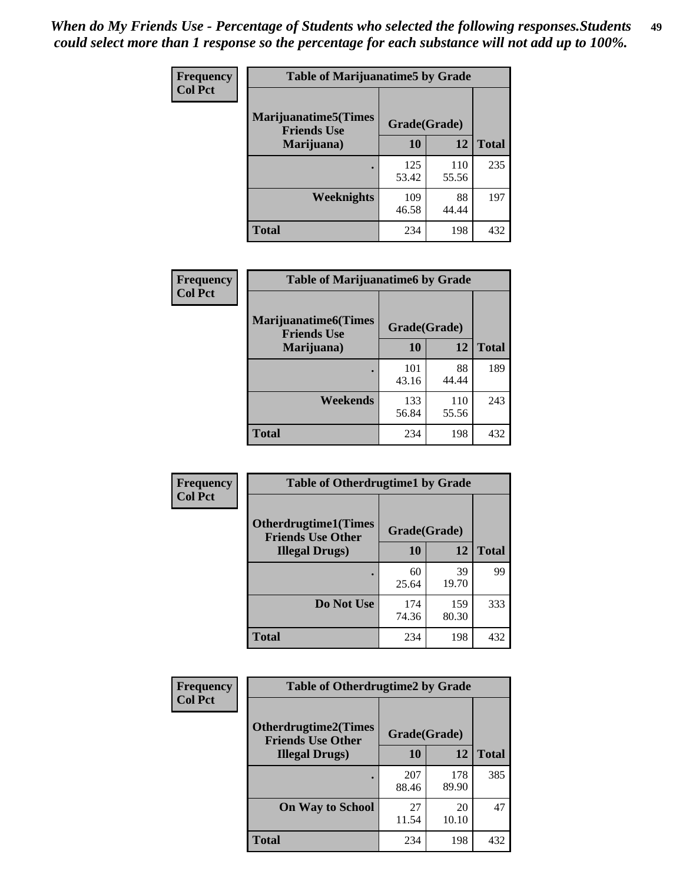*When do My Friends Use - Percentage of Students who selected the following responses.Students could select more than 1 response so the percentage for each substance will not add up to 100%.*

**Frequency**
**Col Pct**

**Table of Marijuanatime5 by Grade**

| Marijuanatime5(Times Friends Use Marijuana) | Grade(Grade) | | Total |
|---|---|---|---|
| | 10 | 12 | |
| . | 125<br>53.42 | 110<br>55.56 | 235 |
| Weeknights | 109<br>46.58 | 88<br>44.44 | 197 |
| Total | 234 | 198 | 432 |

**Frequency**
**Col Pct**

**Table of Marijuanatime6 by Grade**

| Marijuanatime6(Times Friends Use Marijuana) | Grade(Grade) | | Total |
|---|---|---|---|
| | 10 | 12 | |
| . | 101<br>43.16 | 88<br>44.44 | 189 |
| Weekends | 133<br>56.84 | 110<br>55.56 | 243 |
| Total | 234 | 198 | 432 |

**Frequency**
**Col Pct**

**Table of Otherdrugtime1 by Grade**

| Otherdrugtime1(Times Friends Use Other Illegal Drugs) | Grade(Grade) | | Total |
|---|---|---|---|
| | 10 | 12 | |
| . | 60<br>25.64 | 39<br>19.70 | 99 |
| Do Not Use | 174<br>74.36 | 159<br>80.30 | 333 |
| Total | 234 | 198 | 432 |

**Frequency**
**Col Pct**

**Table of Otherdrugtime2 by Grade**

| Otherdrugtime2(Times Friends Use Other Illegal Drugs) | Grade(Grade) | | Total |
|---|---|---|---|
| | 10 | 12 | |
| . | 207<br>88.46 | 178<br>89.90 | 385 |
| On Way to School | 27<br>11.54 | 20<br>10.10 | 47 |
| Total | 234 | 198 | 432 |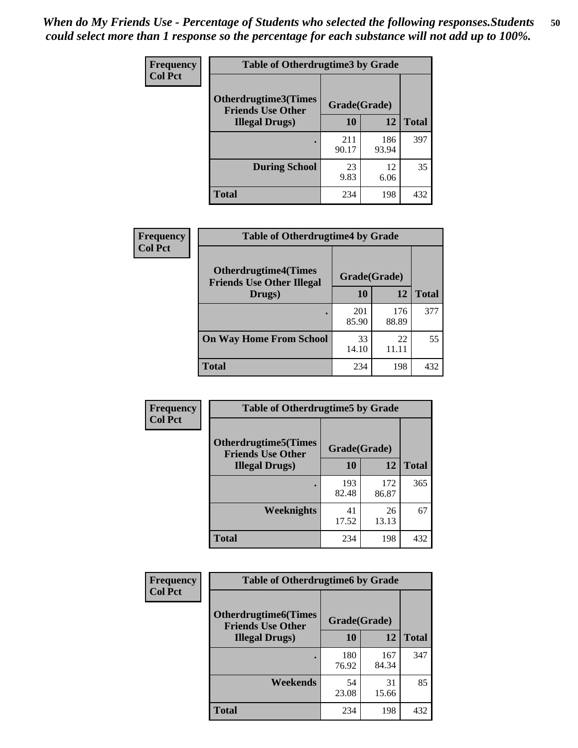*When do My Friends Use - Percentage of Students who selected the following responses.Students could select more than 1 response so the percentage for each substance will not add up to 100%.*

**Frequency**
**Col Pct**

**Table of Otherdrugtime3 by Grade**

| Otherdrugtime3(Times Friends Use Other Illegal Drugs) | Grade(Grade) | | Total |
|---|---|---|---|
| | 10 | 12 | |
| . | 211<br>90.17 | 186<br>93.94 | 397 |
| During School | 23<br>9.83 | 12<br>6.06 | 35 |
| Total | 234 | 198 | 432 |

**Frequency**
**Col Pct**

**Table of Otherdrugtime4 by Grade**

| Otherdrugtime4(Times Friends Use Other Illegal Drugs) | Grade(Grade) | | Total |
|---|---|---|---|
| | 10 | 12 | |
| . | 201<br>85.90 | 176<br>88.89 | 377 |
| On Way Home From School | 33<br>14.10 | 22<br>11.11 | 55 |
| Total | 234 | 198 | 432 |

**Frequency**
**Col Pct**

**Table of Otherdrugtime5 by Grade**

| Otherdrugtime5(Times Friends Use Other Illegal Drugs) | Grade(Grade) | | Total |
|---|---|---|---|
| | 10 | 12 | |
| . | 193<br>82.48 | 172<br>86.87 | 365 |
| Weeknights | 41<br>17.52 | 26<br>13.13 | 67 |
| Total | 234 | 198 | 432 |

**Frequency**
**Col Pct**

**Table of Otherdrugtime6 by Grade**

| Otherdrugtime6(Times Friends Use Other Illegal Drugs) | Grade(Grade) | | Total |
|---|---|---|---|
| | 10 | 12 | |
| . | 180<br>76.92 | 167<br>84.34 | 347 |
| Weekends | 54<br>23.08 | 31<br>15.66 | 85 |
| Total | 234 | 198 | 432 |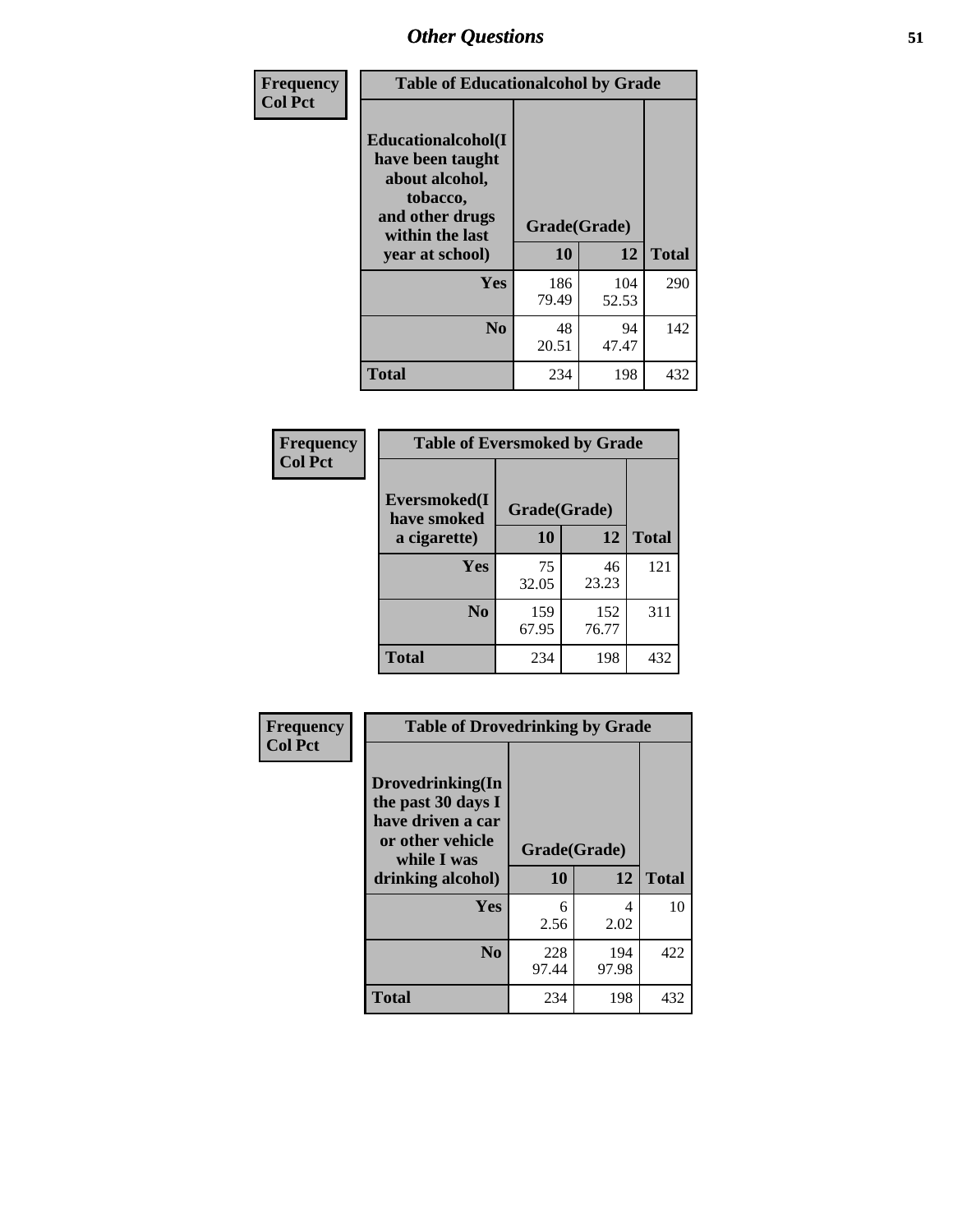| Frequency<br>Col Pct | Table of Educationalcohol by Grade | | |
|---|---|---|---|
| Educationalcohol(I have been taught about alcohol, tobacco, and other drugs within the last year at school) | Grade(Grade) | | |
| | 10 | 12 | Total |
| Yes | 186<br>79.49 | 104<br>52.53 | 290 |
| No | 48<br>20.51 | 94<br>47.47 | 142 |
| Total | 234 | 198 | 432 |

| Frequency<br>Col Pct | Table of Eversmoked by Grade | | |
|---|---|---|---|
| Eversmoked(I have smoked a cigarette) | Grade(Grade) | | |
| | 10 | 12 | Total |
| Yes | 75<br>32.05 | 46<br>23.23 | 121 |
| No | 159<br>67.95 | 152<br>76.77 | 311 |
| Total | 234 | 198 | 432 |

| Frequency<br>Col Pct | Table of Drovedrinking by Grade | | |
|---|---|---|---|
| Drovedrinking(In the past 30 days I have driven a car or other vehicle while I was drinking alcohol) | Grade(Grade) | | |
| | 10 | 12 | Total |
| Yes | 6<br>2.56 | 4<br>2.02 | 10 |
| No | 228<br>97.44 | 194<br>97.98 | 422 |
| Total | 234 | 198 | 432 |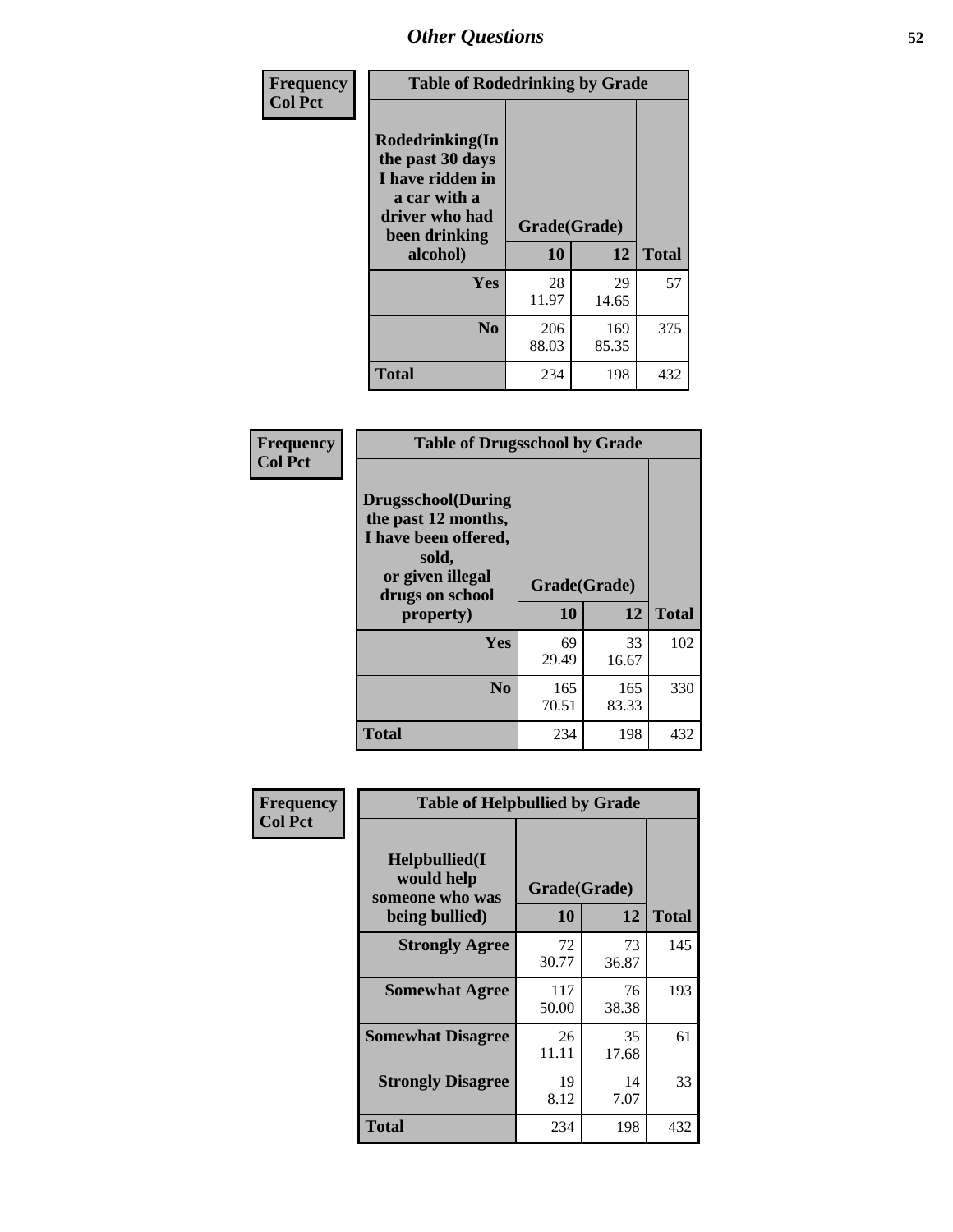# Other Questions

**Frequency**
**Col Pct**

**Table of Rodedrinking by Grade**

| Rodedrinking(In the past 30 days I have ridden in a car with a driver who had been drinking alcohol) | Grade(Grade) | | Total |
|---|---|---|---|
| | 10 | 12 | |
| Yes | 28<br>11.97 | 29<br>14.65 | 57 |
| No | 206<br>88.03 | 169<br>85.35 | 375 |
| Total | 234 | 198 | 432 |

**Frequency**
**Col Pct**

**Table of Drugsschool by Grade**

| Drugsschool(During the past 12 months, I have been offered, sold, or given illegal drugs on school property) | Grade(Grade) | | Total |
|---|---|---|---|
| | 10 | 12 | |
| Yes | 69<br>29.49 | 33<br>16.67 | 102 |
| No | 165<br>70.51 | 165<br>83.33 | 330 |
| Total | 234 | 198 | 432 |

**Frequency**
**Col Pct**

**Table of Helpbullied by Grade**

| Helpbullied(I would help someone who was being bullied) | Grade(Grade) | | Total |
|---|---|---|---|
| | 10 | 12 | |
| Strongly Agree | 72<br>30.77 | 73<br>36.87 | 145 |
| Somewhat Agree | 117<br>50.00 | 76<br>38.38 | 193 |
| Somewhat Disagree | 26<br>11.11 | 35<br>17.68 | 61 |
| Strongly Disagree | 19<br>8.12 | 14<br>7.07 | 33 |
| Total | 234 | 198 | 432 |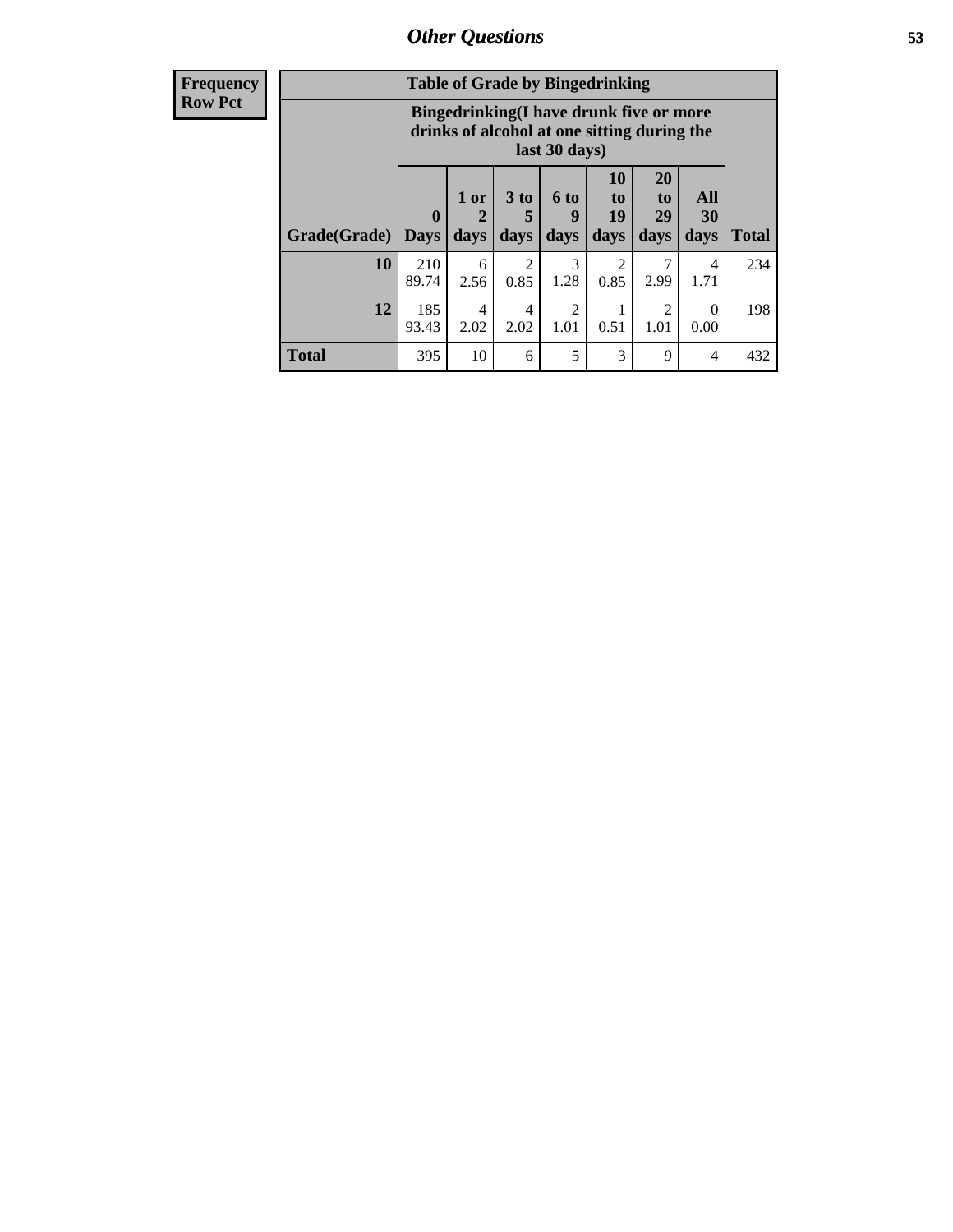## Other Questions

**Frequency**
**Row Pct**

**Table of Grade by Bingedrinking**

| Grade(Grade) | Bingedrinking(I have drunk five or more drinks of alcohol at one sitting during the last 30 days) | | | | | | | Total |
|---|---|---|---|---|---|---|---|---|
| | 0 Days | 1 or 2 days | 3 to 5 days | 6 to 9 days | 10 to 19 days | 20 to 29 days | All 30 days | |
| **10** | 210<br>89.74 | 6<br>2.56 | 2<br>0.85 | 3<br>1.28 | 2<br>0.85 | 7<br>2.99 | 4<br>1.71 | 234 |
| **12** | 185<br>93.43 | 4<br>2.02 | 4<br>2.02 | 2<br>1.01 | 1<br>0.51 | 2<br>1.01 | 0<br>0.00 | 198 |
| **Total** | 395 | 10 | 6 | 5 | 3 | 9 | 4 | 432 |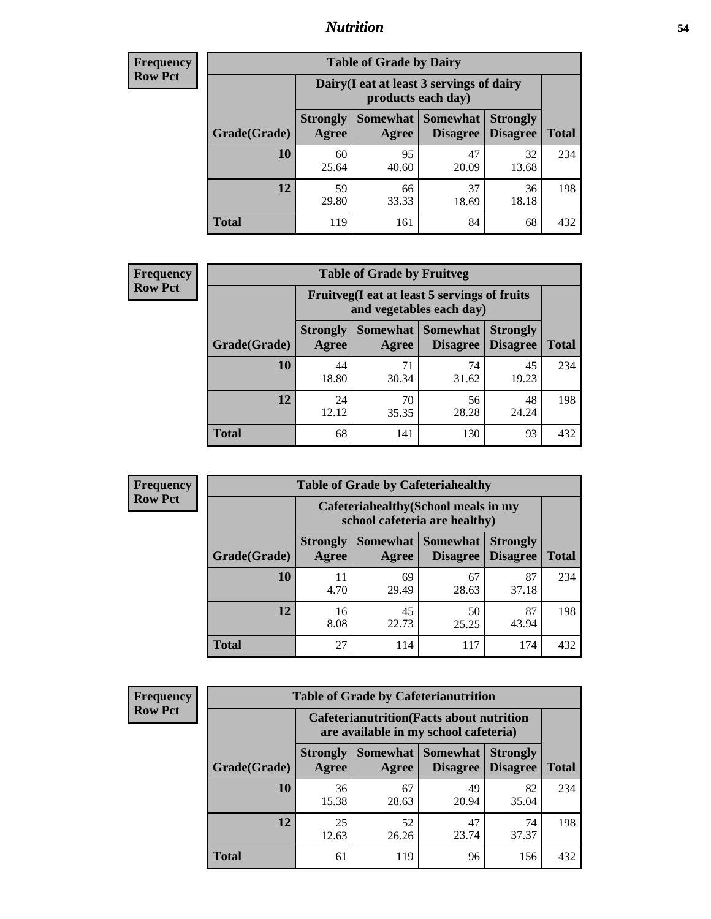# Nutrition

**Frequency**
**Row Pct**

| Table of Grade by Dairy | | | | | |
|---|---|---|---|---|---|
| | Dairy(I eat at least 3 servings of dairy products each day) | | | | |
| Grade(Grade) | Strongly Agree | Somewhat Agree | Somewhat Disagree | Strongly Disagree | Total |
| 10 | 60<br>25.64 | 95<br>40.60 | 47<br>20.09 | 32<br>13.68 | 234 |
| 12 | 59<br>29.80 | 66<br>33.33 | 37<br>18.69 | 36<br>18.18 | 198 |
| Total | 119 | 161 | 84 | 68 | 432 |

**Frequency**
**Row Pct**

| Table of Grade by Fruitveg | | | | | |
|---|---|---|---|---|---|
| | Fruitveg(I eat at least 5 servings of fruits and vegetables each day) | | | | |
| Grade(Grade) | Strongly Agree | Somewhat Agree | Somewhat Disagree | Strongly Disagree | Total |
| 10 | 44<br>18.80 | 71<br>30.34 | 74<br>31.62 | 45<br>19.23 | 234 |
| 12 | 24<br>12.12 | 70<br>35.35 | 56<br>28.28 | 48<br>24.24 | 198 |
| Total | 68 | 141 | 130 | 93 | 432 |

**Frequency**
**Row Pct**

| Table of Grade by Cafeteriahealthy | | | | | |
|---|---|---|---|---|---|
| | Cafeteriahealthy(School meals in my school cafeteria are healthy) | | | | |
| Grade(Grade) | Strongly Agree | Somewhat Agree | Somewhat Disagree | Strongly Disagree | Total |
| 10 | 11<br>4.70 | 69<br>29.49 | 67<br>28.63 | 87<br>37.18 | 234 |
| 12 | 16<br>8.08 | 45<br>22.73 | 50<br>25.25 | 87<br>43.94 | 198 |
| Total | 27 | 114 | 117 | 174 | 432 |

**Frequency**
**Row Pct**

| Table of Grade by Cafeterianutrition | | | | | |
|---|---|---|---|---|---|
| | Cafeterianutrition(Facts about nutrition are available in my school cafeteria) | | | | |
| Grade(Grade) | Strongly Agree | Somewhat Agree | Somewhat Disagree | Strongly Disagree | Total |
| 10 | 36<br>15.38 | 67<br>28.63 | 49<br>20.94 | 82<br>35.04 | 234 |
| 12 | 25<br>12.63 | 52<br>26.26 | 47<br>23.74 | 74<br>37.37 | 198 |
| Total | 61 | 119 | 96 | 156 | 432 |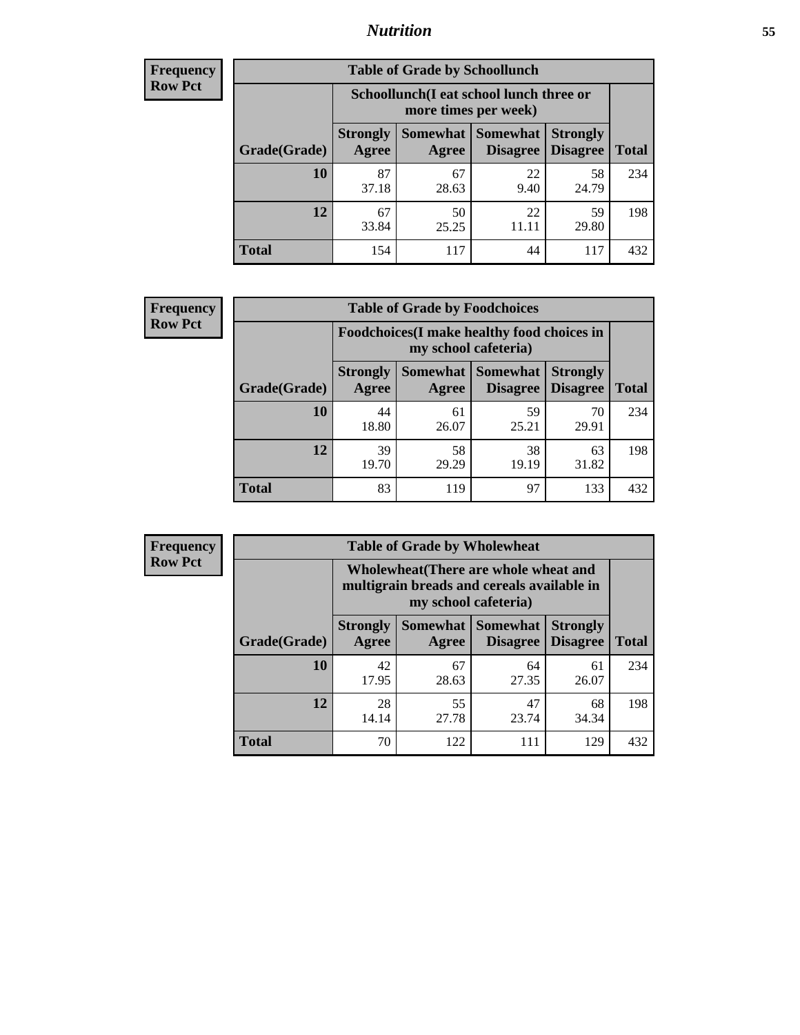| Frequency<br>Row Pct | Table of Grade by Schoollunch | | | | |
|---|---|---|---|---|---|
| | Schoollunch(I eat school lunch three or more times per week) | | | | |
| Grade(Grade) | Strongly Agree | Somewhat Agree | Somewhat Disagree | Strongly Disagree | Total |
| 10 | 87<br>37.18 | 67<br>28.63 | 22<br>9.40 | 58<br>24.79 | 234 |
| 12 | 67<br>33.84 | 50<br>25.25 | 22<br>11.11 | 59<br>29.80 | 198 |
| Total | 154 | 117 | 44 | 117 | 432 |

| Frequency<br>Row Pct | Table of Grade by Foodchoices | | | | |
|---|---|---|---|---|---|
| | Foodchoices(I make healthy food choices in my school cafeteria) | | | | |
| Grade(Grade) | Strongly Agree | Somewhat Agree | Somewhat Disagree | Strongly Disagree | Total |
| 10 | 44<br>18.80 | 61<br>26.07 | 59<br>25.21 | 70<br>29.91 | 234 |
| 12 | 39<br>19.70 | 58<br>29.29 | 38<br>19.19 | 63<br>31.82 | 198 |
| Total | 83 | 119 | 97 | 133 | 432 |

| Frequency<br>Row Pct | Table of Grade by Wholewheat | | | | |
|---|---|---|---|---|---|
| | Wholewheat(There are whole wheat and multigrain breads and cereals available in my school cafeteria) | | | | |
| Grade(Grade) | Strongly Agree | Somewhat Agree | Somewhat Disagree | Strongly Disagree | Total |
| 10 | 42<br>17.95 | 67<br>28.63 | 64<br>27.35 | 61<br>26.07 | 234 |
| 12 | 28<br>14.14 | 55<br>27.78 | 47<br>23.74 | 68<br>34.34 | 198 |
| Total | 70 | 122 | 111 | 129 | 432 |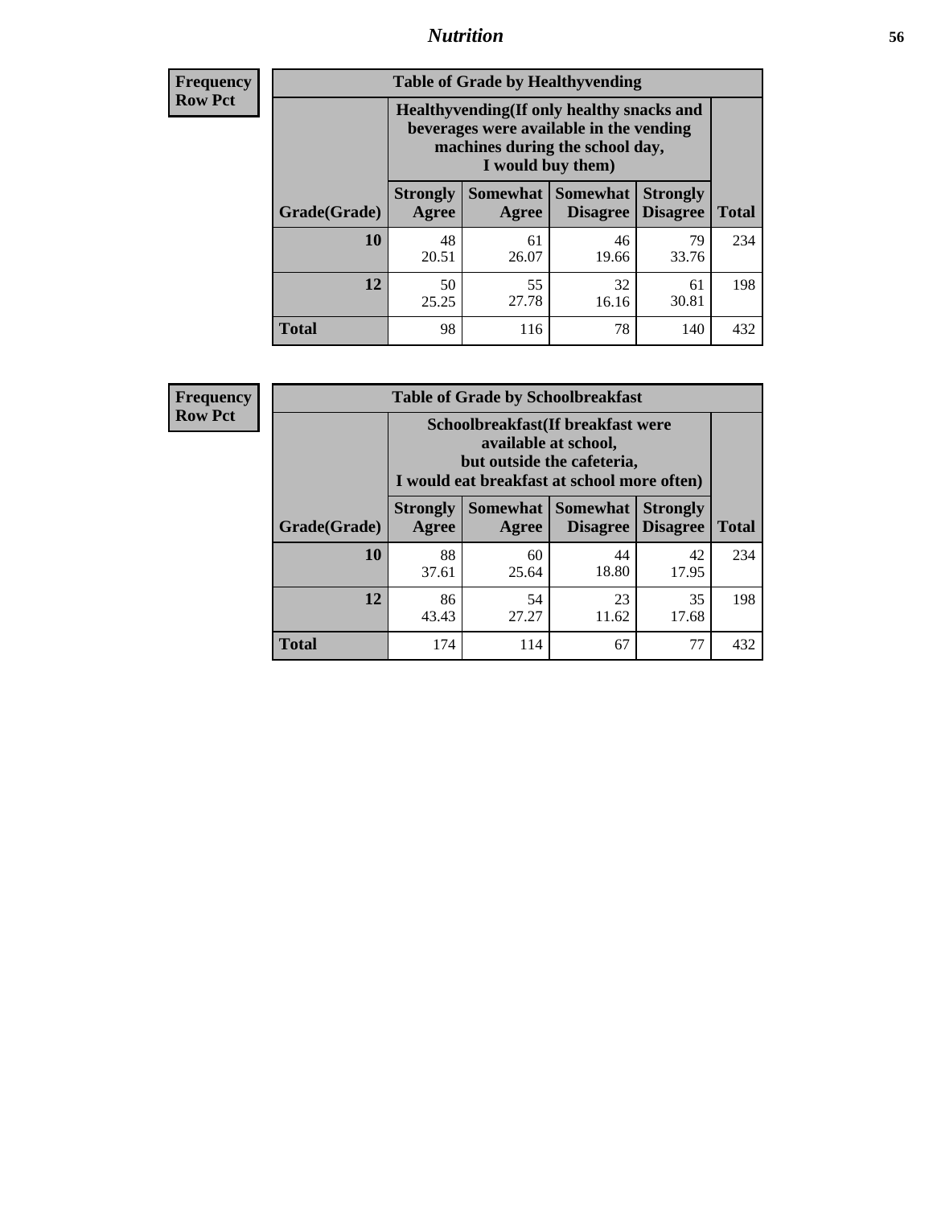# Nutrition

**Frequency**
**Row Pct**

| Table of Grade by Healthyvending | | | | | |
|---|---|---|---|---|---|
| | Healthyvending(If only healthy snacks and beverages were available in the vending machines during the school day, I would buy them) | | | | |
| Grade(Grade) | Strongly Agree | Somewhat Agree | Somewhat Disagree | Strongly Disagree | Total |
| **10** | 48<br>20.51 | 61<br>26.07 | 46<br>19.66 | 79<br>33.76 | 234 |
| **12** | 50<br>25.25 | 55<br>27.78 | 32<br>16.16 | 61<br>30.81 | 198 |
| **Total** | 98 | 116 | 78 | 140 | 432 |

**Frequency**
**Row Pct**

| Table of Grade by Schoolbreakfast | | | | | |
|---|---|---|---|---|---|
| | Schoolbreakfast(If breakfast were available at school, but outside the cafeteria, I would eat breakfast at school more often) | | | | |
| Grade(Grade) | Strongly Agree | Somewhat Agree | Somewhat Disagree | Strongly Disagree | Total |
| **10** | 88<br>37.61 | 60<br>25.64 | 44<br>18.80 | 42<br>17.95 | 234 |
| **12** | 86<br>43.43 | 54<br>27.27 | 23<br>11.62 | 35<br>17.68 | 198 |
| **Total** | 174 | 114 | 67 | 77 | 432 |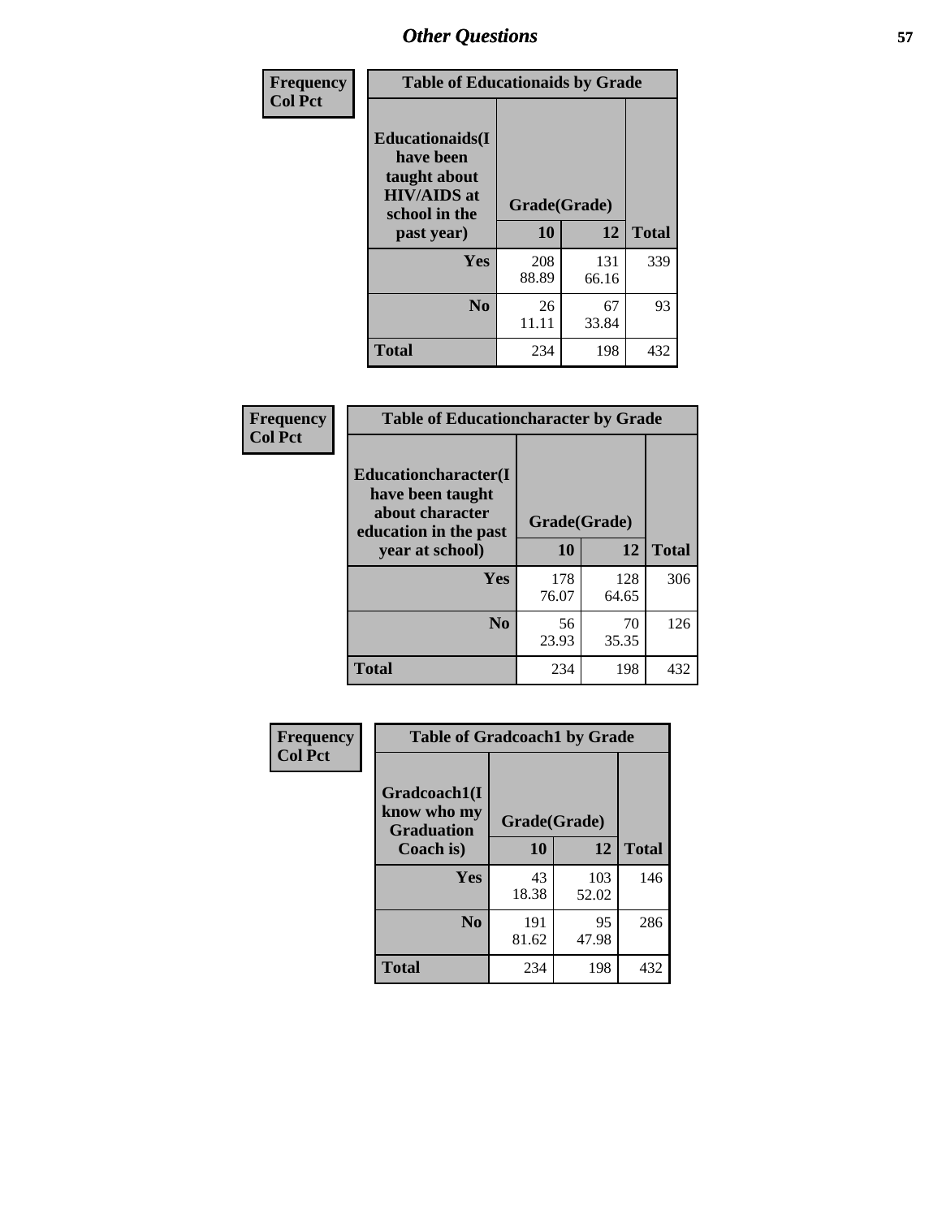## Other Questions

**Frequency**
**Col Pct**

| Table of Educationaids by Grade | | | |
|---|---|---|---|
| **Educationaids(I have been taught about HIV/AIDS at school in the past year)** | **Grade(Grade)** | | |
| | **10** | **12** | **Total** |
| **Yes** | 208<br>88.89 | 131<br>66.16 | 339 |
| **No** | 26<br>11.11 | 67<br>33.84 | 93 |
| **Total** | 234 | 198 | 432 |

**Frequency**
**Col Pct**

| Table of Educationcharacter by Grade | | | |
|---|---|---|---|
| **Educationcharacter(I have been taught about character education in the past year at school)** | **Grade(Grade)** | | |
| | **10** | **12** | **Total** |
| **Yes** | 178<br>76.07 | 128<br>64.65 | 306 |
| **No** | 56<br>23.93 | 70<br>35.35 | 126 |
| **Total** | 234 | 198 | 432 |

**Frequency**
**Col Pct**

| Table of Gradcoach1 by Grade | | | |
|---|---|---|---|
| **Gradcoach1(I know who my Graduation Coach is)** | **Grade(Grade)** | | |
| | **10** | **12** | **Total** |
| **Yes** | 43<br>18.38 | 103<br>52.02 | 146 |
| **No** | 191<br>81.62 | 95<br>47.98 | 286 |
| **Total** | 234 | 198 | 432 |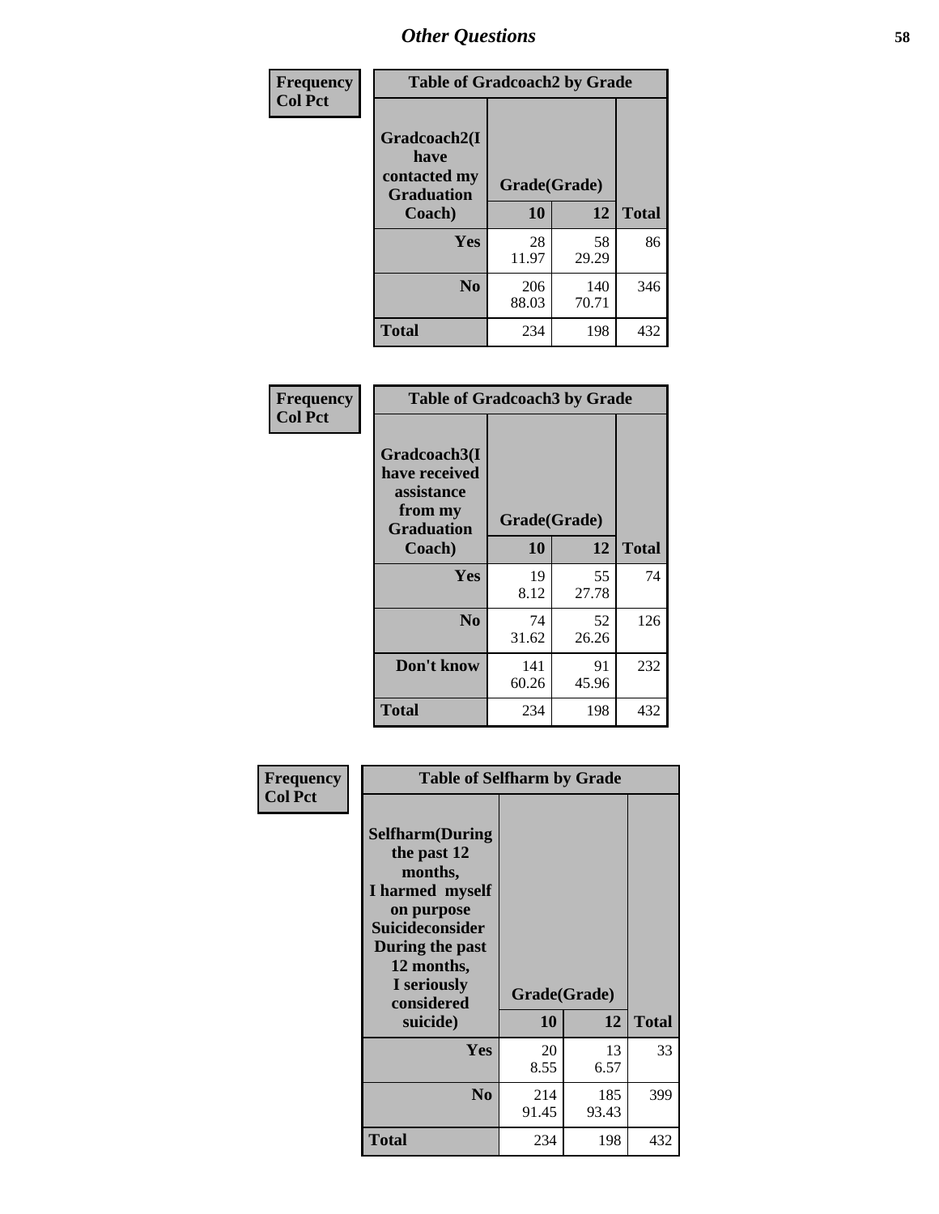| Frequency<br>Col Pct |
|---|

| Table of Gradcoach2 by Grade | | | |
|---|---|---|---|
| Gradcoach2(I have contacted my Graduation Coach) | Grade(Grade) | | Total |
| | 10 | 12 | |
| Yes | 28<br>11.97 | 58<br>29.29 | 86 |
| No | 206<br>88.03 | 140<br>70.71 | 346 |
| Total | 234 | 198 | 432 |

| Frequency<br>Col Pct |
|---|

| Table of Gradcoach3 by Grade | | | |
|---|---|---|---|
| Gradcoach3(I have received assistance from my Graduation Coach) | Grade(Grade) | | Total |
| | 10 | 12 | |
| Yes | 19<br>8.12 | 55<br>27.78 | 74 |
| No | 74<br>31.62 | 52<br>26.26 | 126 |
| Don't know | 141<br>60.26 | 91<br>45.96 | 232 |
| Total | 234 | 198 | 432 |

| Frequency<br>Col Pct |
|---|

| Table of Selfharm by Grade | | | |
|---|---|---|---|
| Selfharm(During the past 12 months, I harmed myself on purpose Suicideconsider During the past 12 months, I seriously considered suicide) | Grade(Grade) | | Total |
| | 10 | 12 | |
| Yes | 20<br>8.55 | 13<br>6.57 | 33 |
| No | 214<br>91.45 | 185<br>93.43 | 399 |
| Total | 234 | 198 | 432 |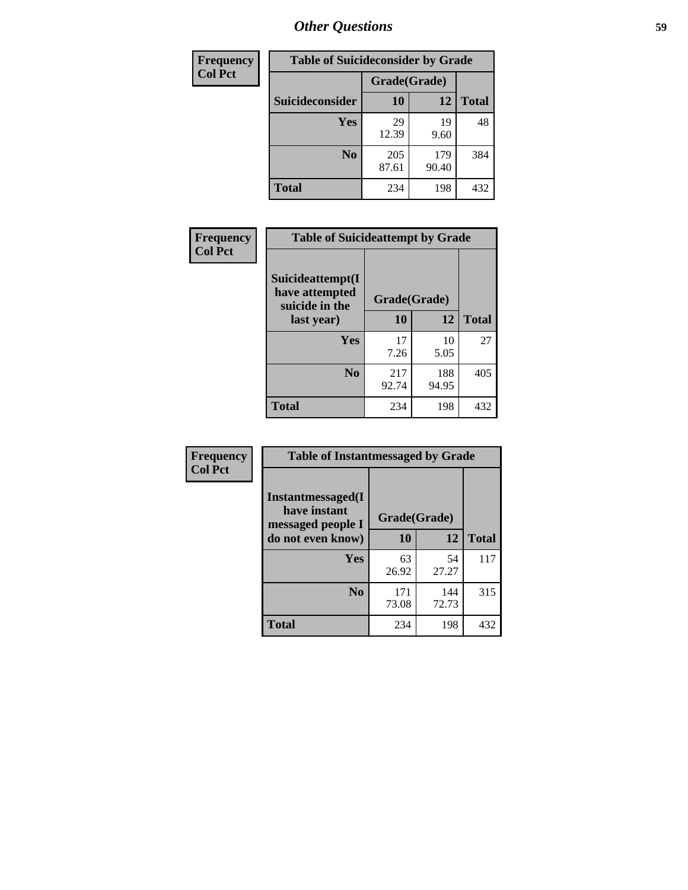## Other Questions

**Frequency / Col Pct**

| Table of Suicideconsider by Grade | | | |
|---|---|---|---|
| | Grade(Grade) | | |
| **Suicideconsider** | **10** | **12** | **Total** |
| **Yes** | 29<br>12.39 | 19<br>9.60 | 48 |
| **No** | 205<br>87.61 | 179<br>90.40 | 384 |
| **Total** | 234 | 198 | 432 |

**Frequency / Col Pct**

| Table of Suicideattempt by Grade | | | |
|---|---|---|---|
| **Suicideattempt(I have attempted suicide in the last year)** | Grade(Grade) | | |
| | **10** | **12** | **Total** |
| **Yes** | 17<br>7.26 | 10<br>5.05 | 27 |
| **No** | 217<br>92.74 | 188<br>94.95 | 405 |
| **Total** | 234 | 198 | 432 |

**Frequency / Col Pct**

| Table of Instantmessaged by Grade | | | |
|---|---|---|---|
| **Instantmessaged(I have instant messaged people I do not even know)** | Grade(Grade) | | |
| | **10** | **12** | **Total** |
| **Yes** | 63<br>26.92 | 54<br>27.27 | 117 |
| **No** | 171<br>73.08 | 144<br>72.73 | 315 |
| **Total** | 234 | 198 | 432 |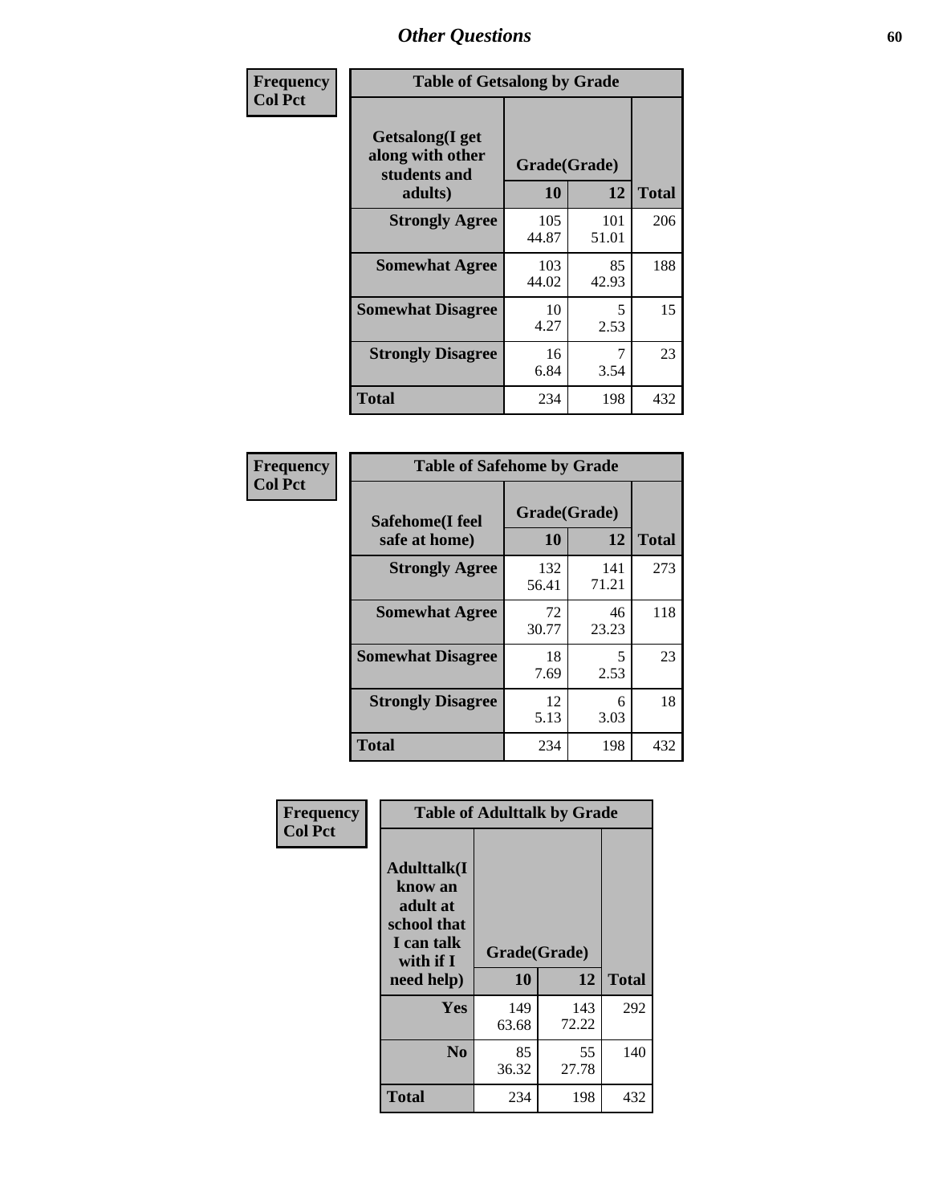# Other Questions

**Frequency / Col Pct**

| Table of Getsalong by Grade | | | |
|---|---|---|---|
| Getsalong(I get along with other students and adults) | Grade(Grade) | | |
| | 10 | 12 | Total |
| Strongly Agree | 105<br>44.87 | 101<br>51.01 | 206 |
| Somewhat Agree | 103<br>44.02 | 85<br>42.93 | 188 |
| Somewhat Disagree | 10<br>4.27 | 5<br>2.53 | 15 |
| Strongly Disagree | 16<br>6.84 | 7<br>3.54 | 23 |
| Total | 234 | 198 | 432 |

**Frequency / Col Pct**

| Table of Safehome by Grade | | | |
|---|---|---|---|
| Safehome(I feel safe at home) | Grade(Grade) | | |
| | 10 | 12 | Total |
| Strongly Agree | 132<br>56.41 | 141<br>71.21 | 273 |
| Somewhat Agree | 72<br>30.77 | 46<br>23.23 | 118 |
| Somewhat Disagree | 18<br>7.69 | 5<br>2.53 | 23 |
| Strongly Disagree | 12<br>5.13 | 6<br>3.03 | 18 |
| Total | 234 | 198 | 432 |

**Frequency / Col Pct**

| Table of Adulttalk by Grade | | | |
|---|---|---|---|
| Adulttalk(I know an adult at school that I can talk with if I need help) | Grade(Grade) | | |
| | 10 | 12 | Total |
| Yes | 149<br>63.68 | 143<br>72.22 | 292 |
| No | 85<br>36.32 | 55<br>27.78 | 140 |
| Total | 234 | 198 | 432 |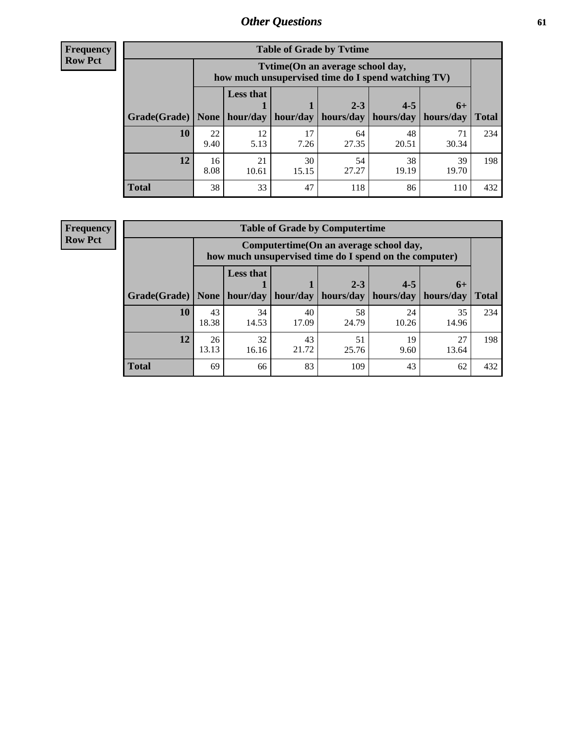## Other Questions

**Frequency**
**Row Pct**

| Table of Grade by Tvtime | | | | | | | |
|---|---|---|---|---|---|---|---|
| | Tvtime(On an average school day, how much unsupervised time do I spend watching TV) | | | | | | |
| Grade(Grade) | None | Less that 1 hour/day | 1 hour/day | 2-3 hours/day | 4-5 hours/day | 6+ hours/day | Total |
| **10** | 22<br>9.40 | 12<br>5.13 | 17<br>7.26 | 64<br>27.35 | 48<br>20.51 | 71<br>30.34 | 234 |
| **12** | 16<br>8.08 | 21<br>10.61 | 30<br>15.15 | 54<br>27.27 | 38<br>19.19 | 39<br>19.70 | 198 |
| **Total** | 38 | 33 | 47 | 118 | 86 | 110 | 432 |

**Frequency**
**Row Pct**

| Table of Grade by Computertime | | | | | | | |
|---|---|---|---|---|---|---|---|
| | Computertime(On an average school day, how much unsupervised time do I spend on the computer) | | | | | | |
| Grade(Grade) | None | Less that 1 hour/day | 1 hour/day | 2-3 hours/day | 4-5 hours/day | 6+ hours/day | Total |
| **10** | 43<br>18.38 | 34<br>14.53 | 40<br>17.09 | 58<br>24.79 | 24<br>10.26 | 35<br>14.96 | 234 |
| **12** | 26<br>13.13 | 32<br>16.16 | 43<br>21.72 | 51<br>25.76 | 19<br>9.60 | 27<br>13.64 | 198 |
| **Total** | 69 | 66 | 83 | 109 | 43 | 62 | 432 |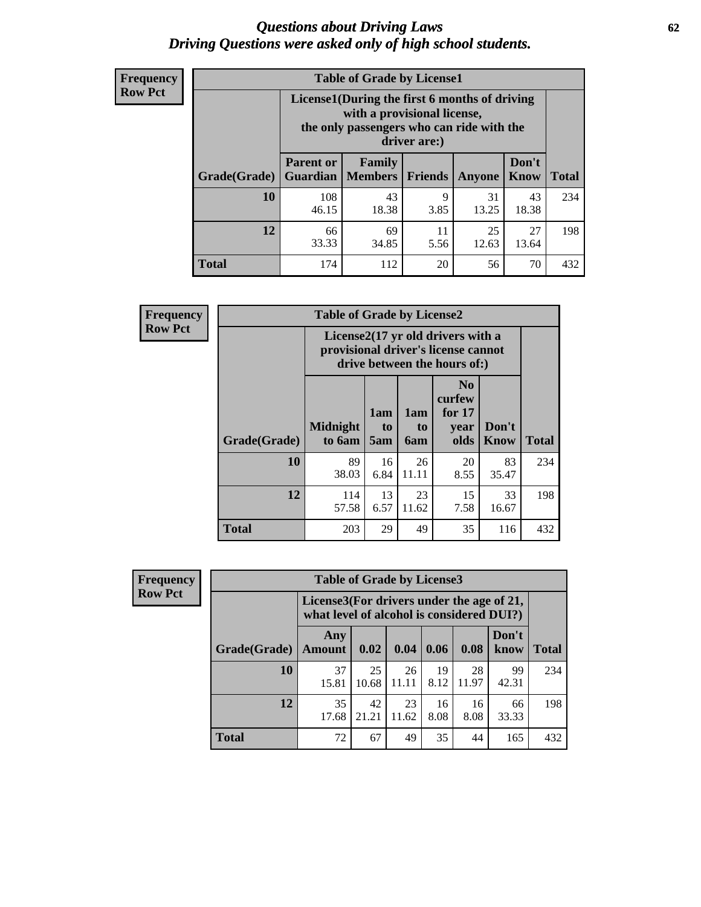# *Questions about Driving Laws*
## *Driving Questions were asked only of high school students.*

**Frequency**
**Row Pct**

**Table of Grade by License1**

| Grade(Grade) | License1(During the first 6 months of driving with a provisional license, the only passengers who can ride with the driver are:) | | | | | Total |
|---|---|---|---|---|---|---|
| | Parent or Guardian | Family Members | Friends | Anyone | Don't Know | |
| 10 | 108<br>46.15 | 43<br>18.38 | 9<br>3.85 | 31<br>13.25 | 43<br>18.38 | 234 |
| 12 | 66<br>33.33 | 69<br>34.85 | 11<br>5.56 | 25<br>12.63 | 27<br>13.64 | 198 |
| Total | 174 | 112 | 20 | 56 | 70 | 432 |

**Frequency**
**Row Pct**

**Table of Grade by License2**

| Grade(Grade) | License2(17 yr old drivers with a provisional driver's license cannot drive between the hours of:) | | | | | Total |
|---|---|---|---|---|---|---|
| | Midnight to 6am | 1am to 5am | 1am to 6am | No curfew for 17 year olds | Don't Know | |
| 10 | 89<br>38.03 | 16<br>6.84 | 26<br>11.11 | 20<br>8.55 | 83<br>35.47 | 234 |
| 12 | 114<br>57.58 | 13<br>6.57 | 23<br>11.62 | 15<br>7.58 | 33<br>16.67 | 198 |
| Total | 203 | 29 | 49 | 35 | 116 | 432 |

**Frequency**
**Row Pct**

**Table of Grade by License3**

| Grade(Grade) | License3(For drivers under the age of 21, what level of alcohol is considered DUI?) | | | | | | Total |
|---|---|---|---|---|---|---|---|
| | Any Amount | 0.02 | 0.04 | 0.06 | 0.08 | Don't know | |
| 10 | 37<br>15.81 | 25<br>10.68 | 26<br>11.11 | 19<br>8.12 | 28<br>11.97 | 99<br>42.31 | 234 |
| 12 | 35<br>17.68 | 42<br>21.21 | 23<br>11.62 | 16<br>8.08 | 16<br>8.08 | 66<br>33.33 | 198 |
| Total | 72 | 67 | 49 | 35 | 44 | 165 | 432 |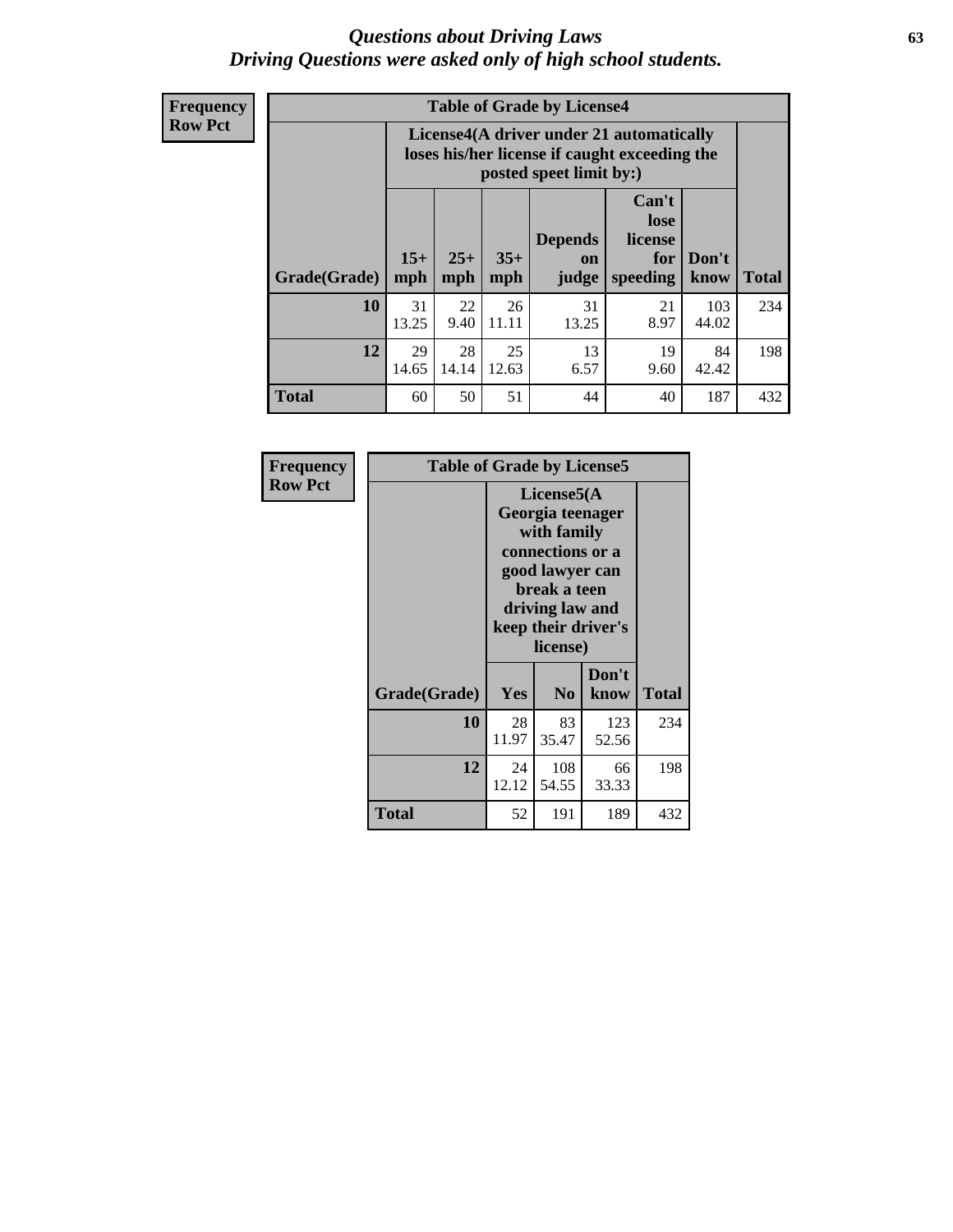# *Questions about Driving Laws*
# *Driving Questions were asked only of high school students.*

**Frequency**
**Row Pct**

**Table of Grade by License4**

| | License4(A driver under 21 automatically loses his/her license if caught exceeding the posted speet limit by:) | | | | | | |
|---|---|---|---|---|---|---|---|
| **Grade(Grade)** | **15+ mph** | **25+ mph** | **35+ mph** | **Depends on judge** | **Can't lose license for speeding** | **Don't know** | **Total** |
| **10** | 31<br>13.25 | 22<br>9.40 | 26<br>11.11 | 31<br>13.25 | 21<br>8.97 | 103<br>44.02 | 234 |
| **12** | 29<br>14.65 | 28<br>14.14 | 25<br>12.63 | 13<br>6.57 | 19<br>9.60 | 84<br>42.42 | 198 |
| **Total** | 60 | 50 | 51 | 44 | 40 | 187 | 432 |

**Frequency**
**Row Pct**

**Table of Grade by License5**

| | License5(A Georgia teenager with family connections or a good lawyer can break a teen driving law and keep their driver's license) | | | |
|---|---|---|---|---|
| **Grade(Grade)** | **Yes** | **No** | **Don't know** | **Total** |
| **10** | 28<br>11.97 | 83<br>35.47 | 123<br>52.56 | 234 |
| **12** | 24<br>12.12 | 108<br>54.55 | 66<br>33.33 | 198 |
| **Total** | 52 | 191 | 189 | 432 |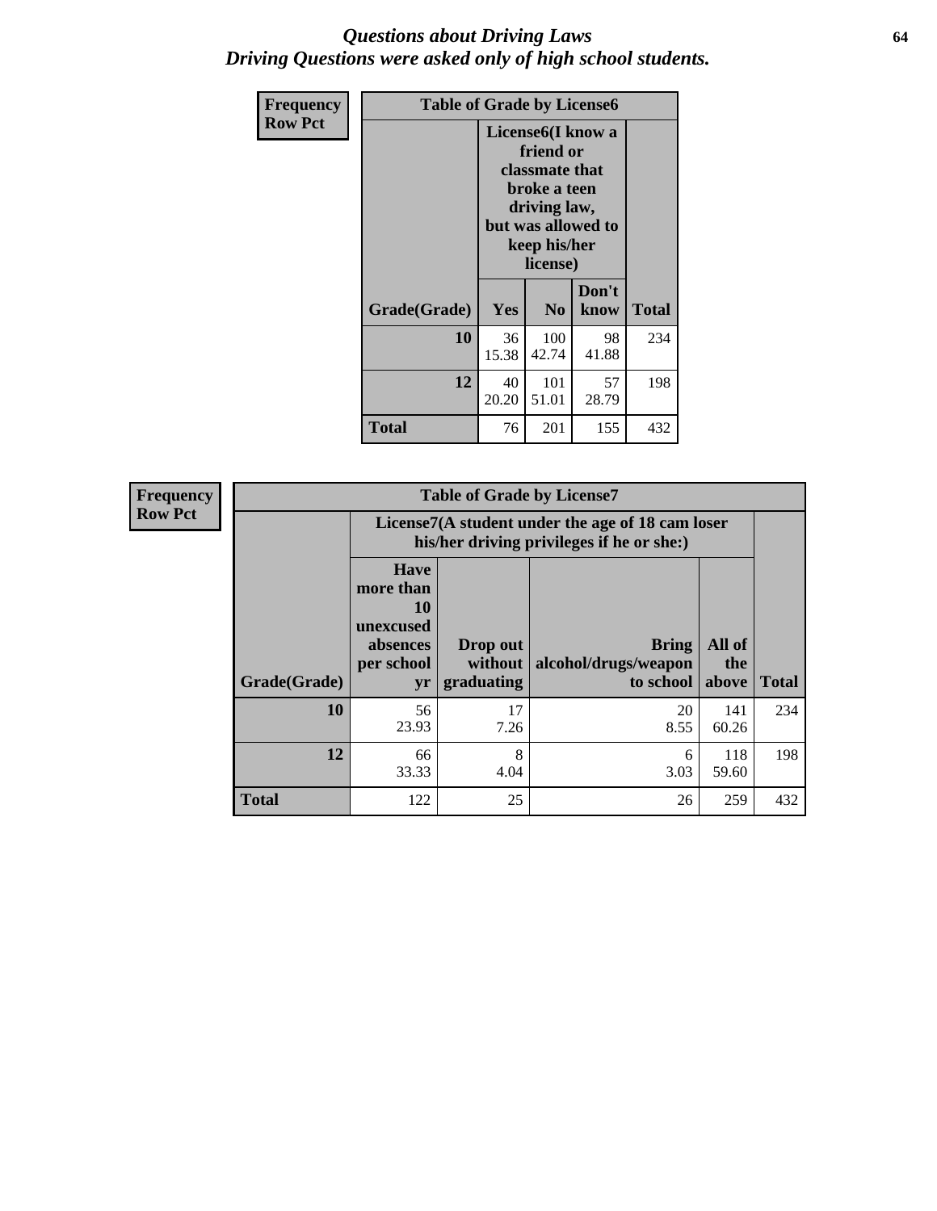# *Questions about Driving Laws*
## *Driving Questions were asked only of high school students.*

**Frequency**
**Row Pct**

| Table of Grade by License6 | | | | |
|---|---|---|---|---|
| | License6(I know a friend or classmate that broke a teen driving law, but was allowed to keep his/her license) | | | |
| Grade(Grade) | Yes | No | Don't know | Total |
| 10 | 36<br>15.38 | 100<br>42.74 | 98<br>41.88 | 234 |
| 12 | 40<br>20.20 | 101<br>51.01 | 57<br>28.79 | 198 |
| Total | 76 | 201 | 155 | 432 |

**Frequency**
**Row Pct**

| Table of Grade by License7 | | | | | |
|---|---|---|---|---|---|
| | License7(A student under the age of 18 cam loser his/her driving privileges if he or she:) | | | | |
| Grade(Grade) | Have more than 10 unexcused absences per school yr | Drop out without graduating | Bring alcohol/drugs/weapon to school | All of the above | Total |
| 10 | 56<br>23.93 | 17<br>7.26 | 20<br>8.55 | 141<br>60.26 | 234 |
| 12 | 66<br>33.33 | 8<br>4.04 | 6<br>3.03 | 118<br>59.60 | 198 |
| Total | 122 | 25 | 26 | 259 | 432 |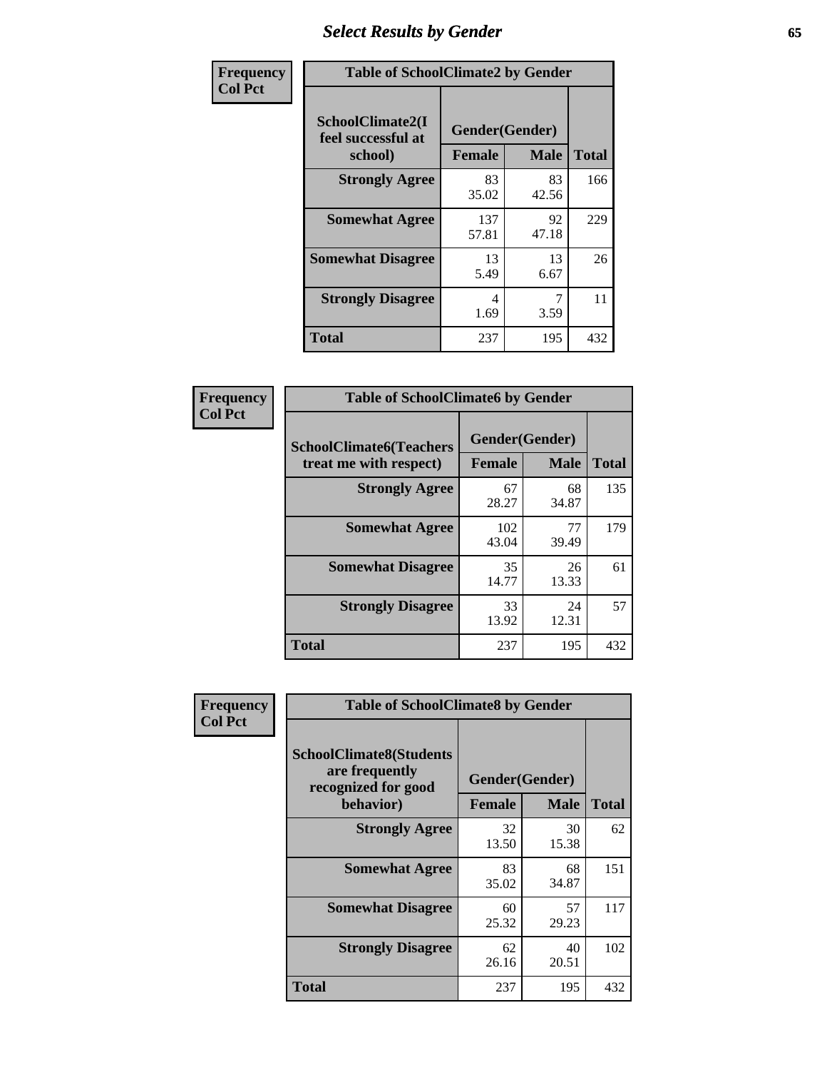# Select Results by Gender

**Frequency**
**Col Pct**

| Table of SchoolClimate2 by Gender | | | |
|---|---|---|---|
| SchoolClimate2(I feel successful at school) | Gender(Gender) | | Total |
| | Female | Male | |
| **Strongly Agree** | 83<br>35.02 | 83<br>42.56 | 166 |
| **Somewhat Agree** | 137<br>57.81 | 92<br>47.18 | 229 |
| **Somewhat Disagree** | 13<br>5.49 | 13<br>6.67 | 26 |
| **Strongly Disagree** | 4<br>1.69 | 7<br>3.59 | 11 |
| **Total** | 237 | 195 | 432 |

**Frequency**
**Col Pct**

| Table of SchoolClimate6 by Gender | | | |
|---|---|---|---|
| SchoolClimate6(Teachers treat me with respect) | Gender(Gender) | | Total |
| | Female | Male | |
| **Strongly Agree** | 67<br>28.27 | 68<br>34.87 | 135 |
| **Somewhat Agree** | 102<br>43.04 | 77<br>39.49 | 179 |
| **Somewhat Disagree** | 35<br>14.77 | 26<br>13.33 | 61 |
| **Strongly Disagree** | 33<br>13.92 | 24<br>12.31 | 57 |
| **Total** | 237 | 195 | 432 |

**Frequency**
**Col Pct**

| Table of SchoolClimate8 by Gender | | | |
|---|---|---|---|
| SchoolClimate8(Students are frequently recognized for good behavior) | Gender(Gender) | | Total |
| | Female | Male | |
| **Strongly Agree** | 32<br>13.50 | 30<br>15.38 | 62 |
| **Somewhat Agree** | 83<br>35.02 | 68<br>34.87 | 151 |
| **Somewhat Disagree** | 60<br>25.32 | 57<br>29.23 | 117 |
| **Strongly Disagree** | 62<br>26.16 | 40<br>20.51 | 102 |
| **Total** | 237 | 195 | 432 |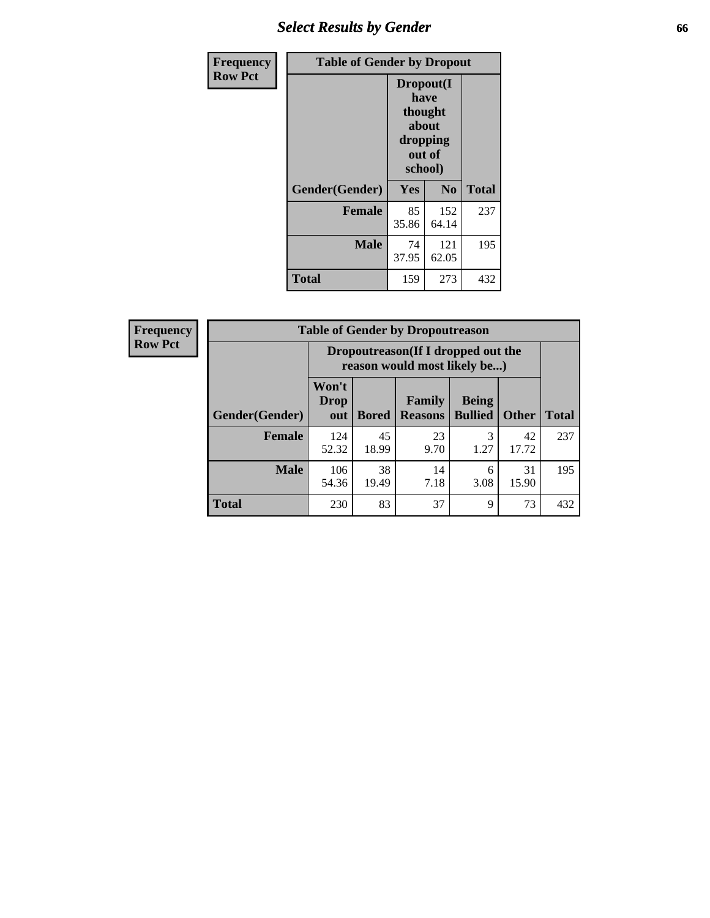| Frequency Row Pct | Table of Gender by Dropout | | |
|---|---|---|---|
| | Dropout(I have thought about dropping out of school) | | |
| Gender(Gender) | Yes | No | Total |
| Female | 85 35.86 | 152 64.14 | 237 |
| Male | 74 37.95 | 121 62.05 | 195 |
| Total | 159 | 273 | 432 |

| Frequency Row Pct | Table of Gender by Dropoutreason | | | | | |
|---|---|---|---|---|---|---|
| | Dropoutreason(If I dropped out the reason would most likely be...) | | | | | |
| Gender(Gender) | Won't Drop out | Bored | Family Reasons | Being Bullied | Other | Total |
| Female | 124 52.32 | 45 18.99 | 23 9.70 | 3 1.27 | 42 17.72 | 237 |
| Male | 106 54.36 | 38 19.49 | 14 7.18 | 6 3.08 | 31 15.90 | 195 |
| Total | 230 | 83 | 37 | 9 | 73 | 432 |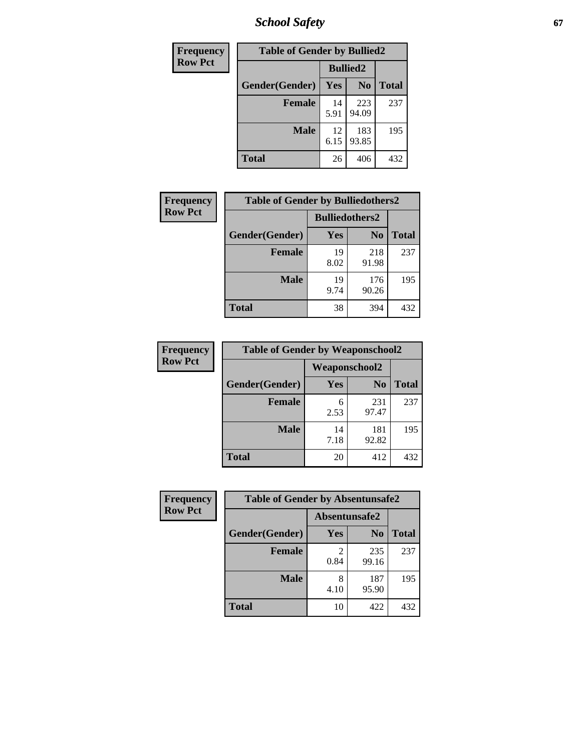# School Safety

| Frequency<br>Row Pct | Table of Gender by Bullied2 | | |
|---|---|---|---|
| | Bullied2 | | |
| Gender(Gender) | Yes | No | Total |
| Female | 14<br>5.91 | 223<br>94.09 | 237 |
| Male | 12<br>6.15 | 183<br>93.85 | 195 |
| Total | 26 | 406 | 432 |

| Frequency<br>Row Pct | Table of Gender by Bulliedothers2 | | |
|---|---|---|---|
| | Bulliedothers2 | | |
| Gender(Gender) | Yes | No | Total |
| Female | 19<br>8.02 | 218<br>91.98 | 237 |
| Male | 19<br>9.74 | 176<br>90.26 | 195 |
| Total | 38 | 394 | 432 |

| Frequency<br>Row Pct | Table of Gender by Weaponschool2 | | |
|---|---|---|---|
| | Weaponschool2 | | |
| Gender(Gender) | Yes | No | Total |
| Female | 6<br>2.53 | 231<br>97.47 | 237 |
| Male | 14<br>7.18 | 181<br>92.82 | 195 |
| Total | 20 | 412 | 432 |

| Frequency<br>Row Pct | Table of Gender by Absentunsafe2 | | |
|---|---|---|---|
| | Absentunsafe2 | | |
| Gender(Gender) | Yes | No | Total |
| Female | 2<br>0.84 | 235<br>99.16 | 237 |
| Male | 8<br>4.10 | 187<br>95.90 | 195 |
| Total | 10 | 422 | 432 |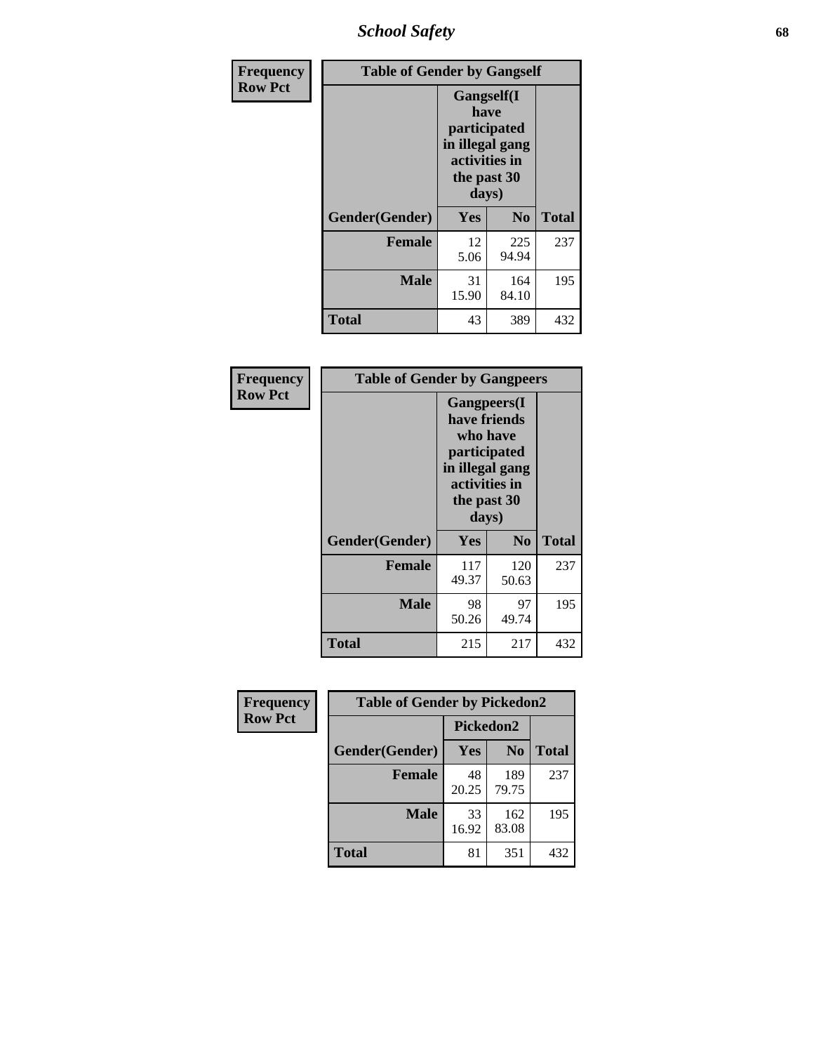| Frequency Row Pct | Table of Gender by Gangself | | |
|---|---|---|---|
| | Gangself(I have participated in illegal gang activities in the past 30 days) | | |
| Gender(Gender) | Yes | No | Total |
| Female | 12<br>5.06 | 225<br>94.94 | 237 |
| Male | 31<br>15.90 | 164<br>84.10 | 195 |
| Total | 43 | 389 | 432 |

| Frequency Row Pct | Table of Gender by Gangpeers | | |
|---|---|---|---|
| | Gangpeers(I have friends who have participated in illegal gang activities in the past 30 days) | | |
| Gender(Gender) | Yes | No | Total |
| Female | 117<br>49.37 | 120<br>50.63 | 237 |
| Male | 98<br>50.26 | 97<br>49.74 | 195 |
| Total | 215 | 217 | 432 |

| Frequency Row Pct | Table of Gender by Pickedon2 | | |
|---|---|---|---|
| | Pickedon2 | | |
| Gender(Gender) | Yes | No | Total |
| Female | 48<br>20.25 | 189<br>79.75 | 237 |
| Male | 33<br>16.92 | 162<br>83.08 | 195 |
| Total | 81 | 351 | 432 |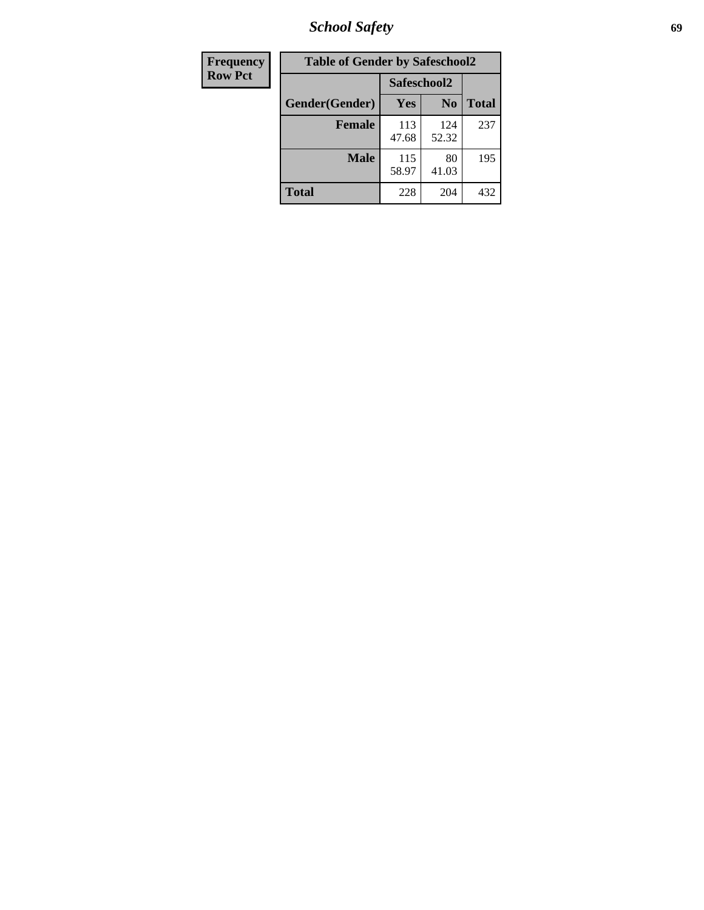| Frequency Row Pct |
|---|

| Table of Gender by Safeschool2 | | | |
|---|---|---|---|
| | Safeschool2 | | |
| Gender(Gender) | Yes | No | Total |
| Female | 113 47.68 | 124 52.32 | 237 |
| Male | 115 58.97 | 80 41.03 | 195 |
| Total | 228 | 204 | 432 |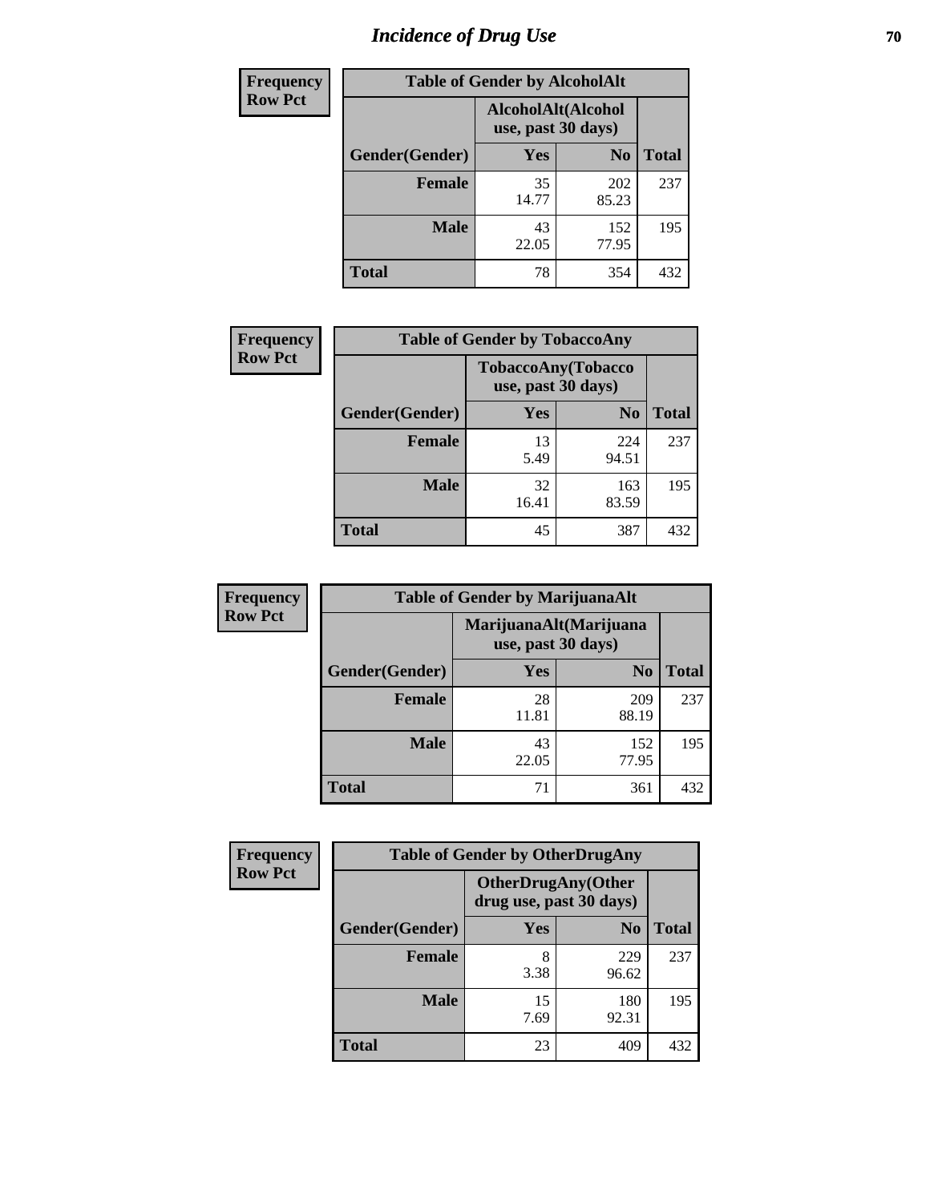# Incidence of Drug Use

**Frequency**
**Row Pct**

| Table of Gender by AlcoholAlt | | | |
|---|---|---|---|
| | AlcoholAlt(Alcohol use, past 30 days) | | |
| Gender(Gender) | Yes | No | Total |
| Female | 35<br>14.77 | 202<br>85.23 | 237 |
| Male | 43<br>22.05 | 152<br>77.95 | 195 |
| Total | 78 | 354 | 432 |

**Frequency**
**Row Pct**

| Table of Gender by TobaccoAny | | | |
|---|---|---|---|
| | TobaccoAny(Tobacco use, past 30 days) | | |
| Gender(Gender) | Yes | No | Total |
| Female | 13<br>5.49 | 224<br>94.51 | 237 |
| Male | 32<br>16.41 | 163<br>83.59 | 195 |
| Total | 45 | 387 | 432 |

**Frequency**
**Row Pct**

| Table of Gender by MarijuanaAlt | | | |
|---|---|---|---|
| | MarijuanaAlt(Marijuana use, past 30 days) | | |
| Gender(Gender) | Yes | No | Total |
| Female | 28<br>11.81 | 209<br>88.19 | 237 |
| Male | 43<br>22.05 | 152<br>77.95 | 195 |
| Total | 71 | 361 | 432 |

**Frequency**
**Row Pct**

| Table of Gender by OtherDrugAny | | | |
|---|---|---|---|
| | OtherDrugAny(Other drug use, past 30 days) | | |
| Gender(Gender) | Yes | No | Total |
| Female | 8<br>3.38 | 229<br>96.62 | 237 |
| Male | 15<br>7.69 | 180<br>92.31 | 195 |
| Total | 23 | 409 | 432 |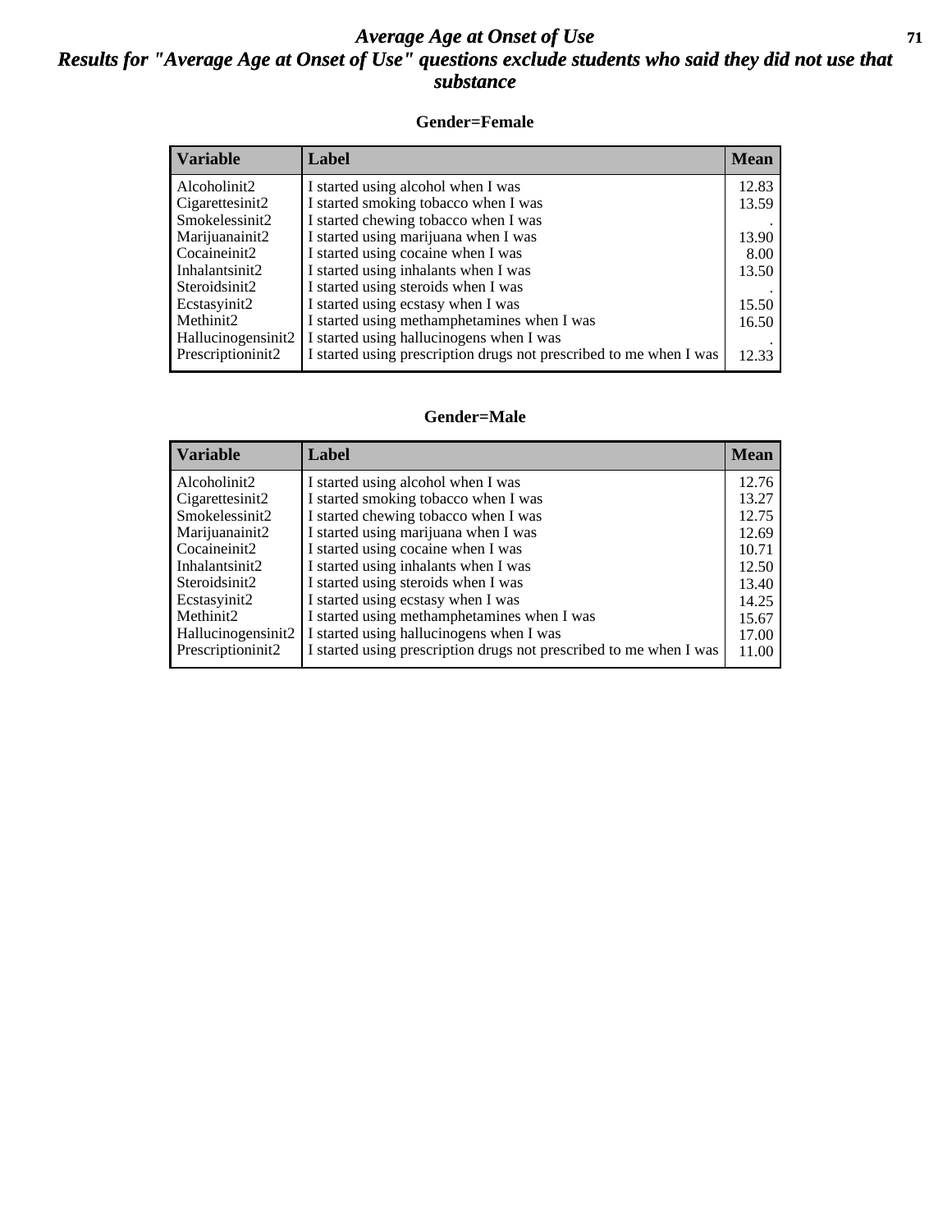# Average Age at Onset of Use

## Results for "Average Age at Onset of Use" questions exclude students who said they did not use that substance

### Gender=Female

| Variable | Label | Mean |
|---|---|---|
| Alcoholinit2 | I started using alcohol when I was | 12.83 |
| Cigarettesinit2 | I started smoking tobacco when I was | 13.59 |
| Smokelessinit2 | I started chewing tobacco when I was | . |
| Marijuanainit2 | I started using marijuana when I was | 13.90 |
| Cocaineinit2 | I started using cocaine when I was | 8.00 |
| Inhalantsinit2 | I started using inhalants when I was | 13.50 |
| Steroidsinit2 | I started using steroids when I was | . |
| Ecstasyinit2 | I started using ecstasy when I was | 15.50 |
| Methinit2 | I started using methamphetamines when I was | 16.50 |
| Hallucinogensinit2 | I started using hallucinogens when I was | . |
| Prescriptioninit2 | I started using prescription drugs not prescribed to me when I was | 12.33 |

### Gender=Male

| Variable | Label | Mean |
|---|---|---|
| Alcoholinit2 | I started using alcohol when I was | 12.76 |
| Cigarettesinit2 | I started smoking tobacco when I was | 13.27 |
| Smokelessinit2 | I started chewing tobacco when I was | 12.75 |
| Marijuanainit2 | I started using marijuana when I was | 12.69 |
| Cocaineinit2 | I started using cocaine when I was | 10.71 |
| Inhalantsinit2 | I started using inhalants when I was | 12.50 |
| Steroidsinit2 | I started using steroids when I was | 13.40 |
| Ecstasyinit2 | I started using ecstasy when I was | 14.25 |
| Methinit2 | I started using methamphetamines when I was | 15.67 |
| Hallucinogensinit2 | I started using hallucinogens when I was | 17.00 |
| Prescriptioninit2 | I started using prescription drugs not prescribed to me when I was | 11.00 |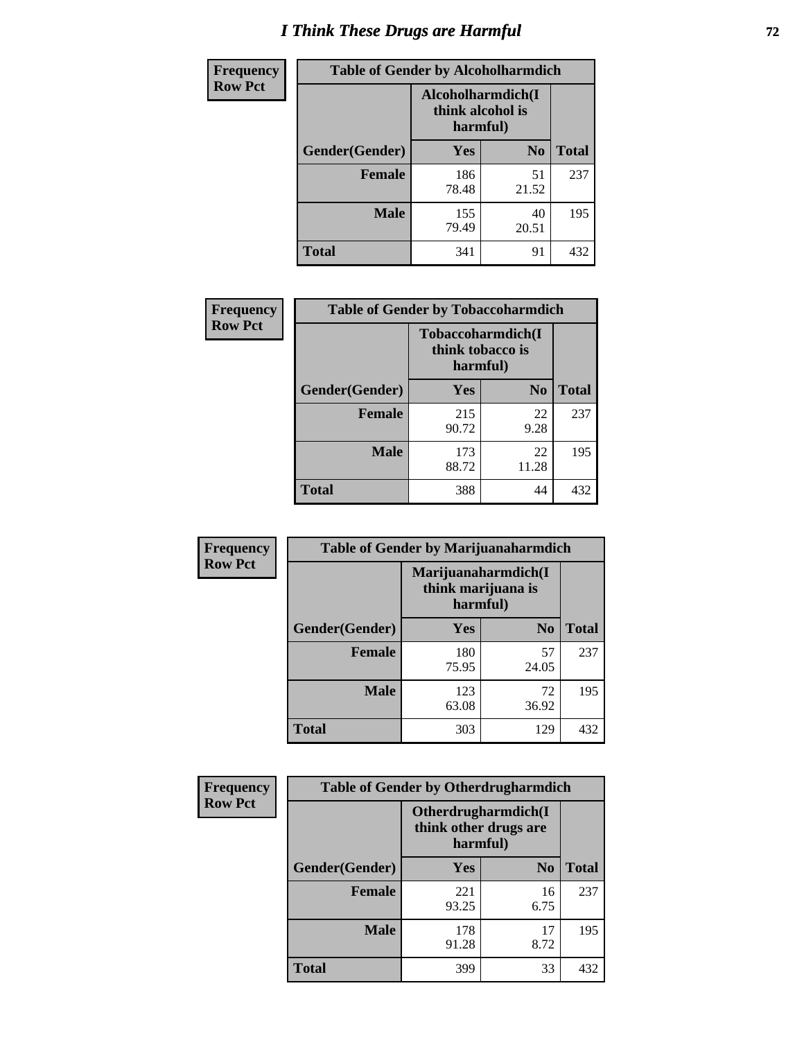# I Think These Drugs are Harmful

| Frequency Row Pct | Table of Gender by Alcoholharmdich | | |
|---|---|---|---|
| | Alcoholharmdich(I think alcohol is harmful) | | |
| Gender(Gender) | Yes | No | Total |
| Female | 186<br>78.48 | 51<br>21.52 | 237 |
| Male | 155<br>79.49 | 40<br>20.51 | 195 |
| Total | 341 | 91 | 432 |

| Frequency Row Pct | Table of Gender by Tobaccoharmdich | | |
|---|---|---|---|
| | Tobaccoharmdich(I think tobacco is harmful) | | |
| Gender(Gender) | Yes | No | Total |
| Female | 215<br>90.72 | 22<br>9.28 | 237 |
| Male | 173<br>88.72 | 22<br>11.28 | 195 |
| Total | 388 | 44 | 432 |

| Frequency Row Pct | Table of Gender by Marijuanaharmdich | | |
|---|---|---|---|
| | Marijuanaharmdich(I think marijuana is harmful) | | |
| Gender(Gender) | Yes | No | Total |
| Female | 180<br>75.95 | 57<br>24.05 | 237 |
| Male | 123<br>63.08 | 72<br>36.92 | 195 |
| Total | 303 | 129 | 432 |

| Frequency Row Pct | Table of Gender by Otherdrugharmdich | | |
|---|---|---|---|
| | Otherdrugharmdich(I think other drugs are harmful) | | |
| Gender(Gender) | Yes | No | Total |
| Female | 221<br>93.25 | 16<br>6.75 | 237 |
| Male | 178<br>91.28 | 17<br>8.72 | 195 |
| Total | 399 | 33 | 432 |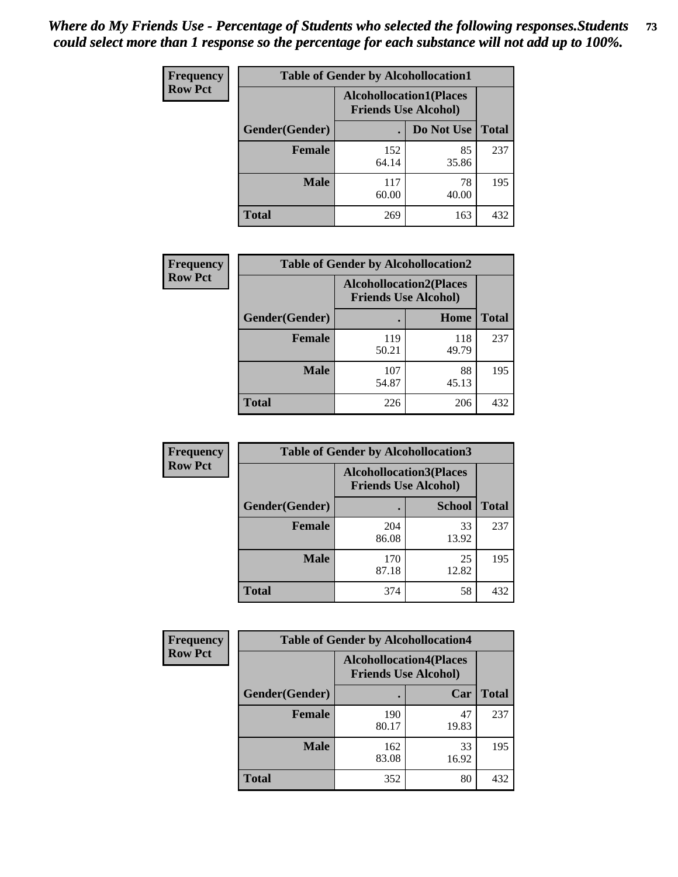*Where do My Friends Use - Percentage of Students who selected the following responses.Students could select more than 1 response so the percentage for each substance will not add up to 100%.*

**Frequency**
**Row Pct**

| Table of Gender by Alcohollocation1 | | | |
|---|---|---|---|
| | Alcohollocation1(Places Friends Use Alcohol) | | |
| Gender(Gender) | . | Do Not Use | Total |
| **Female** | 152<br>64.14 | 85<br>35.86 | 237 |
| **Male** | 117<br>60.00 | 78<br>40.00 | 195 |
| **Total** | 269 | 163 | 432 |

**Frequency**
**Row Pct**

| Table of Gender by Alcohollocation2 | | | |
|---|---|---|---|
| | Alcohollocation2(Places Friends Use Alcohol) | | |
| Gender(Gender) | . | Home | Total |
| **Female** | 119<br>50.21 | 118<br>49.79 | 237 |
| **Male** | 107<br>54.87 | 88<br>45.13 | 195 |
| **Total** | 226 | 206 | 432 |

**Frequency**
**Row Pct**

| Table of Gender by Alcohollocation3 | | | |
|---|---|---|---|
| | Alcohollocation3(Places Friends Use Alcohol) | | |
| Gender(Gender) | . | School | Total |
| **Female** | 204<br>86.08 | 33<br>13.92 | 237 |
| **Male** | 170<br>87.18 | 25<br>12.82 | 195 |
| **Total** | 374 | 58 | 432 |

**Frequency**
**Row Pct**

| Table of Gender by Alcohollocation4 | | | |
|---|---|---|---|
| | Alcohollocation4(Places Friends Use Alcohol) | | |
| Gender(Gender) | . | Car | Total |
| **Female** | 190<br>80.17 | 47<br>19.83 | 237 |
| **Male** | 162<br>83.08 | 33<br>16.92 | 195 |
| **Total** | 352 | 80 | 432 |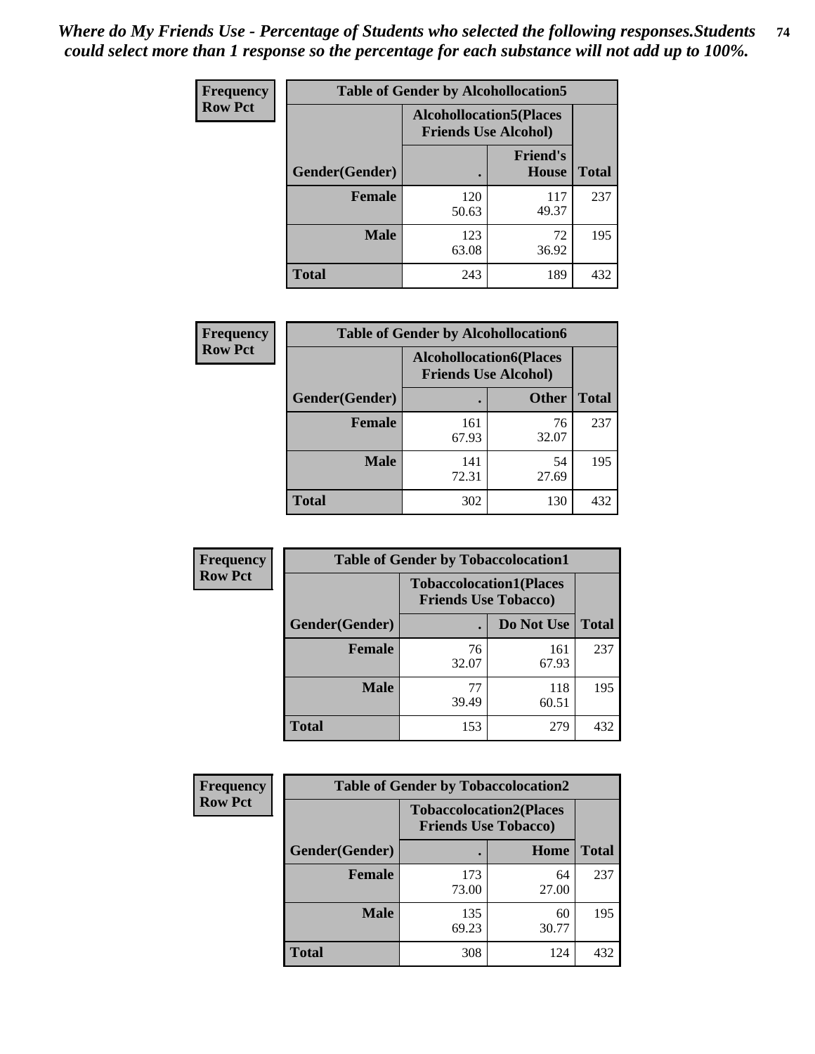*Where do My Friends Use - Percentage of Students who selected the following responses.Students could select more than 1 response so the percentage for each substance will not add up to 100%.*

**Frequency / Row Pct**

| Table of Gender by Alcohollocation5 | | | |
|---|---|---|---|
| | Alcohollocation5(Places Friends Use Alcohol) | | |
| Gender(Gender) | . | Friend's House | Total |
| Female | 120<br>50.63 | 117<br>49.37 | 237 |
| Male | 123<br>63.08 | 72<br>36.92 | 195 |
| Total | 243 | 189 | 432 |

**Frequency / Row Pct**

| Table of Gender by Alcohollocation6 | | | |
|---|---|---|---|
| | Alcohollocation6(Places Friends Use Alcohol) | | |
| Gender(Gender) | . | Other | Total |
| Female | 161<br>67.93 | 76<br>32.07 | 237 |
| Male | 141<br>72.31 | 54<br>27.69 | 195 |
| Total | 302 | 130 | 432 |

**Frequency / Row Pct**

| Table of Gender by Tobaccolocation1 | | | |
|---|---|---|---|
| | Tobaccolocation1(Places Friends Use Tobacco) | | |
| Gender(Gender) | . | Do Not Use | Total |
| Female | 76<br>32.07 | 161<br>67.93 | 237 |
| Male | 77<br>39.49 | 118<br>60.51 | 195 |
| Total | 153 | 279 | 432 |

**Frequency / Row Pct**

| Table of Gender by Tobaccolocation2 | | | |
|---|---|---|---|
| | Tobaccolocation2(Places Friends Use Tobacco) | | |
| Gender(Gender) | . | Home | Total |
| Female | 173<br>73.00 | 64<br>27.00 | 237 |
| Male | 135<br>69.23 | 60<br>30.77 | 195 |
| Total | 308 | 124 | 432 |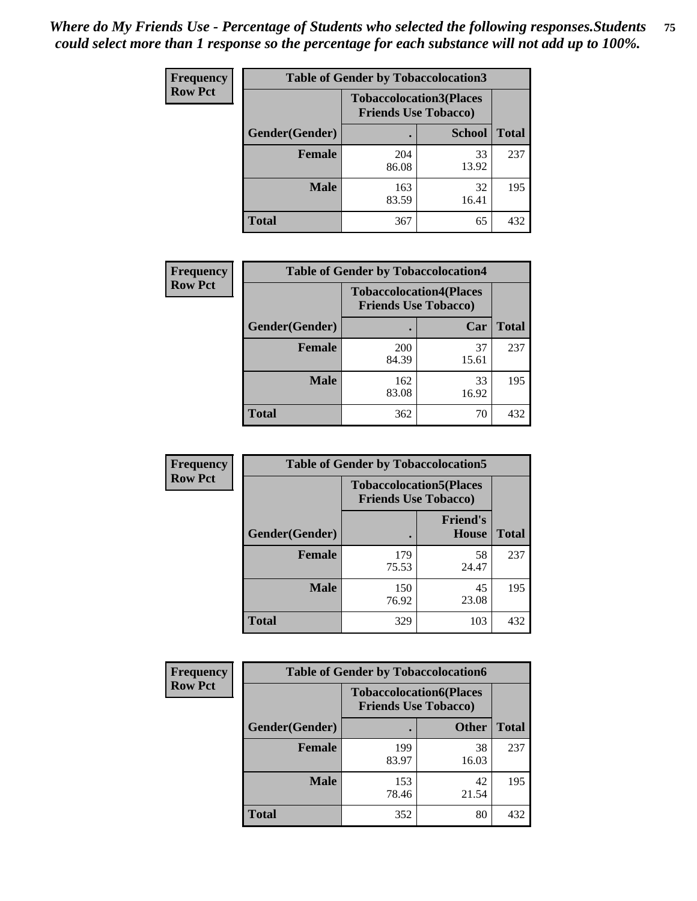*Where do My Friends Use - Percentage of Students who selected the following responses.Students could select more than 1 response so the percentage for each substance will not add up to 100%.*

**Frequency**
**Row Pct**

| Table of Gender by Tobaccolocation3 | | | |
|---|---|---|---|
| | Tobaccolocation3(Places Friends Use Tobacco) | | |
| Gender(Gender) | . | School | Total |
| Female | 204<br>86.08 | 33<br>13.92 | 237 |
| Male | 163<br>83.59 | 32<br>16.41 | 195 |
| Total | 367 | 65 | 432 |

**Frequency**
**Row Pct**

| Table of Gender by Tobaccolocation4 | | | |
|---|---|---|---|
| | Tobaccolocation4(Places Friends Use Tobacco) | | |
| Gender(Gender) | . | Car | Total |
| Female | 200<br>84.39 | 37<br>15.61 | 237 |
| Male | 162<br>83.08 | 33<br>16.92 | 195 |
| Total | 362 | 70 | 432 |

**Frequency**
**Row Pct**

| Table of Gender by Tobaccolocation5 | | | |
|---|---|---|---|
| | Tobaccolocation5(Places Friends Use Tobacco) | | |
| Gender(Gender) | . | Friend's House | Total |
| Female | 179<br>75.53 | 58<br>24.47 | 237 |
| Male | 150<br>76.92 | 45<br>23.08 | 195 |
| Total | 329 | 103 | 432 |

**Frequency**
**Row Pct**

| Table of Gender by Tobaccolocation6 | | | |
|---|---|---|---|
| | Tobaccolocation6(Places Friends Use Tobacco) | | |
| Gender(Gender) | . | Other | Total |
| Female | 199<br>83.97 | 38<br>16.03 | 237 |
| Male | 153<br>78.46 | 42<br>21.54 | 195 |
| Total | 352 | 80 | 432 |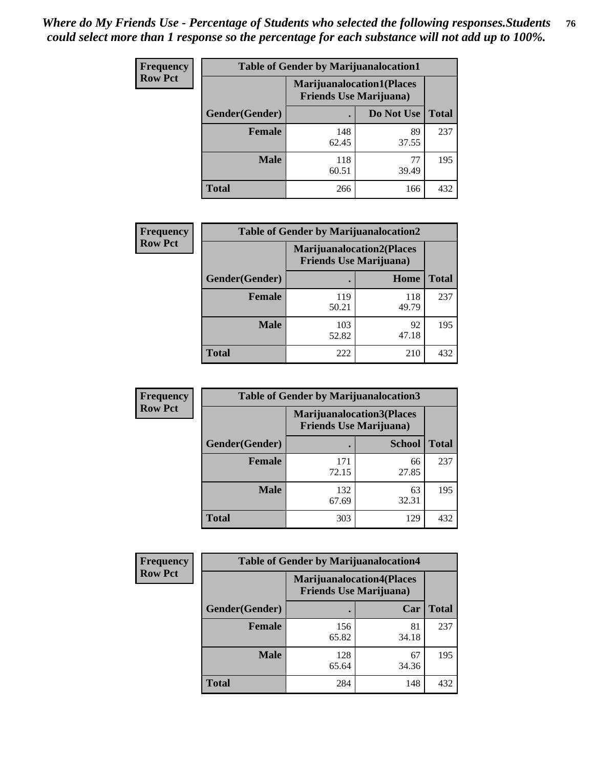*Where do My Friends Use - Percentage of Students who selected the following responses.Students could select more than 1 response so the percentage for each substance will not add up to 100%.*

**Frequency**
**Row Pct**

| Table of Gender by Marijuanalocation1 | | | |
|---|---|---|---|
| | Marijuanalocation1(Places Friends Use Marijuana) | | |
| Gender(Gender) | . | Do Not Use | Total |
| Female | 148<br>62.45 | 89<br>37.55 | 237 |
| Male | 118<br>60.51 | 77<br>39.49 | 195 |
| Total | 266 | 166 | 432 |

**Frequency**
**Row Pct**

| Table of Gender by Marijuanalocation2 | | | |
|---|---|---|---|
| | Marijuanalocation2(Places Friends Use Marijuana) | | |
| Gender(Gender) | . | Home | Total |
| Female | 119<br>50.21 | 118<br>49.79 | 237 |
| Male | 103<br>52.82 | 92<br>47.18 | 195 |
| Total | 222 | 210 | 432 |

**Frequency**
**Row Pct**

| Table of Gender by Marijuanalocation3 | | | |
|---|---|---|---|
| | Marijuanalocation3(Places Friends Use Marijuana) | | |
| Gender(Gender) | . | School | Total |
| Female | 171<br>72.15 | 66<br>27.85 | 237 |
| Male | 132<br>67.69 | 63<br>32.31 | 195 |
| Total | 303 | 129 | 432 |

**Frequency**
**Row Pct**

| Table of Gender by Marijuanalocation4 | | | |
|---|---|---|---|
| | Marijuanalocation4(Places Friends Use Marijuana) | | |
| Gender(Gender) | . | Car | Total |
| Female | 156<br>65.82 | 81<br>34.18 | 237 |
| Male | 128<br>65.64 | 67<br>34.36 | 195 |
| Total | 284 | 148 | 432 |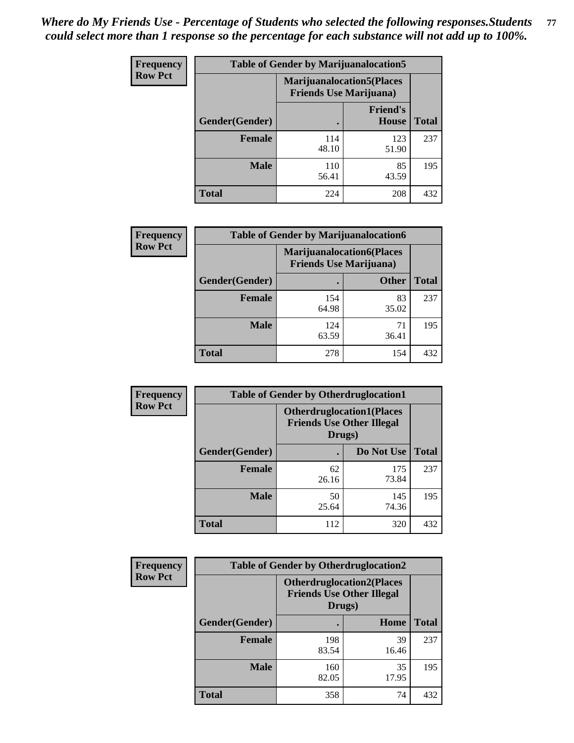*Where do My Friends Use - Percentage of Students who selected the following responses.Students could select more than 1 response so the percentage for each substance will not add up to 100%.*

**Frequency**
**Row Pct**

| Table of Gender by Marijuanalocation5 | | | |
|---|---|---|---|
| | Marijuanalocation5(Places Friends Use Marijuana) | | |
| Gender(Gender) | . | Friend's House | Total |
| **Female** | 114<br>48.10 | 123<br>51.90 | 237 |
| **Male** | 110<br>56.41 | 85<br>43.59 | 195 |
| **Total** | 224 | 208 | 432 |

**Frequency**
**Row Pct**

| Table of Gender by Marijuanalocation6 | | | |
|---|---|---|---|
| | Marijuanalocation6(Places Friends Use Marijuana) | | |
| Gender(Gender) | . | Other | Total |
| **Female** | 154<br>64.98 | 83<br>35.02 | 237 |
| **Male** | 124<br>63.59 | 71<br>36.41 | 195 |
| **Total** | 278 | 154 | 432 |

**Frequency**
**Row Pct**

| Table of Gender by Otherdruglocation1 | | | |
|---|---|---|---|
| | Otherdruglocation1(Places Friends Use Other Illegal Drugs) | | |
| Gender(Gender) | . | Do Not Use | Total |
| **Female** | 62<br>26.16 | 175<br>73.84 | 237 |
| **Male** | 50<br>25.64 | 145<br>74.36 | 195 |
| **Total** | 112 | 320 | 432 |

**Frequency**
**Row Pct**

| Table of Gender by Otherdruglocation2 | | | |
|---|---|---|---|
| | Otherdruglocation2(Places Friends Use Other Illegal Drugs) | | |
| Gender(Gender) | . | Home | Total |
| **Female** | 198<br>83.54 | 39<br>16.46 | 237 |
| **Male** | 160<br>82.05 | 35<br>17.95 | 195 |
| **Total** | 358 | 74 | 432 |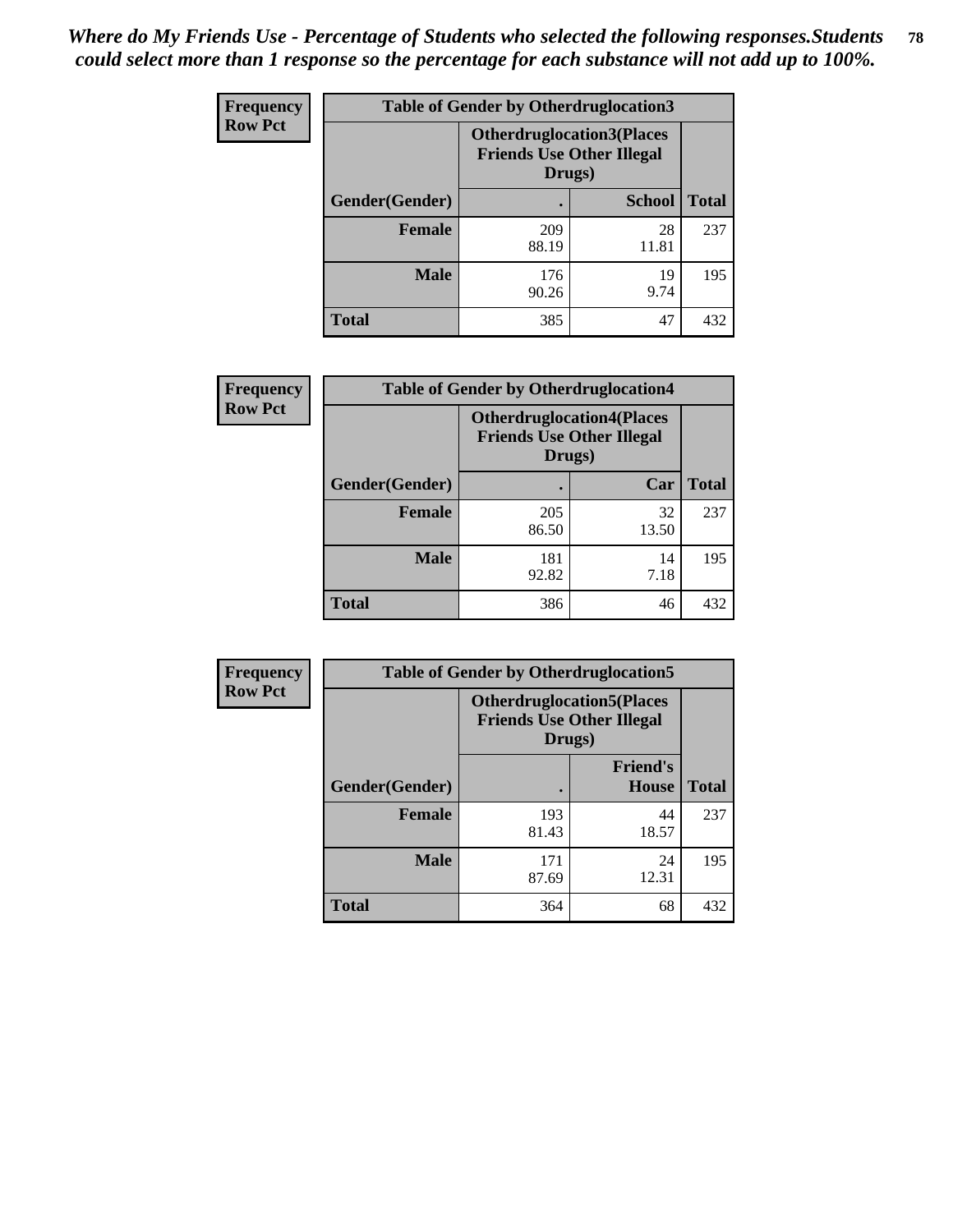*Where do My Friends Use - Percentage of Students who selected the following responses.Students could select more than 1 response so the percentage for each substance will not add up to 100%.*

**Frequency**
**Row Pct**

| Table of Gender by Otherdruglocation3 | | | |
|---|---|---|---|
| | **Otherdruglocation3(Places Friends Use Other Illegal Drugs)** | | |
| **Gender(Gender)** | **.** | **School** | **Total** |
| **Female** | 209<br>88.19 | 28<br>11.81 | 237 |
| **Male** | 176<br>90.26 | 19<br>9.74 | 195 |
| **Total** | 385 | 47 | 432 |

**Frequency**
**Row Pct**

| Table of Gender by Otherdruglocation4 | | | |
|---|---|---|---|
| | **Otherdruglocation4(Places Friends Use Other Illegal Drugs)** | | |
| **Gender(Gender)** | **.** | **Car** | **Total** |
| **Female** | 205<br>86.50 | 32<br>13.50 | 237 |
| **Male** | 181<br>92.82 | 14<br>7.18 | 195 |
| **Total** | 386 | 46 | 432 |

**Frequency**
**Row Pct**

| Table of Gender by Otherdruglocation5 | | | |
|---|---|---|---|
| | **Otherdruglocation5(Places Friends Use Other Illegal Drugs)** | | |
| **Gender(Gender)** | **.** | **Friend's House** | **Total** |
| **Female** | 193<br>81.43 | 44<br>18.57 | 237 |
| **Male** | 171<br>87.69 | 24<br>12.31 | 195 |
| **Total** | 364 | 68 | 432 |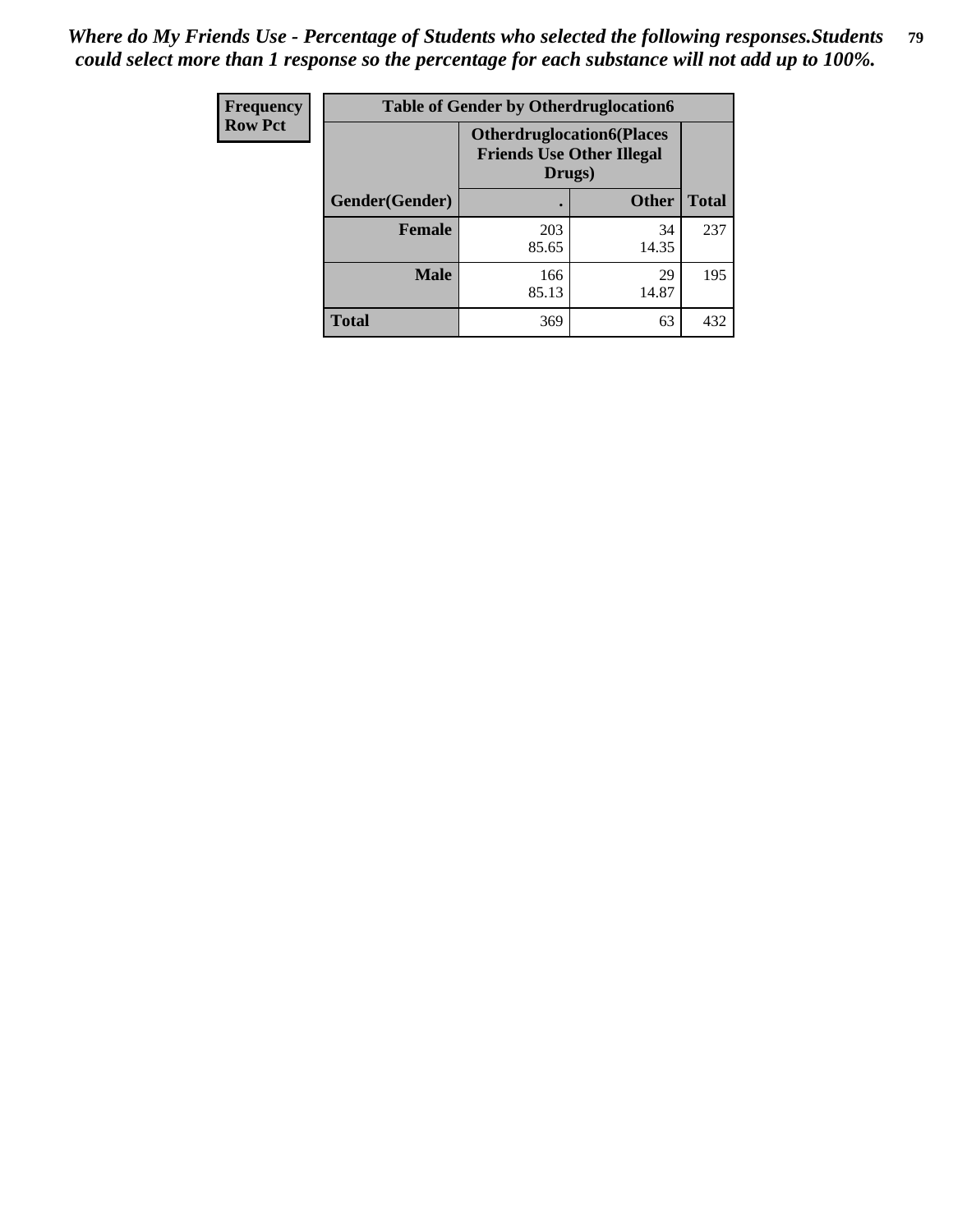*Where do My Friends Use - Percentage of Students who selected the following responses.Students could select more than 1 response so the percentage for each substance will not add up to 100%.*

| Frequency<br>Row Pct | Table of Gender by Otherdruglocation6 | | |
|---|---|---|---|
| | Otherdruglocation6(Places Friends Use Other Illegal Drugs) | | |
| Gender(Gender) | . | Other | Total |
| Female | 203<br>85.65 | 34<br>14.35 | 237 |
| Male | 166<br>85.13 | 29<br>14.87 | 195 |
| Total | 369 | 63 | 432 |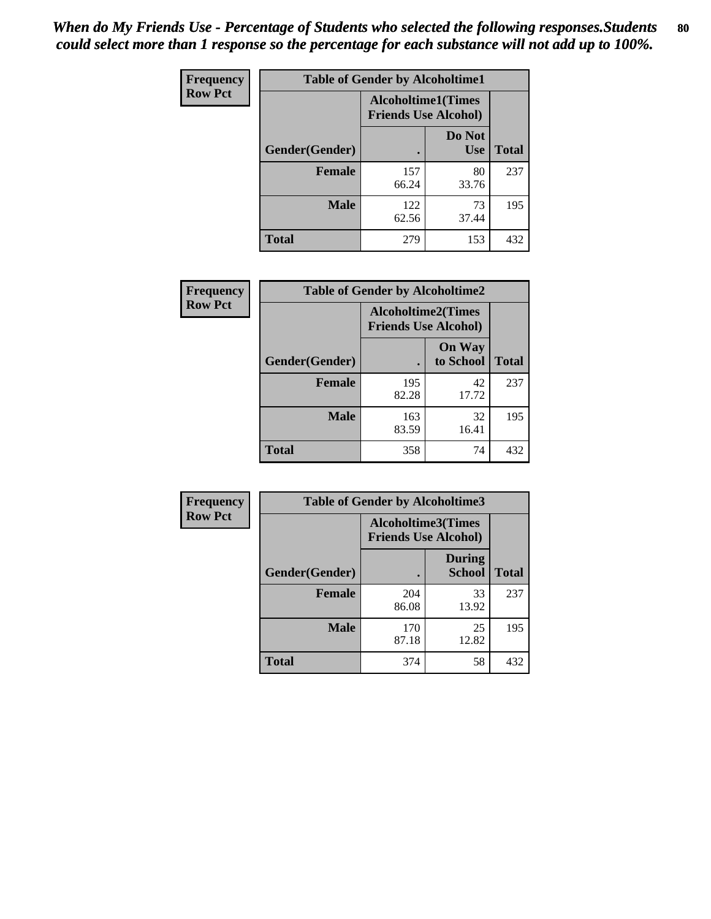*When do My Friends Use - Percentage of Students who selected the following responses.Students could select more than 1 response so the percentage for each substance will not add up to 100%.*

**Frequency**
**Row Pct**

| Table of Gender by Alcoholtime1 | | | |
|---|---|---|---|
| | Alcoholtime1(Times Friends Use Alcohol) | | |
| Gender(Gender) | . | Do Not Use | Total |
| **Female** | 157<br>66.24 | 80<br>33.76 | 237 |
| **Male** | 122<br>62.56 | 73<br>37.44 | 195 |
| **Total** | 279 | 153 | 432 |

**Frequency**
**Row Pct**

| Table of Gender by Alcoholtime2 | | | |
|---|---|---|---|
| | Alcoholtime2(Times Friends Use Alcohol) | | |
| Gender(Gender) | . | On Way to School | Total |
| **Female** | 195<br>82.28 | 42<br>17.72 | 237 |
| **Male** | 163<br>83.59 | 32<br>16.41 | 195 |
| **Total** | 358 | 74 | 432 |

**Frequency**
**Row Pct**

| Table of Gender by Alcoholtime3 | | | |
|---|---|---|---|
| | Alcoholtime3(Times Friends Use Alcohol) | | |
| Gender(Gender) | . | During School | Total |
| **Female** | 204<br>86.08 | 33<br>13.92 | 237 |
| **Male** | 170<br>87.18 | 25<br>12.82 | 195 |
| **Total** | 374 | 58 | 432 |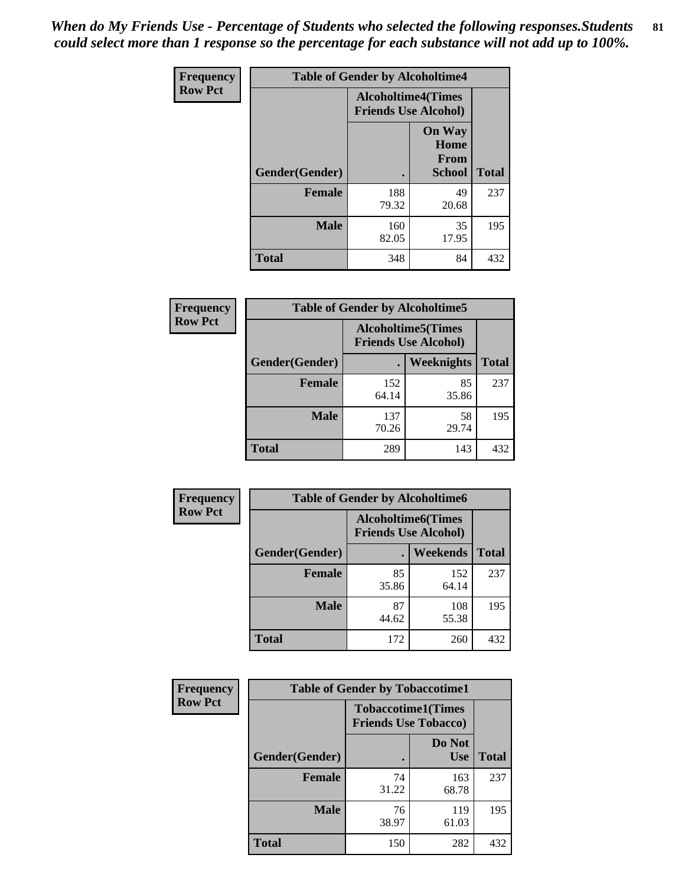*When do My Friends Use - Percentage of Students who selected the following responses.Students could select more than 1 response so the percentage for each substance will not add up to 100%.*

**Frequency**
**Row Pct**

| Table of Gender by Alcoholtime4 | | | |
|---|---|---|---|
| | Alcoholtime4(Times Friends Use Alcohol) | | |
| Gender(Gender) | . | On Way Home From School | Total |
| **Female** | 188<br>79.32 | 49<br>20.68 | 237 |
| **Male** | 160<br>82.05 | 35<br>17.95 | 195 |
| **Total** | 348 | 84 | 432 |

**Frequency**
**Row Pct**

| Table of Gender by Alcoholtime5 | | | |
|---|---|---|---|
| | Alcoholtime5(Times Friends Use Alcohol) | | |
| Gender(Gender) | . | Weeknights | Total |
| **Female** | 152<br>64.14 | 85<br>35.86 | 237 |
| **Male** | 137<br>70.26 | 58<br>29.74 | 195 |
| **Total** | 289 | 143 | 432 |

**Frequency**
**Row Pct**

| Table of Gender by Alcoholtime6 | | | |
|---|---|---|---|
| | Alcoholtime6(Times Friends Use Alcohol) | | |
| Gender(Gender) | . | Weekends | Total |
| **Female** | 85<br>35.86 | 152<br>64.14 | 237 |
| **Male** | 87<br>44.62 | 108<br>55.38 | 195 |
| **Total** | 172 | 260 | 432 |

**Frequency**
**Row Pct**

| Table of Gender by Tobaccotime1 | | | |
|---|---|---|---|
| | Tobaccotime1(Times Friends Use Tobacco) | | |
| Gender(Gender) | . | Do Not Use | Total |
| **Female** | 74<br>31.22 | 163<br>68.78 | 237 |
| **Male** | 76<br>38.97 | 119<br>61.03 | 195 |
| **Total** | 150 | 282 | 432 |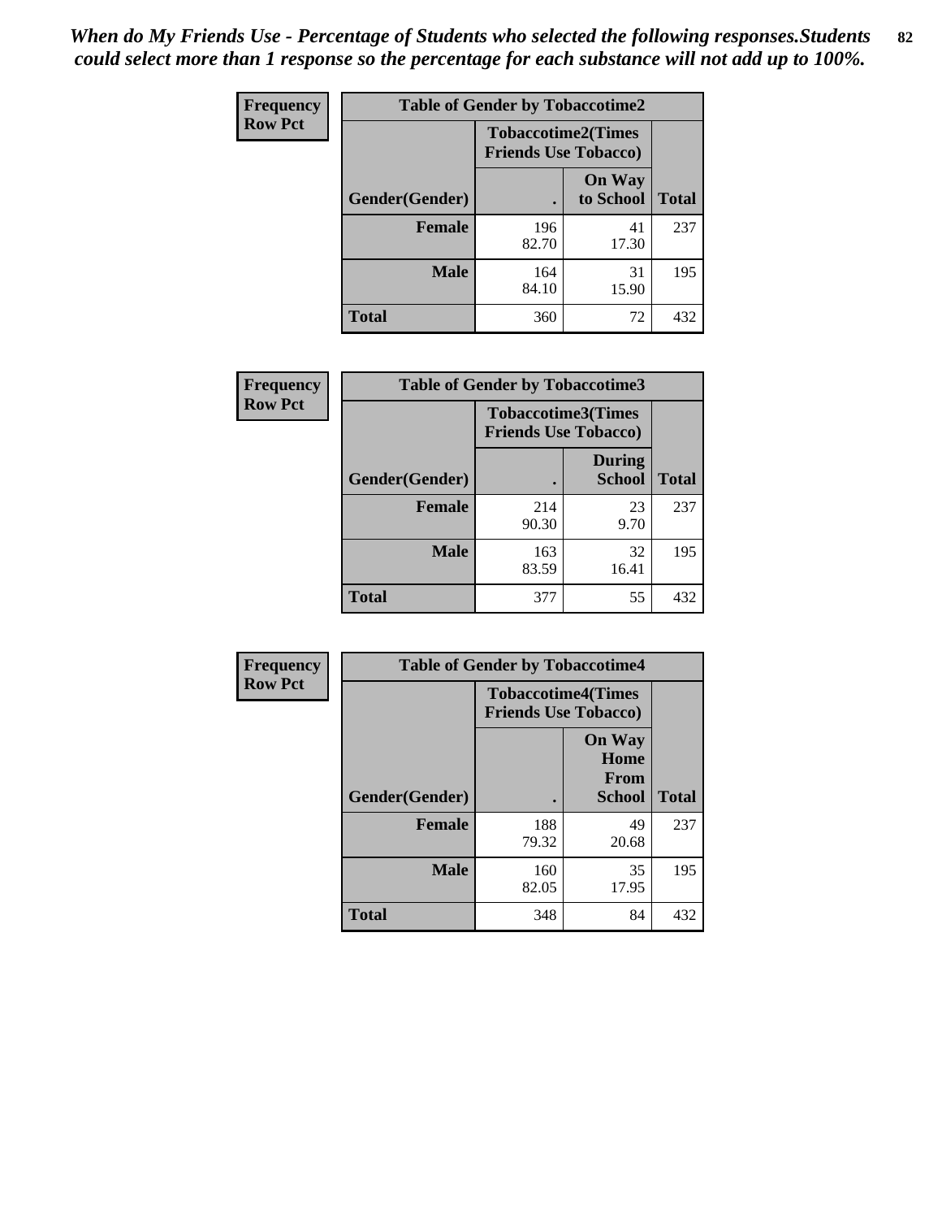*When do My Friends Use - Percentage of Students who selected the following responses.Students could select more than 1 response so the percentage for each substance will not add up to 100%.*

**Frequency**
**Row Pct**

| Table of Gender by Tobaccotime2 | | | |
|---|---|---|---|
| | Tobaccotime2(Times Friends Use Tobacco) | | |
| Gender(Gender) | . | On Way to School | Total |
| **Female** | 196<br>82.70 | 41<br>17.30 | 237 |
| **Male** | 164<br>84.10 | 31<br>15.90 | 195 |
| **Total** | 360 | 72 | 432 |

**Frequency**
**Row Pct**

| Table of Gender by Tobaccotime3 | | | |
|---|---|---|---|
| | Tobaccotime3(Times Friends Use Tobacco) | | |
| Gender(Gender) | . | During School | Total |
| **Female** | 214<br>90.30 | 23<br>9.70 | 237 |
| **Male** | 163<br>83.59 | 32<br>16.41 | 195 |
| **Total** | 377 | 55 | 432 |

**Frequency**
**Row Pct**

| Table of Gender by Tobaccotime4 | | | |
|---|---|---|---|
| | Tobaccotime4(Times Friends Use Tobacco) | | |
| Gender(Gender) | . | On Way Home From School | Total |
| **Female** | 188<br>79.32 | 49<br>20.68 | 237 |
| **Male** | 160<br>82.05 | 35<br>17.95 | 195 |
| **Total** | 348 | 84 | 432 |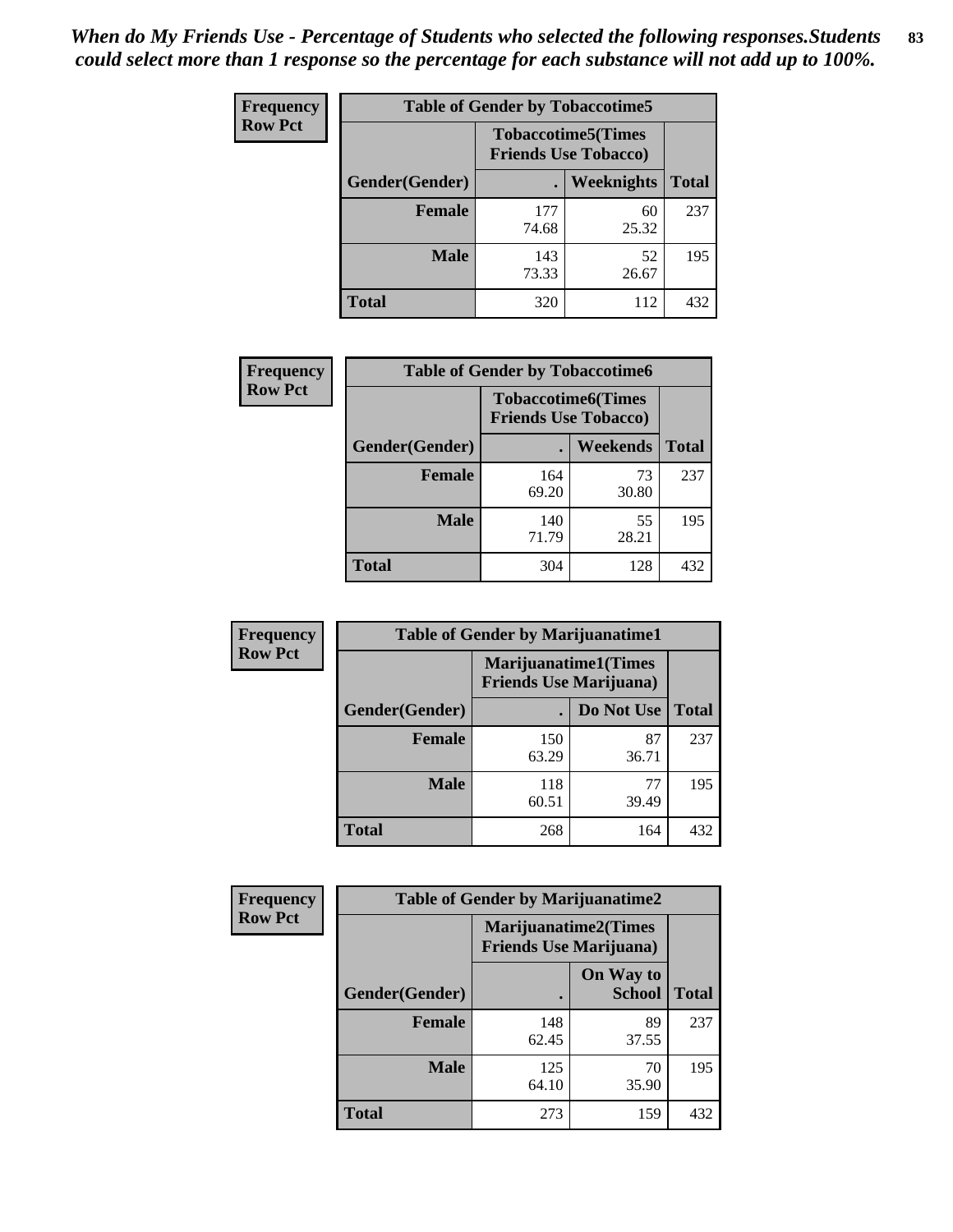*When do My Friends Use - Percentage of Students who selected the following responses.Students could select more than 1 response so the percentage for each substance will not add up to 100%.*

**Frequency / Row Pct**

| Table of Gender by Tobaccotime5 | | | |
|---|---|---|---|
| | Tobaccotime5(Times Friends Use Tobacco) | | |
| Gender(Gender) | . | Weeknights | Total |
| **Female** | 177<br>74.68 | 60<br>25.32 | 237 |
| **Male** | 143<br>73.33 | 52<br>26.67 | 195 |
| **Total** | 320 | 112 | 432 |

**Frequency / Row Pct**

| Table of Gender by Tobaccotime6 | | | |
|---|---|---|---|
| | Tobaccotime6(Times Friends Use Tobacco) | | |
| Gender(Gender) | . | Weekends | Total |
| **Female** | 164<br>69.20 | 73<br>30.80 | 237 |
| **Male** | 140<br>71.79 | 55<br>28.21 | 195 |
| **Total** | 304 | 128 | 432 |

**Frequency / Row Pct**

| Table of Gender by Marijuanatime1 | | | |
|---|---|---|---|
| | Marijuanatime1(Times Friends Use Marijuana) | | |
| Gender(Gender) | . | Do Not Use | Total |
| **Female** | 150<br>63.29 | 87<br>36.71 | 237 |
| **Male** | 118<br>60.51 | 77<br>39.49 | 195 |
| **Total** | 268 | 164 | 432 |

**Frequency / Row Pct**

| Table of Gender by Marijuanatime2 | | | |
|---|---|---|---|
| | Marijuanatime2(Times Friends Use Marijuana) | | |
| Gender(Gender) | . | On Way to School | Total |
| **Female** | 148<br>62.45 | 89<br>37.55 | 237 |
| **Male** | 125<br>64.10 | 70<br>35.90 | 195 |
| **Total** | 273 | 159 | 432 |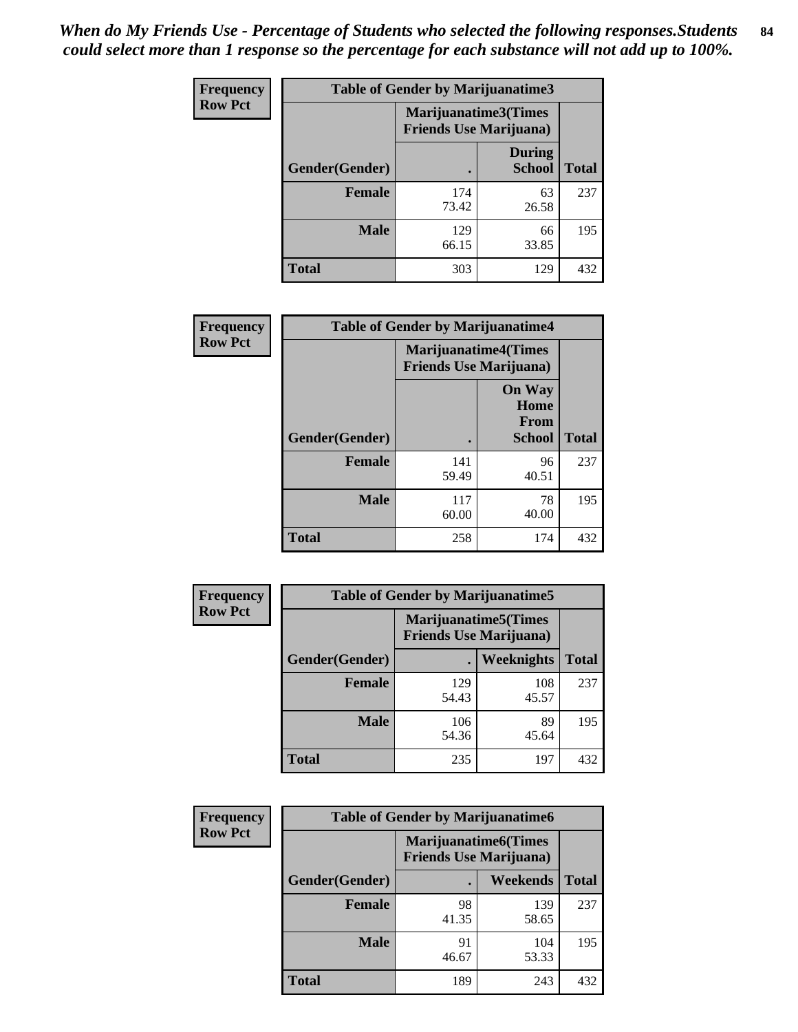*When do My Friends Use - Percentage of Students who selected the following responses.Students could select more than 1 response so the percentage for each substance will not add up to 100%.*

**Frequency**
**Row Pct**

| Table of Gender by Marijuanatime3 | | | |
|---|---|---|---|
| | Marijuanatime3(Times Friends Use Marijuana) | | |
| Gender(Gender) | . | During School | Total |
| **Female** | 174<br>73.42 | 63<br>26.58 | 237 |
| **Male** | 129<br>66.15 | 66<br>33.85 | 195 |
| **Total** | 303 | 129 | 432 |

**Frequency**
**Row Pct**

| Table of Gender by Marijuanatime4 | | | |
|---|---|---|---|
| | Marijuanatime4(Times Friends Use Marijuana) | | |
| Gender(Gender) | . | On Way Home From School | Total |
| **Female** | 141<br>59.49 | 96<br>40.51 | 237 |
| **Male** | 117<br>60.00 | 78<br>40.00 | 195 |
| **Total** | 258 | 174 | 432 |

**Frequency**
**Row Pct**

| Table of Gender by Marijuanatime5 | | | |
|---|---|---|---|
| | Marijuanatime5(Times Friends Use Marijuana) | | |
| Gender(Gender) | . | Weeknights | Total |
| **Female** | 129<br>54.43 | 108<br>45.57 | 237 |
| **Male** | 106<br>54.36 | 89<br>45.64 | 195 |
| **Total** | 235 | 197 | 432 |

**Frequency**
**Row Pct**

| Table of Gender by Marijuanatime6 | | | |
|---|---|---|---|
| | Marijuanatime6(Times Friends Use Marijuana) | | |
| Gender(Gender) | . | Weekends | Total |
| **Female** | 98<br>41.35 | 139<br>58.65 | 237 |
| **Male** | 91<br>46.67 | 104<br>53.33 | 195 |
| **Total** | 189 | 243 | 432 |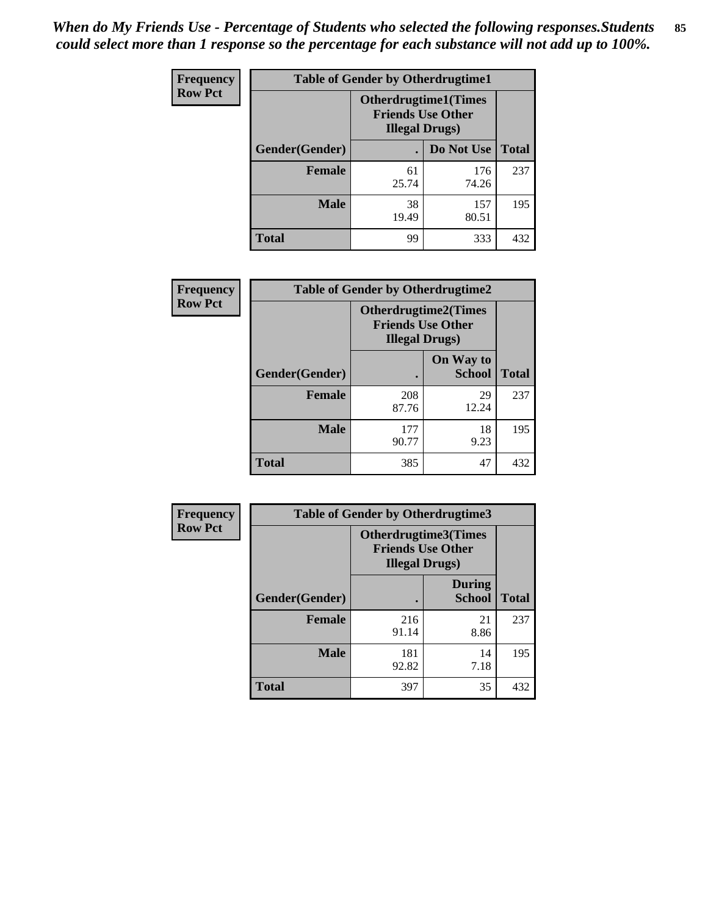*When do My Friends Use - Percentage of Students who selected the following responses.Students could select more than 1 response so the percentage for each substance will not add up to 100%.*

**Frequency**
**Row Pct**

| Table of Gender by Otherdrugtime1 | | | |
|---|---|---|---|
| | Otherdrugtime1(Times Friends Use Other Illegal Drugs) | | |
| Gender(Gender) | . | Do Not Use | Total |
| **Female** | 61<br>25.74 | 176<br>74.26 | 237 |
| **Male** | 38<br>19.49 | 157<br>80.51 | 195 |
| **Total** | 99 | 333 | 432 |

**Frequency**
**Row Pct**

| Table of Gender by Otherdrugtime2 | | | |
|---|---|---|---|
| | Otherdrugtime2(Times Friends Use Other Illegal Drugs) | | |
| Gender(Gender) | . | On Way to School | Total |
| **Female** | 208<br>87.76 | 29<br>12.24 | 237 |
| **Male** | 177<br>90.77 | 18<br>9.23 | 195 |
| **Total** | 385 | 47 | 432 |

**Frequency**
**Row Pct**

| Table of Gender by Otherdrugtime3 | | | |
|---|---|---|---|
| | Otherdrugtime3(Times Friends Use Other Illegal Drugs) | | |
| Gender(Gender) | . | During School | Total |
| **Female** | 216<br>91.14 | 21<br>8.86 | 237 |
| **Male** | 181<br>92.82 | 14<br>7.18 | 195 |
| **Total** | 397 | 35 | 432 |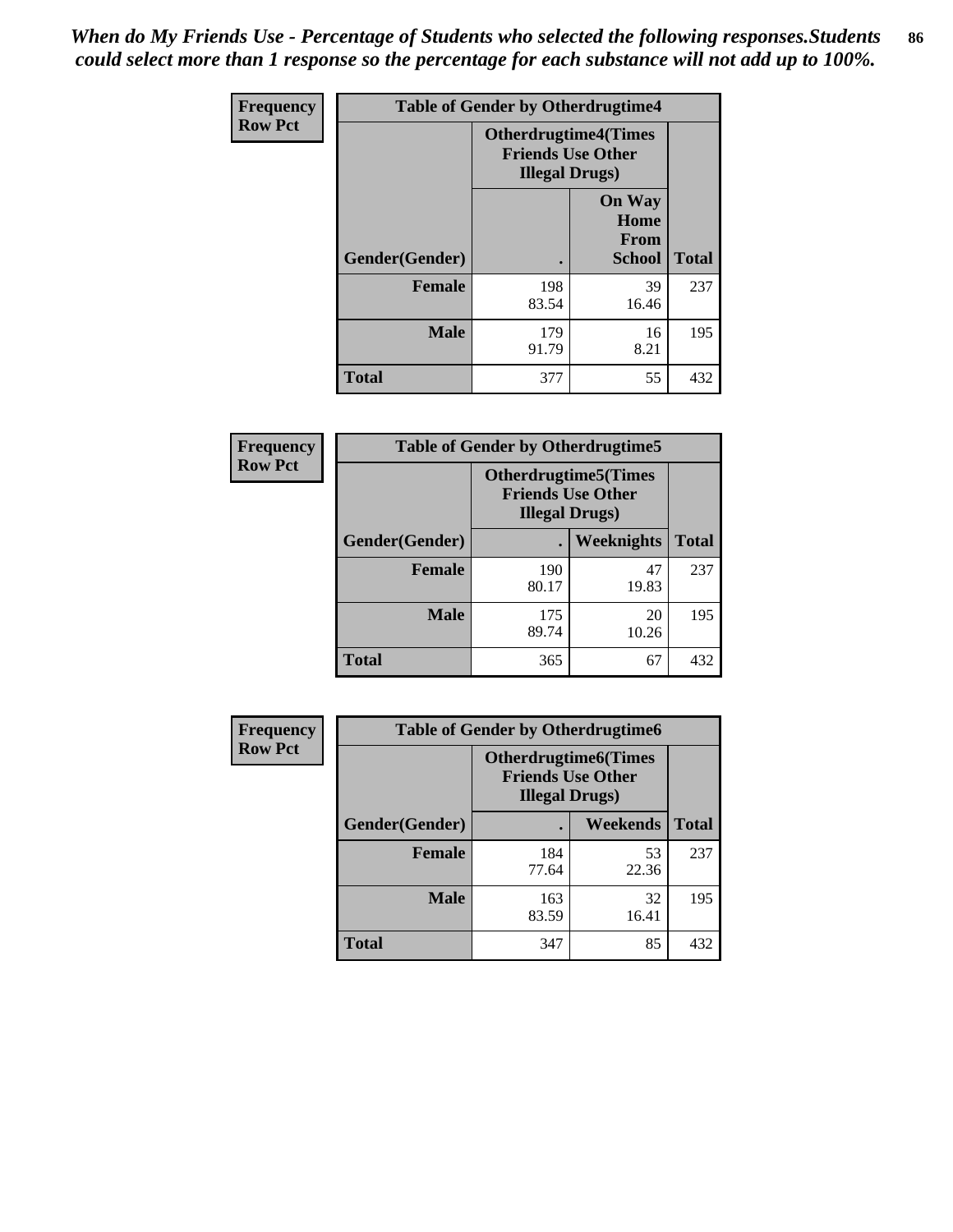*When do My Friends Use - Percentage of Students who selected the following responses.Students could select more than 1 response so the percentage for each substance will not add up to 100%.*

**Frequency / Row Pct**

| Table of Gender by Otherdrugtime4 | | | |
|---|---|---|---|
| | Otherdrugtime4(Times Friends Use Other Illegal Drugs) | | |
| Gender(Gender) | . | On Way Home From School | Total |
| **Female** | 198<br>83.54 | 39<br>16.46 | 237 |
| **Male** | 179<br>91.79 | 16<br>8.21 | 195 |
| **Total** | 377 | 55 | 432 |

**Frequency / Row Pct**

| Table of Gender by Otherdrugtime5 | | | |
|---|---|---|---|
| | Otherdrugtime5(Times Friends Use Other Illegal Drugs) | | |
| Gender(Gender) | . | Weeknights | Total |
| **Female** | 190<br>80.17 | 47<br>19.83 | 237 |
| **Male** | 175<br>89.74 | 20<br>10.26 | 195 |
| **Total** | 365 | 67 | 432 |

**Frequency / Row Pct**

| Table of Gender by Otherdrugtime6 | | | |
|---|---|---|---|
| | Otherdrugtime6(Times Friends Use Other Illegal Drugs) | | |
| Gender(Gender) | . | Weekends | Total |
| **Female** | 184<br>77.64 | 53<br>22.36 | 237 |
| **Male** | 163<br>83.59 | 32<br>16.41 | 195 |
| **Total** | 347 | 85 | 432 |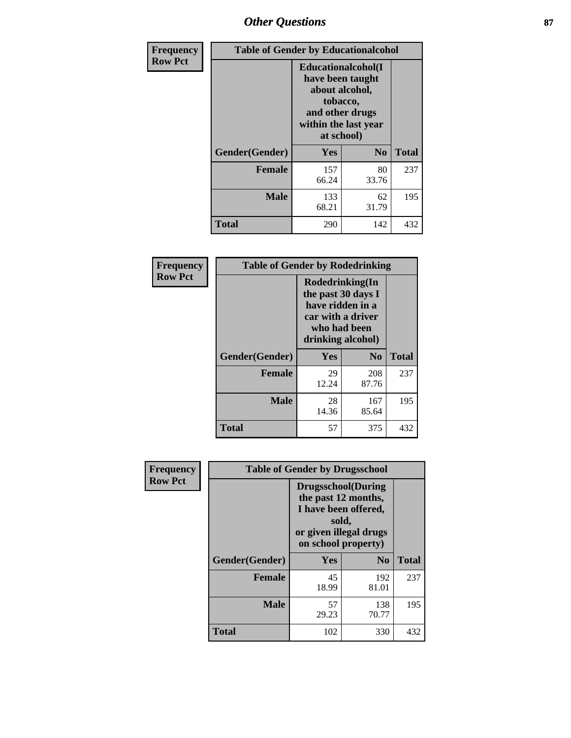| Frequency<br>Row Pct | Table of Gender by Educationalcohol | | |
|---|---|---|---|
| | Educationalcohol(I have been taught about alcohol, tobacco, and other drugs within the last year at school) | | |
| Gender(Gender) | Yes | No | Total |
| Female | 157<br>66.24 | 80<br>33.76 | 237 |
| Male | 133<br>68.21 | 62<br>31.79 | 195 |
| Total | 290 | 142 | 432 |

| Frequency<br>Row Pct | Table of Gender by Rodedrinking | | |
|---|---|---|---|
| | Rodedrinking(In the past 30 days I have ridden in a car with a driver who had been drinking alcohol) | | |
| Gender(Gender) | Yes | No | Total |
| Female | 29<br>12.24 | 208<br>87.76 | 237 |
| Male | 28<br>14.36 | 167<br>85.64 | 195 |
| Total | 57 | 375 | 432 |

| Frequency<br>Row Pct | Table of Gender by Drugsschool | | |
|---|---|---|---|
| | Drugsschool(During the past 12 months, I have been offered, sold, or given illegal drugs on school property) | | |
| Gender(Gender) | Yes | No | Total |
| Female | 45<br>18.99 | 192<br>81.01 | 237 |
| Male | 57<br>29.23 | 138<br>70.77 | 195 |
| Total | 102 | 330 | 432 |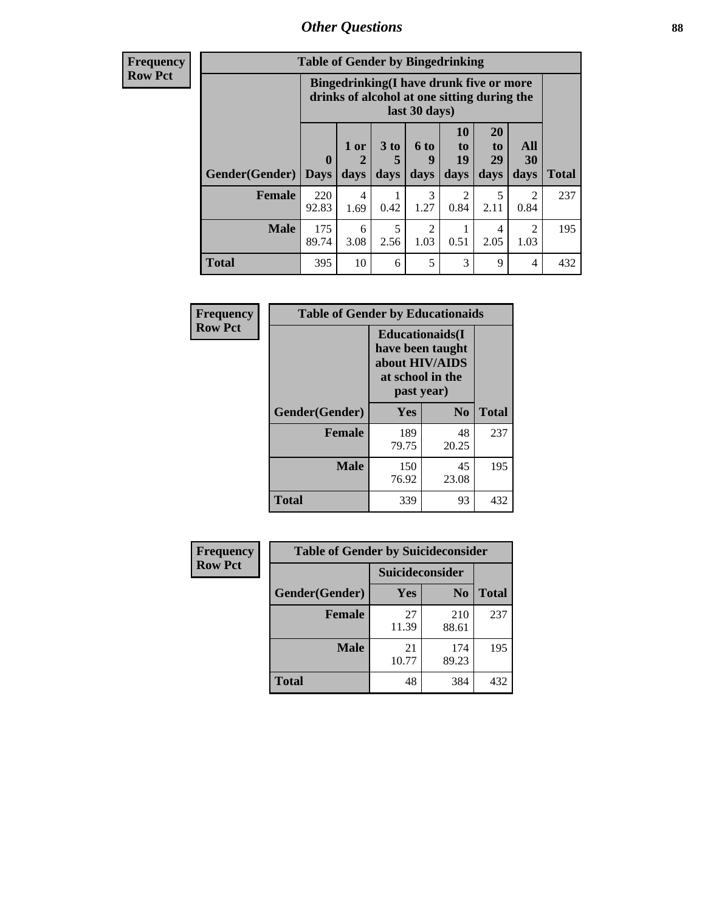## Other Questions

Frequency
Row Pct

| Table of Gender by Bingedrinking | | | | | | | | |
|---|---|---|---|---|---|---|---|---|
| | Bingedrinking(I have drunk five or more drinks of alcohol at one sitting during the last 30 days) | | | | | | | |
| Gender(Gender) | 0 Days | 1 or 2 days | 3 to 5 days | 6 to 9 days | 10 to 19 days | 20 to 29 days | All 30 days | Total |
| Female | 220<br>92.83 | 4<br>1.69 | 1<br>0.42 | 3<br>1.27 | 2<br>0.84 | 5<br>2.11 | 2<br>0.84 | 237 |
| Male | 175<br>89.74 | 6<br>3.08 | 5<br>2.56 | 2<br>1.03 | 1<br>0.51 | 4<br>2.05 | 2<br>1.03 | 195 |
| Total | 395 | 10 | 6 | 5 | 3 | 9 | 4 | 432 |

Frequency
Row Pct

| Table of Gender by Educationaids | | | |
|---|---|---|---|
| | Educationaids(I have been taught about HIV/AIDS at school in the past year) | | |
| Gender(Gender) | Yes | No | Total |
| Female | 189<br>79.75 | 48<br>20.25 | 237 |
| Male | 150<br>76.92 | 45<br>23.08 | 195 |
| Total | 339 | 93 | 432 |

Frequency
Row Pct

| Table of Gender by Suicideconsider | | | |
|---|---|---|---|
| | Suicideconsider | | |
| Gender(Gender) | Yes | No | Total |
| Female | 27<br>11.39 | 210<br>88.61 | 237 |
| Male | 21<br>10.77 | 174<br>89.23 | 195 |
| Total | 48 | 384 | 432 |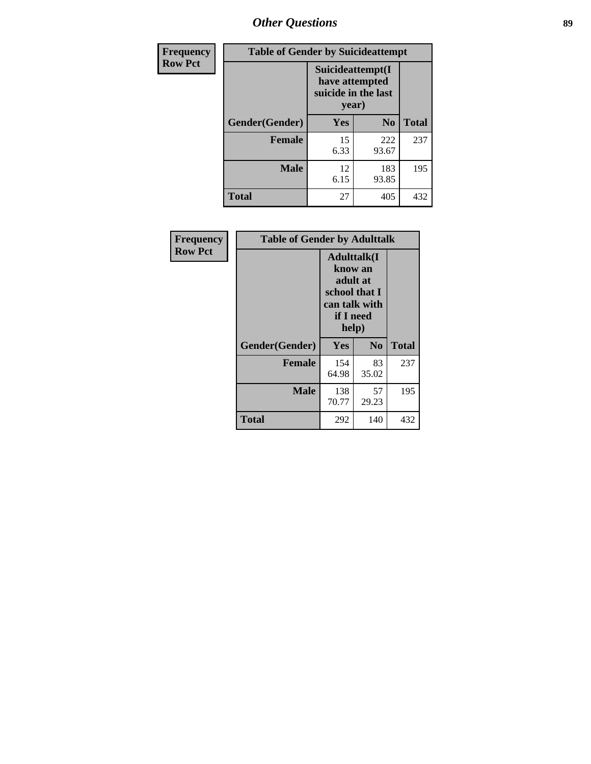| Frequency<br>Row Pct | Table of Gender by Suicideattempt | | |
|---|---|---|---|
| | Suicideattempt(I have attempted suicide in the last year) | | |
| Gender(Gender) | Yes | No | Total |
| Female | 15<br>6.33 | 222<br>93.67 | 237 |
| Male | 12<br>6.15 | 183<br>93.85 | 195 |
| Total | 27 | 405 | 432 |

| Frequency<br>Row Pct | Table of Gender by Adulttalk | | |
|---|---|---|---|
| | Adulttalk(I know an adult at school that I can talk with if I need help) | | |
| Gender(Gender) | Yes | No | Total |
| Female | 154<br>64.98 | 83<br>35.02 | 237 |
| Male | 138<br>70.77 | 57<br>29.23 | 195 |
| Total | 292 | 140 | 432 |